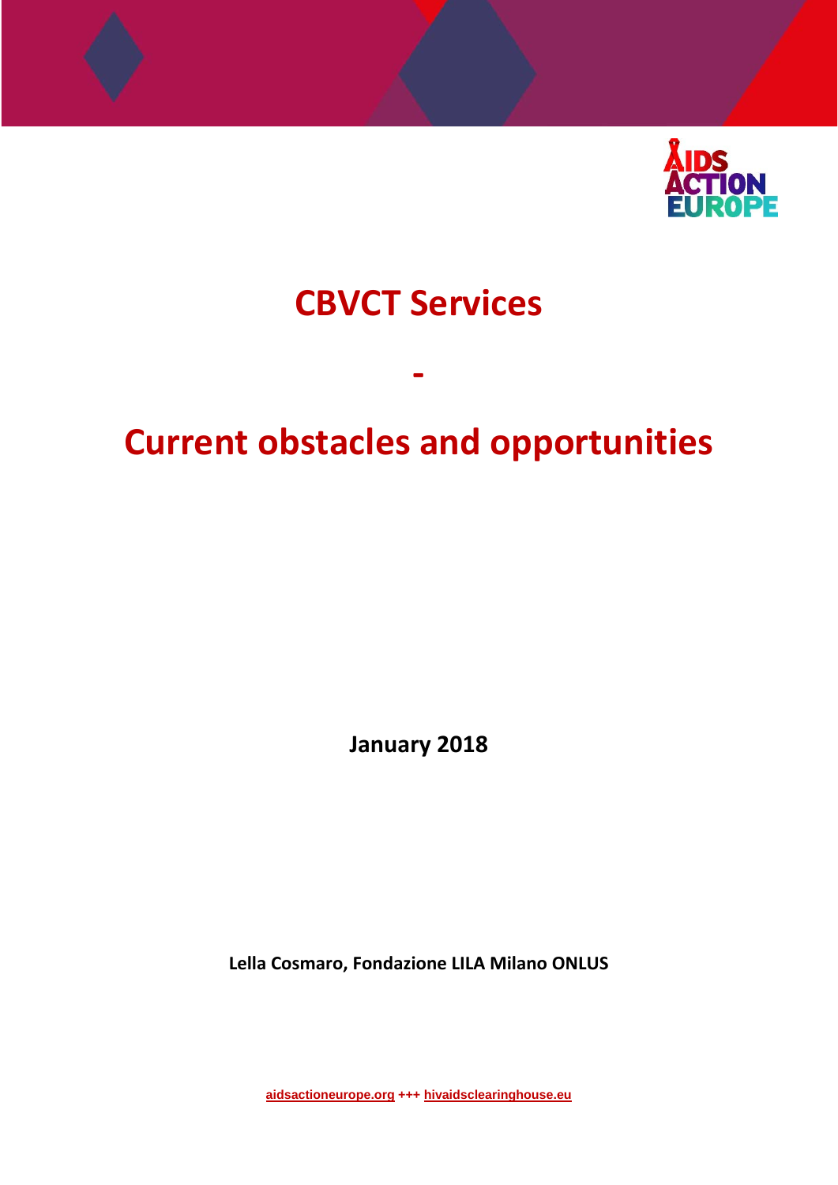# CBVCT Services

-

# Current obstacles and opportunities

**January 2018**

**Lella Cosmaro, Fondazione LILA Milano ONLUS**

aidsactioneurope.org +++ hivaidsclearinghouse.eu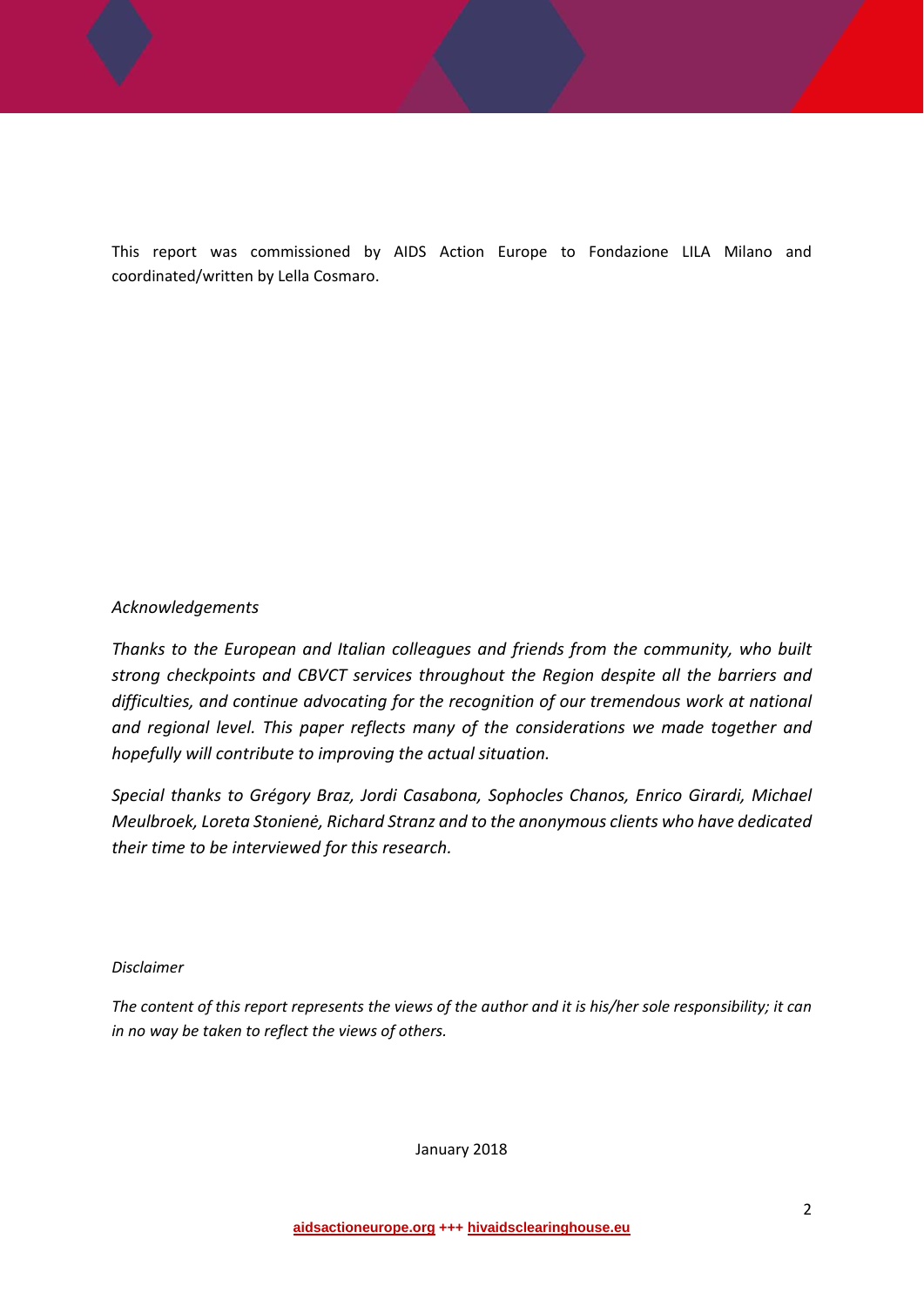This report was commissioned by AIDS Action Europe to Fondazione LILA Milano and coordinated/written by Lella Cosmaro.

*Acknowledgements*

*Thanks to the European and Italian colleagues and friends from the community, who built strong checkpoints and CBVCT services throughout the Region despite all the barriers and difficulties, and continue advocating for the recognition of our tremendous work at national and regional level. This paper reflects many of the considerations we made together and hopefully will contribute to improving the actual situation.*

*Special thanks to Grégory Braz, Jordi Casabona, Sophocles Chanos, Enrico Girardi, Michael Meulbroek, Loreta Stonienė, Richard Stranz and to the anonymous clients who have dedicated their time to be interviewed for this research.*

*Disclaimer*

*The content of this report represents the views of the author and it is his/her sole responsibility; it can in no way be taken to reflect the views of others.*

January 2018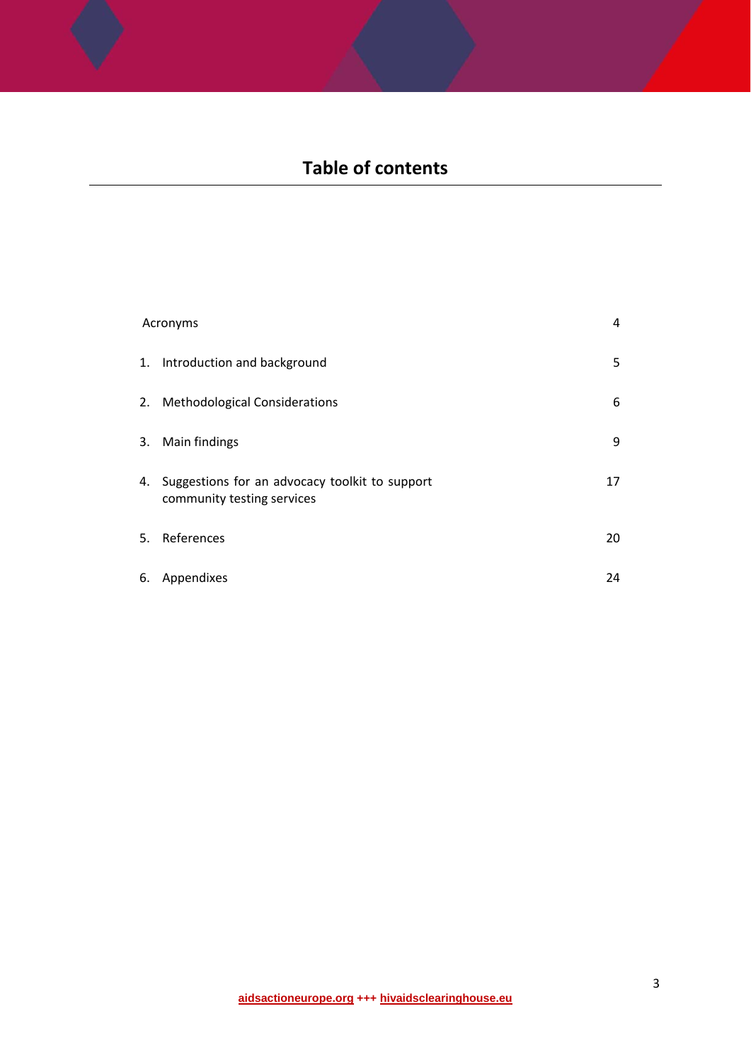# Table of contents

| | |
|---|---|
| Acronyms | 4 |
| 1. Introduction and background | 5 |
| 2. Methodological Considerations | 6 |
| 3. Main findings | 9 |
| 4. Suggestions for an advocacy toolkit to support community testing services | 17 |
| 5. References | 20 |
| 6. Appendixes | 24 |

aidsactioneurope.org +++ hivaidsclearinghouse.eu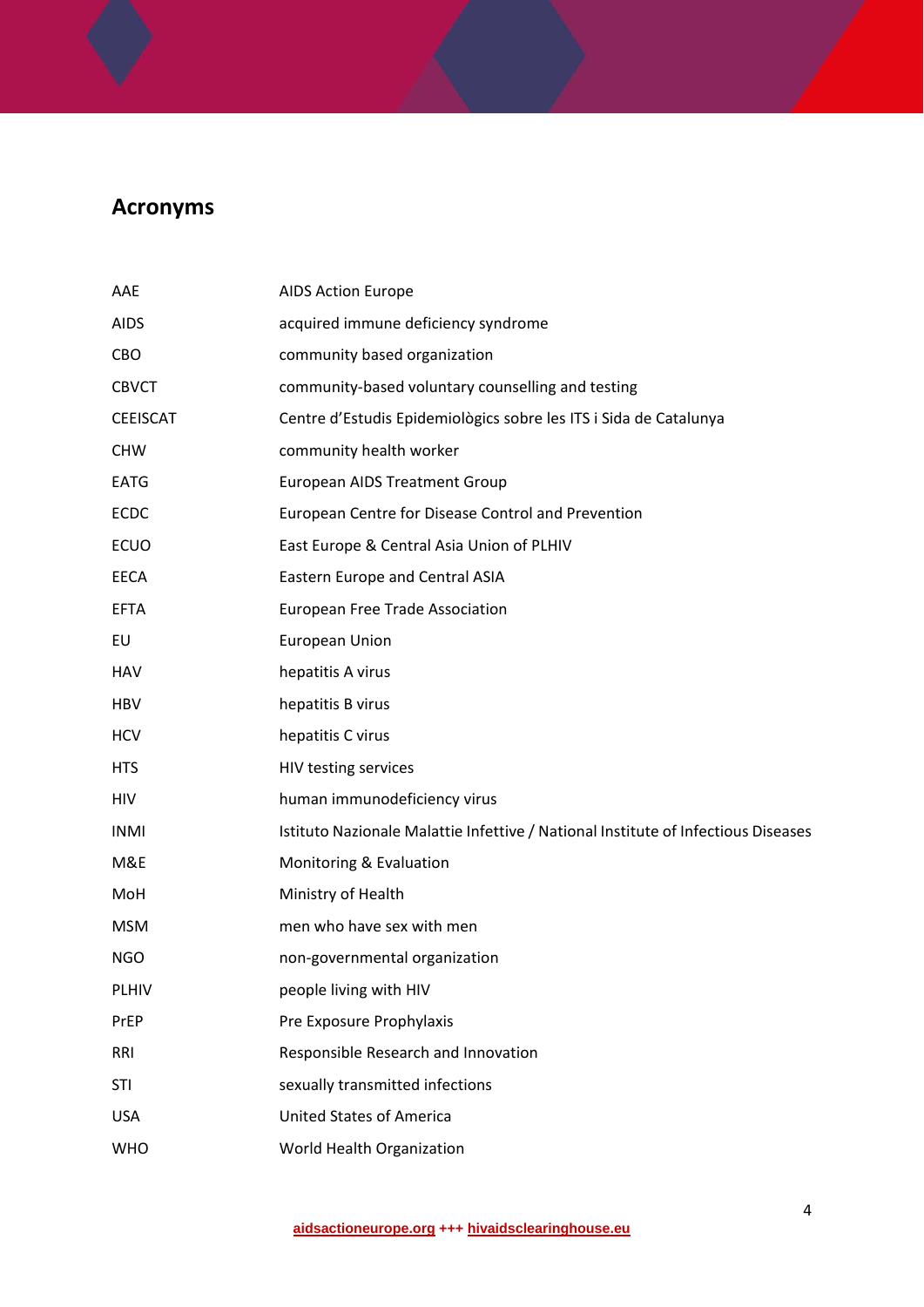## Acronyms

| | |
|---|---|
| AAE | AIDS Action Europe |
| AIDS | acquired immune deficiency syndrome |
| CBO | community based organization |
| CBVCT | community-based voluntary counselling and testing |
| CEEISCAT | Centre d'Estudis Epidemiològics sobre les ITS i Sida de Catalunya |
| CHW | community health worker |
| EATG | European AIDS Treatment Group |
| ECDC | European Centre for Disease Control and Prevention |
| ECUO | East Europe & Central Asia Union of PLHIV |
| EECA | Eastern Europe and Central ASIA |
| EFTA | European Free Trade Association |
| EU | European Union |
| HAV | hepatitis A virus |
| HBV | hepatitis B virus |
| HCV | hepatitis C virus |
| HTS | HIV testing services |
| HIV | human immunodeficiency virus |
| INMI | Istituto Nazionale Malattie Infettive / National Institute of Infectious Diseases |
| M&E | Monitoring & Evaluation |
| MoH | Ministry of Health |
| MSM | men who have sex with men |
| NGO | non-governmental organization |
| PLHIV | people living with HIV |
| PrEP | Pre Exposure Prophylaxis |
| RRI | Responsible Research and Innovation |
| STI | sexually transmitted infections |
| USA | United States of America |
| WHO | World Health Organization |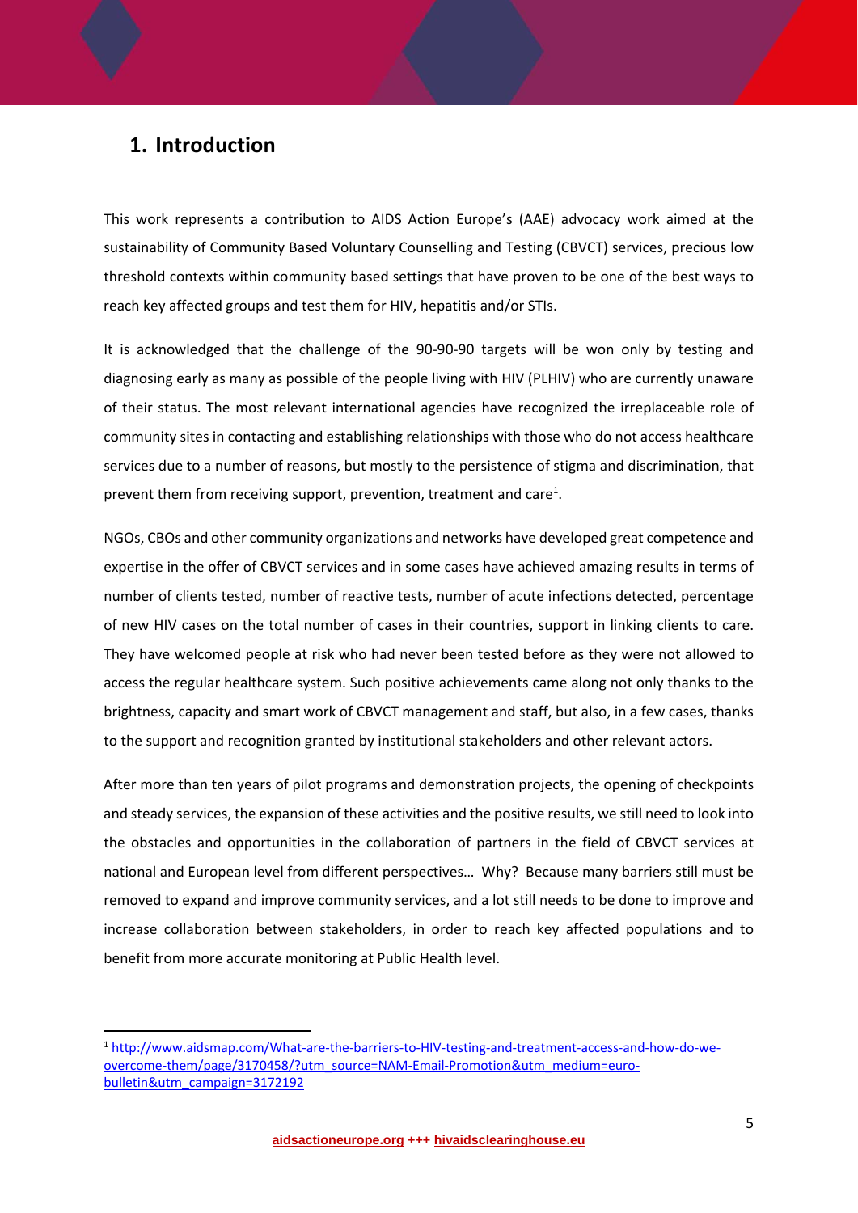## 1. Introduction

This work represents a contribution to AIDS Action Europe's (AAE) advocacy work aimed at the sustainability of Community Based Voluntary Counselling and Testing (CBVCT) services, precious low threshold contexts within community based settings that have proven to be one of the best ways to reach key affected groups and test them for HIV, hepatitis and/or STIs.

It is acknowledged that the challenge of the 90-90-90 targets will be won only by testing and diagnosing early as many as possible of the people living with HIV (PLHIV) who are currently unaware of their status. The most relevant international agencies have recognized the irreplaceable role of community sites in contacting and establishing relationships with those who do not access healthcare services due to a number of reasons, but mostly to the persistence of stigma and discrimination, that prevent them from receiving support, prevention, treatment and care[1].

NGOs, CBOs and other community organizations and networks have developed great competence and expertise in the offer of CBVCT services and in some cases have achieved amazing results in terms of number of clients tested, number of reactive tests, number of acute infections detected, percentage of new HIV cases on the total number of cases in their countries, support in linking clients to care. They have welcomed people at risk who had never been tested before as they were not allowed to access the regular healthcare system. Such positive achievements came along not only thanks to the brightness, capacity and smart work of CBVCT management and staff, but also, in a few cases, thanks to the support and recognition granted by institutional stakeholders and other relevant actors.

After more than ten years of pilot programs and demonstration projects, the opening of checkpoints and steady services, the expansion of these activities and the positive results, we still need to look into the obstacles and opportunities in the collaboration of partners in the field of CBVCT services at national and European level from different perspectives… Why? Because many barriers still must be removed to expand and improve community services, and a lot still needs to be done to improve and increase collaboration between stakeholders, in order to reach key affected populations and to benefit from more accurate monitoring at Public Health level.

---

[1] http://www.aidsmap.com/What-are-the-barriers-to-HIV-testing-and-treatment-access-and-how-do-we-overcome-them/page/3170458/?utm_source=NAM-Email-Promotion&utm_medium=euro-bulletin&utm_campaign=3172192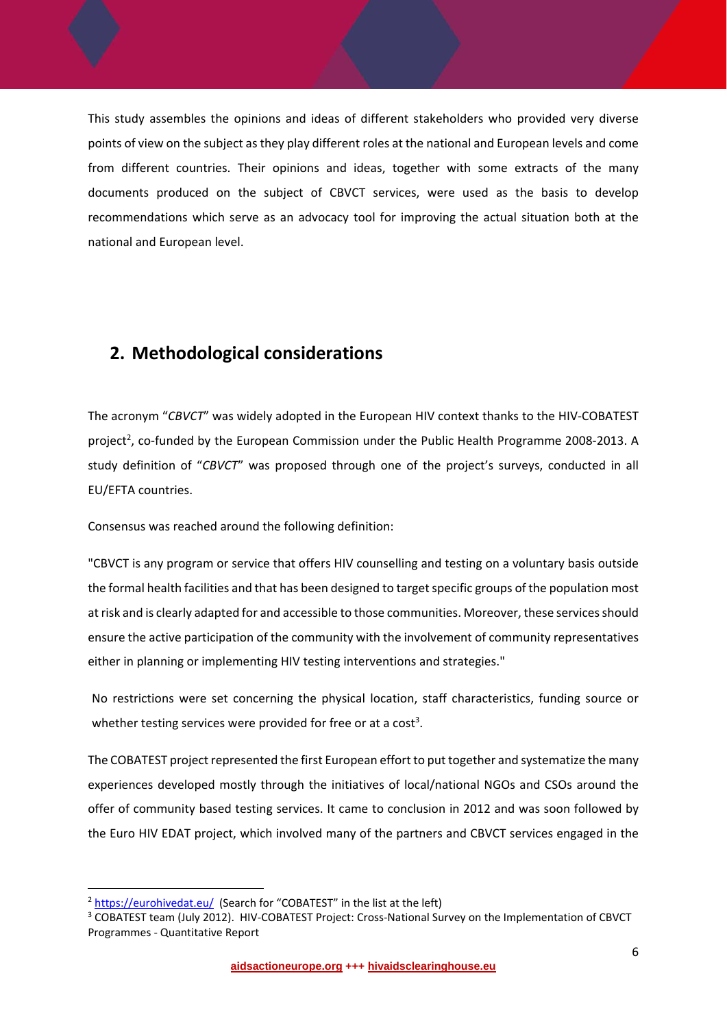This study assembles the opinions and ideas of different stakeholders who provided very diverse points of view on the subject as they play different roles at the national and European levels and come from different countries. Their opinions and ideas, together with some extracts of the many documents produced on the subject of CBVCT services, were used as the basis to develop recommendations which serve as an advocacy tool for improving the actual situation both at the national and European level.

## 2. Methodological considerations

The acronym "*CBVCT*" was widely adopted in the European HIV context thanks to the HIV-COBATEST project[2], co-funded by the European Commission under the Public Health Programme 2008-2013. A study definition of "*CBVCT*" was proposed through one of the project's surveys, conducted in all EU/EFTA countries.

Consensus was reached around the following definition:

"CBVCT is any program or service that offers HIV counselling and testing on a voluntary basis outside the formal health facilities and that has been designed to target specific groups of the population most at risk and is clearly adapted for and accessible to those communities. Moreover, these services should ensure the active participation of the community with the involvement of community representatives either in planning or implementing HIV testing interventions and strategies."

No restrictions were set concerning the physical location, staff characteristics, funding source or whether testing services were provided for free or at a cost[3].

The COBATEST project represented the first European effort to put together and systematize the many experiences developed mostly through the initiatives of local/national NGOs and CSOs around the offer of community based testing services. It came to conclusion in 2012 and was soon followed by the Euro HIV EDAT project, which involved many of the partners and CBVCT services engaged in the

---

[2] https://eurohivedat.eu/ (Search for "COBATEST" in the list at the left)

[3] COBATEST team (July 2012). HIV-COBATEST Project: Cross-National Survey on the Implementation of CBVCT Programmes - Quantitative Report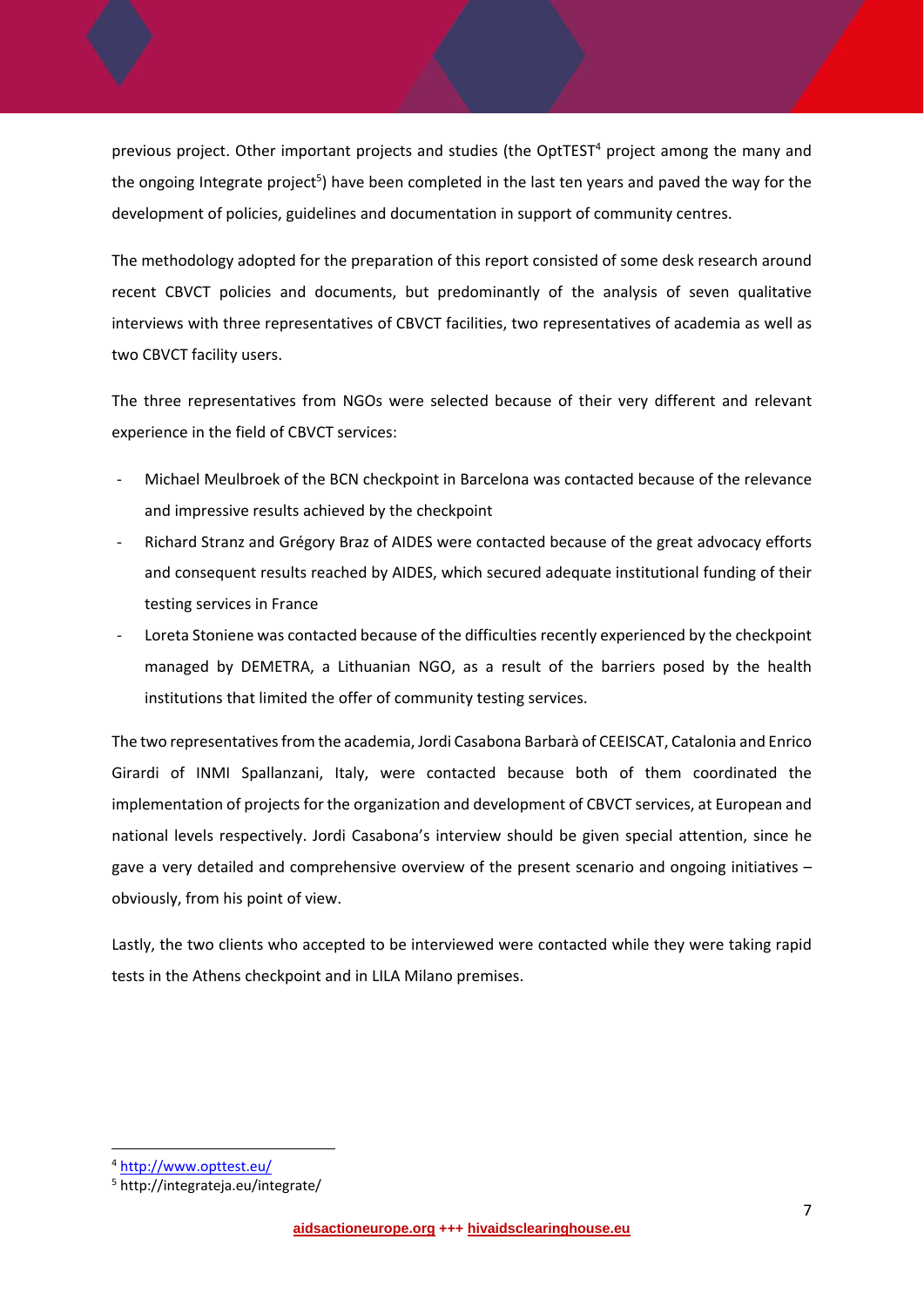previous project. Other important projects and studies (the OptTEST[4] project among the many and the ongoing Integrate project[5]) have been completed in the last ten years and paved the way for the development of policies, guidelines and documentation in support of community centres.

The methodology adopted for the preparation of this report consisted of some desk research around recent CBVCT policies and documents, but predominantly of the analysis of seven qualitative interviews with three representatives of CBVCT facilities, two representatives of academia as well as two CBVCT facility users.

The three representatives from NGOs were selected because of their very different and relevant experience in the field of CBVCT services:

- Michael Meulbroek of the BCN checkpoint in Barcelona was contacted because of the relevance and impressive results achieved by the checkpoint
- Richard Stranz and Grégory Braz of AIDES were contacted because of the great advocacy efforts and consequent results reached by AIDES, which secured adequate institutional funding of their testing services in France
- Loreta Stoniene was contacted because of the difficulties recently experienced by the checkpoint managed by DEMETRA, a Lithuanian NGO, as a result of the barriers posed by the health institutions that limited the offer of community testing services.

The two representatives from the academia, Jordi Casabona Barbarà of CEEISCAT, Catalonia and Enrico Girardi of INMI Spallanzani, Italy, were contacted because both of them coordinated the implementation of projects for the organization and development of CBVCT services, at European and national levels respectively. Jordi Casabona's interview should be given special attention, since he gave a very detailed and comprehensive overview of the present scenario and ongoing initiatives – obviously, from his point of view.

Lastly, the two clients who accepted to be interviewed were contacted while they were taking rapid tests in the Athens checkpoint and in LILA Milano premises.

[4] http://www.opttest.eu/

[5] http://integrateja.eu/integrate/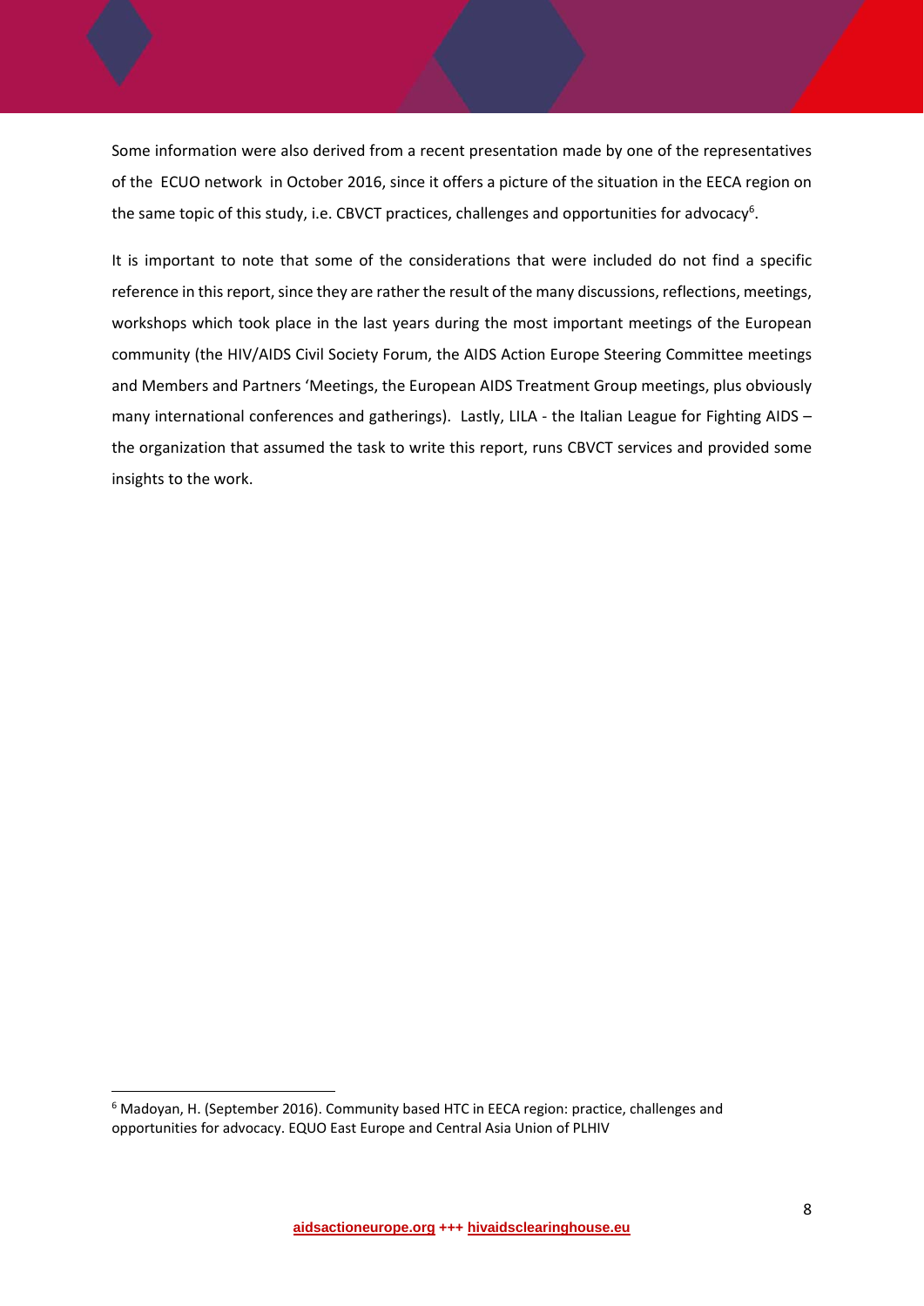Some information were also derived from a recent presentation made by one of the representatives of the ECUO network in October 2016, since it offers a picture of the situation in the EECA region on the same topic of this study, i.e. CBVCT practices, challenges and opportunities for advocacy[6].

It is important to note that some of the considerations that were included do not find a specific reference in this report, since they are rather the result of the many discussions, reflections, meetings, workshops which took place in the last years during the most important meetings of the European community (the HIV/AIDS Civil Society Forum, the AIDS Action Europe Steering Committee meetings and Members and Partners 'Meetings, the European AIDS Treatment Group meetings, plus obviously many international conferences and gatherings). Lastly, LILA - the Italian League for Fighting AIDS – the organization that assumed the task to write this report, runs CBVCT services and provided some insights to the work.

---

[6] Madoyan, H. (September 2016). Community based HTC in EECA region: practice, challenges and opportunities for advocacy. EQUO East Europe and Central Asia Union of PLHIV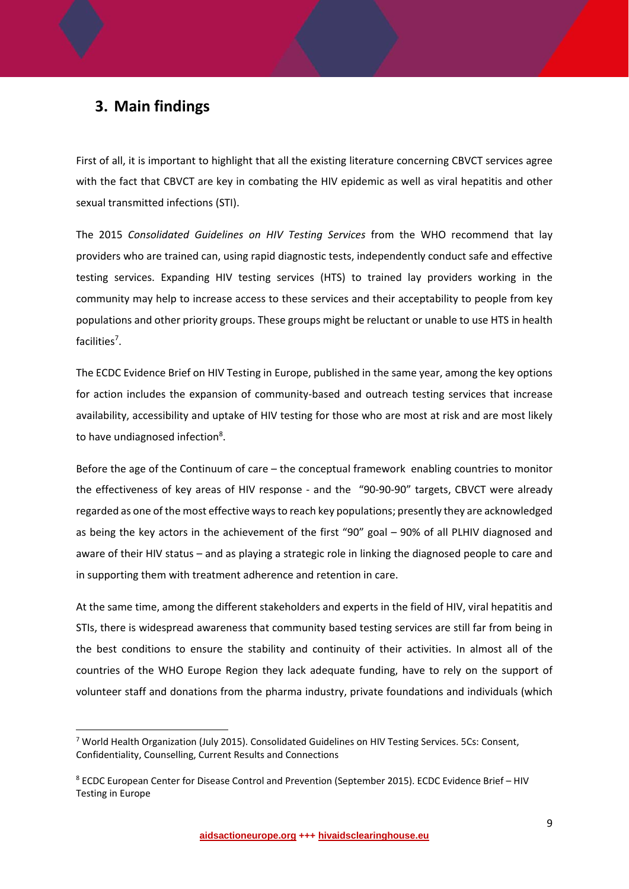## 3. Main findings

First of all, it is important to highlight that all the existing literature concerning CBVCT services agree with the fact that CBVCT are key in combating the HIV epidemic as well as viral hepatitis and other sexual transmitted infections (STI).

The 2015 *Consolidated Guidelines on HIV Testing Services* from the WHO recommend that lay providers who are trained can, using rapid diagnostic tests, independently conduct safe and effective testing services. Expanding HIV testing services (HTS) to trained lay providers working in the community may help to increase access to these services and their acceptability to people from key populations and other priority groups. These groups might be reluctant or unable to use HTS in health facilities[7].

The ECDC Evidence Brief on HIV Testing in Europe, published in the same year, among the key options for action includes the expansion of community-based and outreach testing services that increase availability, accessibility and uptake of HIV testing for those who are most at risk and are most likely to have undiagnosed infection[8].

Before the age of the Continuum of care – the conceptual framework enabling countries to monitor the effectiveness of key areas of HIV response - and the "90-90-90" targets, CBVCT were already regarded as one of the most effective ways to reach key populations; presently they are acknowledged as being the key actors in the achievement of the first "90" goal – 90% of all PLHIV diagnosed and aware of their HIV status – and as playing a strategic role in linking the diagnosed people to care and in supporting them with treatment adherence and retention in care.

At the same time, among the different stakeholders and experts in the field of HIV, viral hepatitis and STIs, there is widespread awareness that community based testing services are still far from being in the best conditions to ensure the stability and continuity of their activities. In almost all of the countries of the WHO Europe Region they lack adequate funding, have to rely on the support of volunteer staff and donations from the pharma industry, private foundations and individuals (which

---

[7] World Health Organization (July 2015). Consolidated Guidelines on HIV Testing Services. 5Cs: Consent, Confidentiality, Counselling, Current Results and Connections

[8] ECDC European Center for Disease Control and Prevention (September 2015). ECDC Evidence Brief – HIV Testing in Europe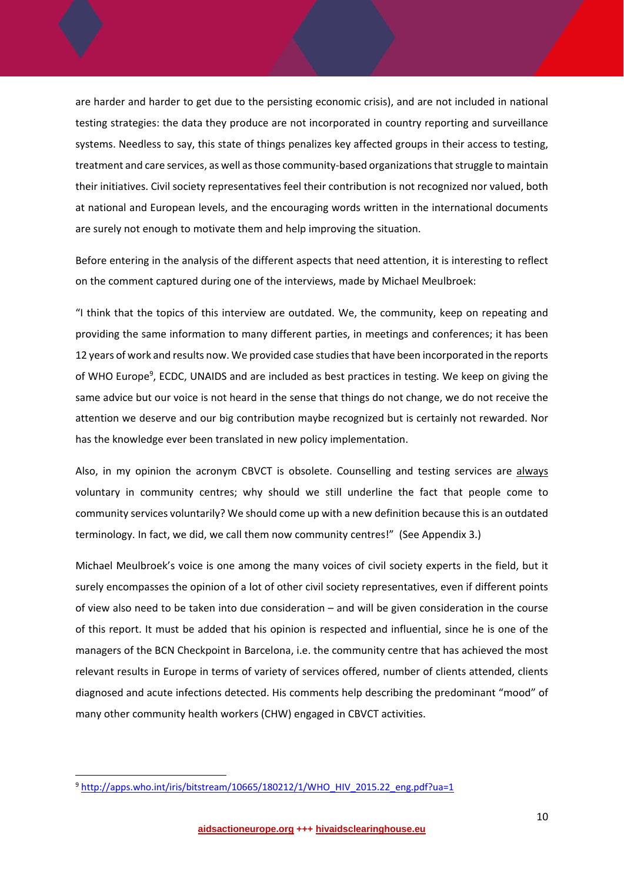are harder and harder to get due to the persisting economic crisis), and are not included in national testing strategies: the data they produce are not incorporated in country reporting and surveillance systems. Needless to say, this state of things penalizes key affected groups in their access to testing, treatment and care services, as well as those community-based organizations that struggle to maintain their initiatives. Civil society representatives feel their contribution is not recognized nor valued, both at national and European levels, and the encouraging words written in the international documents are surely not enough to motivate them and help improving the situation.

Before entering in the analysis of the different aspects that need attention, it is interesting to reflect on the comment captured during one of the interviews, made by Michael Meulbroek:

"I think that the topics of this interview are outdated. We, the community, keep on repeating and providing the same information to many different parties, in meetings and conferences; it has been 12 years of work and results now. We provided case studies that have been incorporated in the reports of WHO Europe[9], ECDC, UNAIDS and are included as best practices in testing. We keep on giving the same advice but our voice is not heard in the sense that things do not change, we do not receive the attention we deserve and our big contribution maybe recognized but is certainly not rewarded. Nor has the knowledge ever been translated in new policy implementation.

Also, in my opinion the acronym CBVCT is obsolete. Counselling and testing services are always voluntary in community centres; why should we still underline the fact that people come to community services voluntarily? We should come up with a new definition because this is an outdated terminology. In fact, we did, we call them now community centres!" (See Appendix 3.)

Michael Meulbroek's voice is one among the many voices of civil society experts in the field, but it surely encompasses the opinion of a lot of other civil society representatives, even if different points of view also need to be taken into due consideration – and will be given consideration in the course of this report. It must be added that his opinion is respected and influential, since he is one of the managers of the BCN Checkpoint in Barcelona, i.e. the community centre that has achieved the most relevant results in Europe in terms of variety of services offered, number of clients attended, clients diagnosed and acute infections detected. His comments help describing the predominant "mood" of many other community health workers (CHW) engaged in CBVCT activities.

[9] http://apps.who.int/iris/bitstream/10665/180212/1/WHO_HIV_2015.22_eng.pdf?ua=1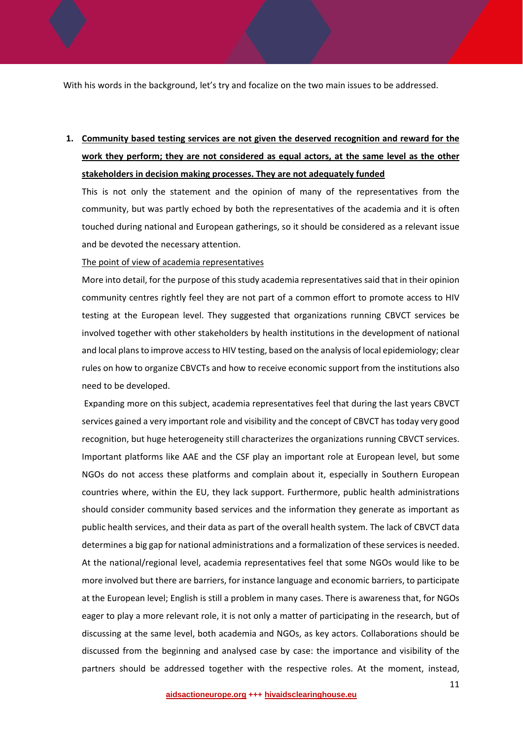With his words in the background, let's try and focalize on the two main issues to be addressed.

1. **<u>Community based testing services are not given the deserved recognition and reward for the work they perform; they are not considered as equal actors, at the same level as the other stakeholders in decision making processes. They are not adequately funded</u>**

   This is not only the statement and the opinion of many of the representatives from the community, but was partly echoed by both the representatives of the academia and it is often touched during national and European gatherings, so it should be considered as a relevant issue and be devoted the necessary attention.

   <u>The point of view of academia representatives</u>

   More into detail, for the purpose of this study academia representatives said that in their opinion community centres rightly feel they are not part of a common effort to promote access to HIV testing at the European level. They suggested that organizations running CBVCT services be involved together with other stakeholders by health institutions in the development of national and local plans to improve access to HIV testing, based on the analysis of local epidemiology; clear rules on how to organize CBVCTs and how to receive economic support from the institutions also need to be developed.

   Expanding more on this subject, academia representatives feel that during the last years CBVCT services gained a very important role and visibility and the concept of CBVCT has today very good recognition, but huge heterogeneity still characterizes the organizations running CBVCT services. Important platforms like AAE and the CSF play an important role at European level, but some NGOs do not access these platforms and complain about it, especially in Southern European countries where, within the EU, they lack support. Furthermore, public health administrations should consider community based services and the information they generate as important as public health services, and their data as part of the overall health system. The lack of CBVCT data determines a big gap for national administrations and a formalization of these services is needed. At the national/regional level, academia representatives feel that some NGOs would like to be more involved but there are barriers, for instance language and economic barriers, to participate at the European level; English is still a problem in many cases. There is awareness that, for NGOs eager to play a more relevant role, it is not only a matter of participating in the research, but of discussing at the same level, both academia and NGOs, as key actors. Collaborations should be discussed from the beginning and analysed case by case: the importance and visibility of the partners should be addressed together with the respective roles. At the moment, instead,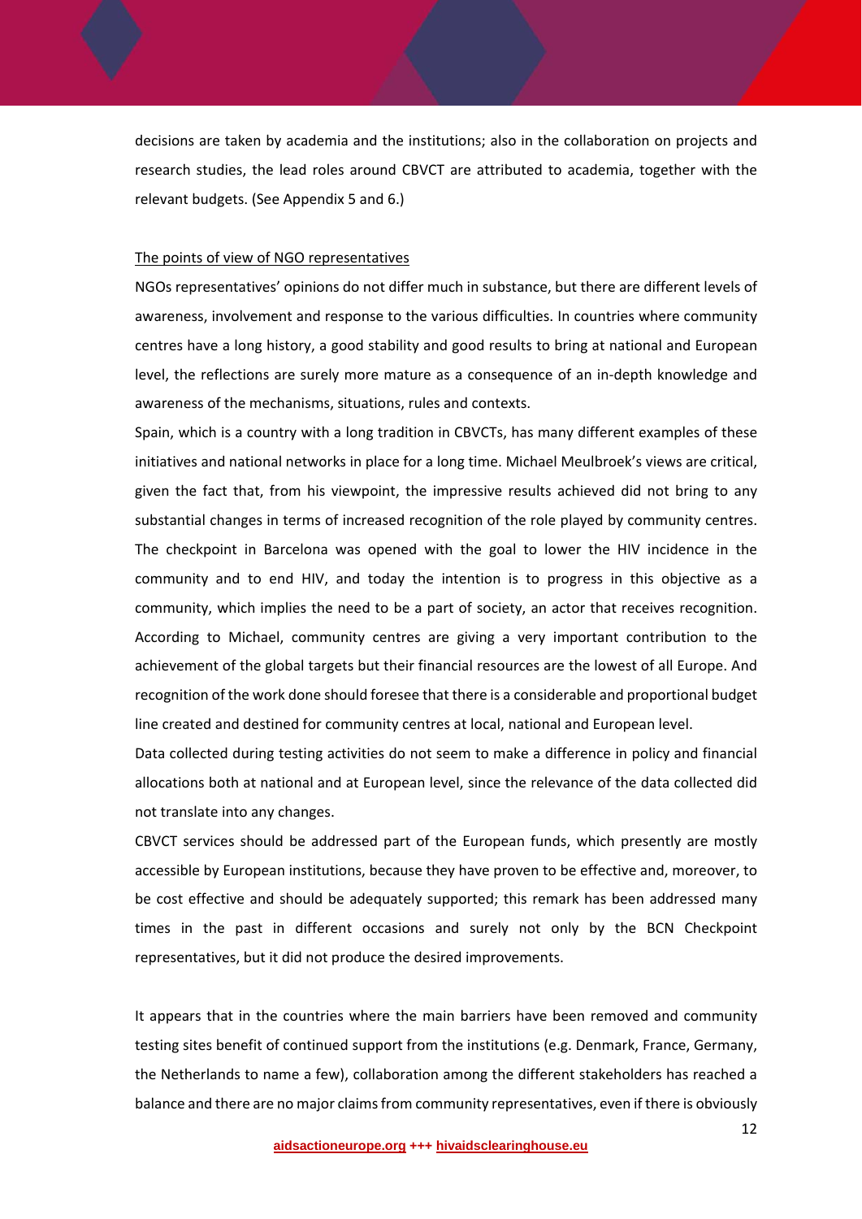decisions are taken by academia and the institutions; also in the collaboration on projects and research studies, the lead roles around CBVCT are attributed to academia, together with the relevant budgets. (See Appendix 5 and 6.)

The points of view of NGO representatives

NGOs representatives' opinions do not differ much in substance, but there are different levels of awareness, involvement and response to the various difficulties. In countries where community centres have a long history, a good stability and good results to bring at national and European level, the reflections are surely more mature as a consequence of an in-depth knowledge and awareness of the mechanisms, situations, rules and contexts.

Spain, which is a country with a long tradition in CBVCTs, has many different examples of these initiatives and national networks in place for a long time. Michael Meulbroek's views are critical, given the fact that, from his viewpoint, the impressive results achieved did not bring to any substantial changes in terms of increased recognition of the role played by community centres. The checkpoint in Barcelona was opened with the goal to lower the HIV incidence in the community and to end HIV, and today the intention is to progress in this objective as a community, which implies the need to be a part of society, an actor that receives recognition. According to Michael, community centres are giving a very important contribution to the achievement of the global targets but their financial resources are the lowest of all Europe. And recognition of the work done should foresee that there is a considerable and proportional budget line created and destined for community centres at local, national and European level.

Data collected during testing activities do not seem to make a difference in policy and financial allocations both at national and at European level, since the relevance of the data collected did not translate into any changes.

CBVCT services should be addressed part of the European funds, which presently are mostly accessible by European institutions, because they have proven to be effective and, moreover, to be cost effective and should be adequately supported; this remark has been addressed many times in the past in different occasions and surely not only by the BCN Checkpoint representatives, but it did not produce the desired improvements.

It appears that in the countries where the main barriers have been removed and community testing sites benefit of continued support from the institutions (e.g. Denmark, France, Germany, the Netherlands to name a few), collaboration among the different stakeholders has reached a balance and there are no major claims from community representatives, even if there is obviously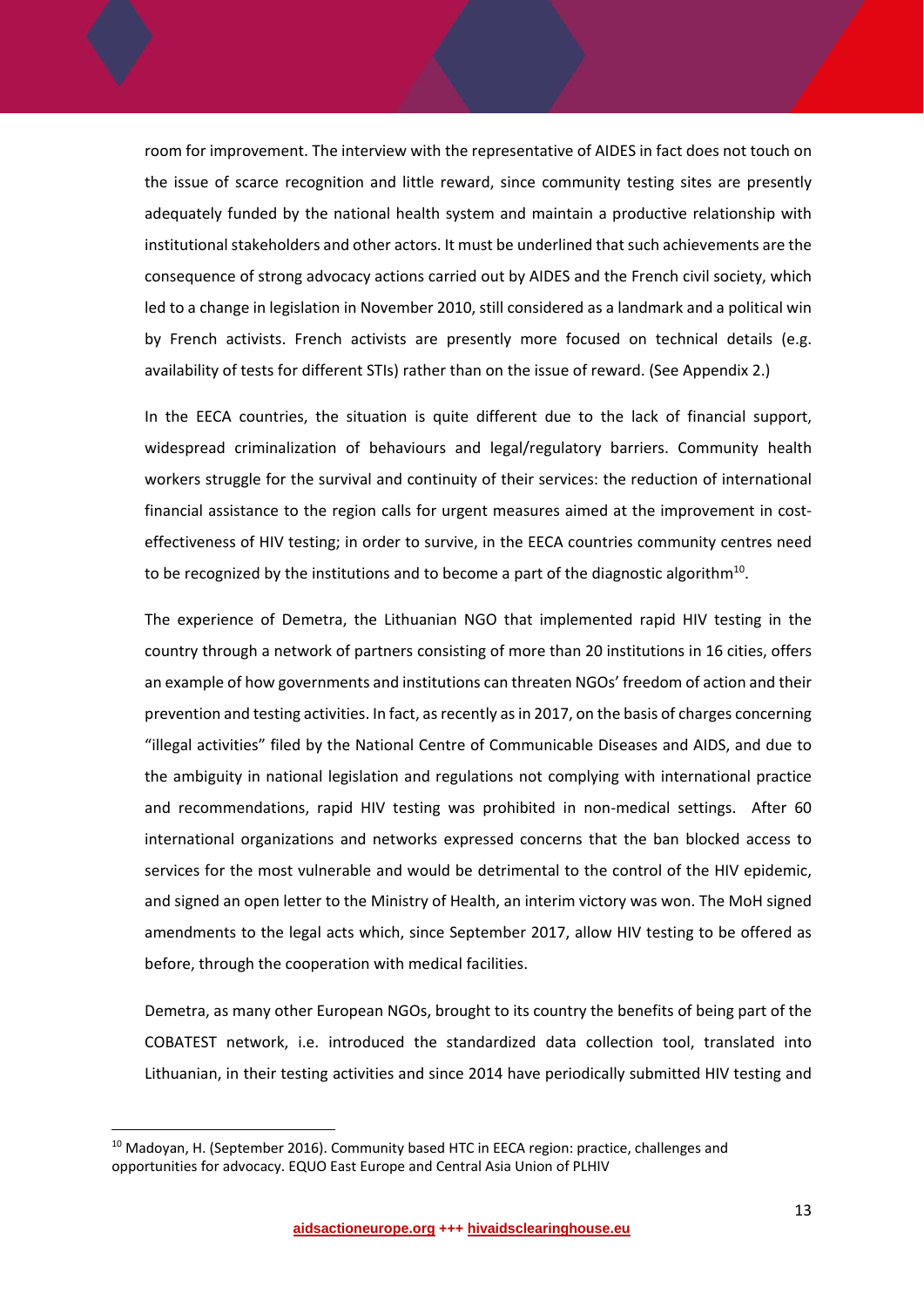room for improvement. The interview with the representative of AIDES in fact does not touch on the issue of scarce recognition and little reward, since community testing sites are presently adequately funded by the national health system and maintain a productive relationship with institutional stakeholders and other actors. It must be underlined that such achievements are the consequence of strong advocacy actions carried out by AIDES and the French civil society, which led to a change in legislation in November 2010, still considered as a landmark and a political win by French activists. French activists are presently more focused on technical details (e.g. availability of tests for different STIs) rather than on the issue of reward. (See Appendix 2.)

In the EECA countries, the situation is quite different due to the lack of financial support, widespread criminalization of behaviours and legal/regulatory barriers. Community health workers struggle for the survival and continuity of their services: the reduction of international financial assistance to the region calls for urgent measures aimed at the improvement in cost-effectiveness of HIV testing; in order to survive, in the EECA countries community centres need to be recognized by the institutions and to become a part of the diagnostic algorithm[10].

The experience of Demetra, the Lithuanian NGO that implemented rapid HIV testing in the country through a network of partners consisting of more than 20 institutions in 16 cities, offers an example of how governments and institutions can threaten NGOs' freedom of action and their prevention and testing activities. In fact, as recently as in 2017, on the basis of charges concerning "illegal activities" filed by the National Centre of Communicable Diseases and AIDS, and due to the ambiguity in national legislation and regulations not complying with international practice and recommendations, rapid HIV testing was prohibited in non-medical settings. After 60 international organizations and networks expressed concerns that the ban blocked access to services for the most vulnerable and would be detrimental to the control of the HIV epidemic, and signed an open letter to the Ministry of Health, an interim victory was won. The MoH signed amendments to the legal acts which, since September 2017, allow HIV testing to be offered as before, through the cooperation with medical facilities.

Demetra, as many other European NGOs, brought to its country the benefits of being part of the COBATEST network, i.e. introduced the standardized data collection tool, translated into Lithuanian, in their testing activities and since 2014 have periodically submitted HIV testing and

---

[10] Madoyan, H. (September 2016). Community based HTC in EECA region: practice, challenges and opportunities for advocacy. EQUO East Europe and Central Asia Union of PLHIV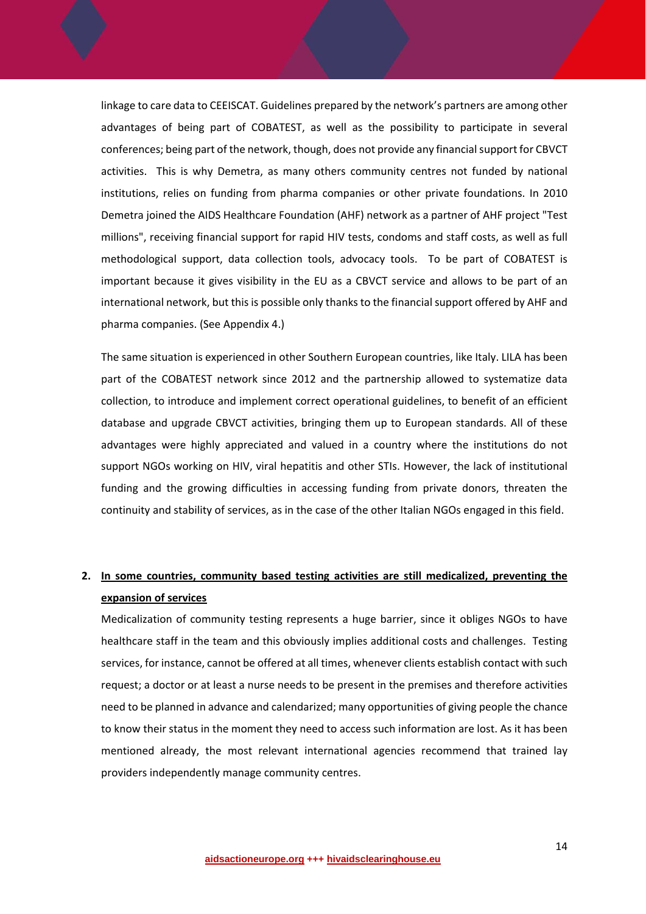linkage to care data to CEEISCAT. Guidelines prepared by the network's partners are among other advantages of being part of COBATEST, as well as the possibility to participate in several conferences; being part of the network, though, does not provide any financial support for CBVCT activities. This is why Demetra, as many others community centres not funded by national institutions, relies on funding from pharma companies or other private foundations. In 2010 Demetra joined the AIDS Healthcare Foundation (AHF) network as a partner of AHF project "Test millions", receiving financial support for rapid HIV tests, condoms and staff costs, as well as full methodological support, data collection tools, advocacy tools. To be part of COBATEST is important because it gives visibility in the EU as a CBVCT service and allows to be part of an international network, but this is possible only thanks to the financial support offered by AHF and pharma companies. (See Appendix 4.)

The same situation is experienced in other Southern European countries, like Italy. LILA has been part of the COBATEST network since 2012 and the partnership allowed to systematize data collection, to introduce and implement correct operational guidelines, to benefit of an efficient database and upgrade CBVCT activities, bringing them up to European standards. All of these advantages were highly appreciated and valued in a country where the institutions do not support NGOs working on HIV, viral hepatitis and other STIs. However, the lack of institutional funding and the growing difficulties in accessing funding from private donors, threaten the continuity and stability of services, as in the case of the other Italian NGOs engaged in this field.

2. **<u>In some countries, community based testing activities are still medicalized, preventing the expansion of services</u>**

   Medicalization of community testing represents a huge barrier, since it obliges NGOs to have healthcare staff in the team and this obviously implies additional costs and challenges. Testing services, for instance, cannot be offered at all times, whenever clients establish contact with such request; a doctor or at least a nurse needs to be present in the premises and therefore activities need to be planned in advance and calendarized; many opportunities of giving people the chance to know their status in the moment they need to access such information are lost. As it has been mentioned already, the most relevant international agencies recommend that trained lay providers independently manage community centres.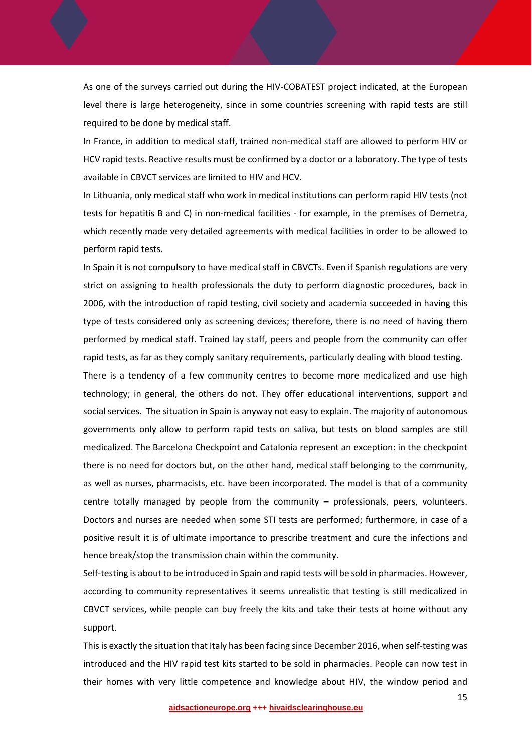As one of the surveys carried out during the HIV-COBATEST project indicated, at the European level there is large heterogeneity, since in some countries screening with rapid tests are still required to be done by medical staff.

In France, in addition to medical staff, trained non-medical staff are allowed to perform HIV or HCV rapid tests. Reactive results must be confirmed by a doctor or a laboratory. The type of tests available in CBVCT services are limited to HIV and HCV.

In Lithuania, only medical staff who work in medical institutions can perform rapid HIV tests (not tests for hepatitis B and C) in non-medical facilities - for example, in the premises of Demetra, which recently made very detailed agreements with medical facilities in order to be allowed to perform rapid tests.

In Spain it is not compulsory to have medical staff in CBVCTs. Even if Spanish regulations are very strict on assigning to health professionals the duty to perform diagnostic procedures, back in 2006, with the introduction of rapid testing, civil society and academia succeeded in having this type of tests considered only as screening devices; therefore, there is no need of having them performed by medical staff. Trained lay staff, peers and people from the community can offer rapid tests, as far as they comply sanitary requirements, particularly dealing with blood testing.

There is a tendency of a few community centres to become more medicalized and use high technology; in general, the others do not. They offer educational interventions, support and social services. The situation in Spain is anyway not easy to explain. The majority of autonomous governments only allow to perform rapid tests on saliva, but tests on blood samples are still medicalized. The Barcelona Checkpoint and Catalonia represent an exception: in the checkpoint there is no need for doctors but, on the other hand, medical staff belonging to the community, as well as nurses, pharmacists, etc. have been incorporated. The model is that of a community centre totally managed by people from the community – professionals, peers, volunteers. Doctors and nurses are needed when some STI tests are performed; furthermore, in case of a positive result it is of ultimate importance to prescribe treatment and cure the infections and hence break/stop the transmission chain within the community.

Self-testing is about to be introduced in Spain and rapid tests will be sold in pharmacies. However, according to community representatives it seems unrealistic that testing is still medicalized in CBVCT services, while people can buy freely the kits and take their tests at home without any support.

This is exactly the situation that Italy has been facing since December 2016, when self-testing was introduced and the HIV rapid test kits started to be sold in pharmacies. People can now test in their homes with very little competence and knowledge about HIV, the window period and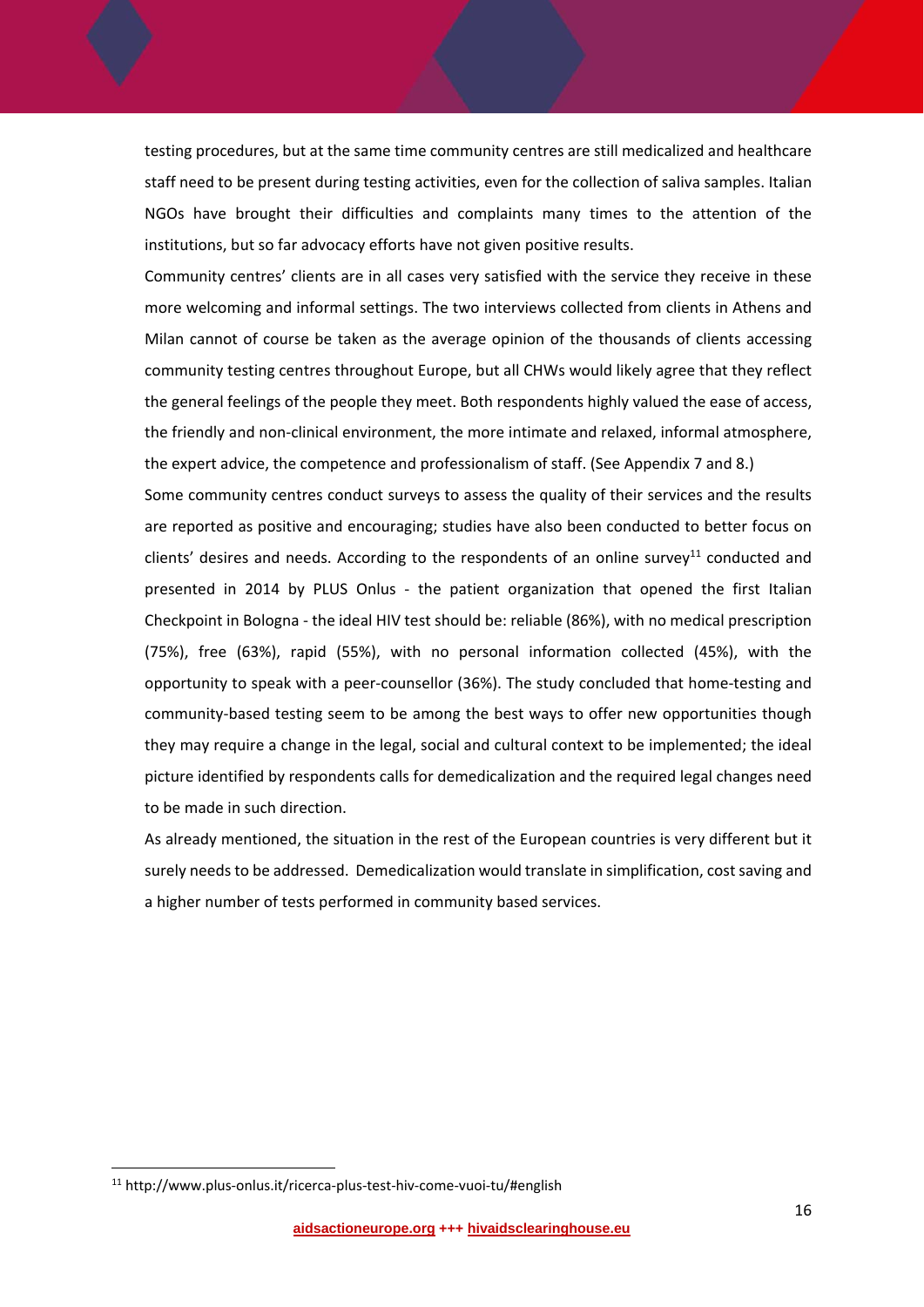testing procedures, but at the same time community centres are still medicalized and healthcare staff need to be present during testing activities, even for the collection of saliva samples. Italian NGOs have brought their difficulties and complaints many times to the attention of the institutions, but so far advocacy efforts have not given positive results.

Community centres' clients are in all cases very satisfied with the service they receive in these more welcoming and informal settings. The two interviews collected from clients in Athens and Milan cannot of course be taken as the average opinion of the thousands of clients accessing community testing centres throughout Europe, but all CHWs would likely agree that they reflect the general feelings of the people they meet. Both respondents highly valued the ease of access, the friendly and non-clinical environment, the more intimate and relaxed, informal atmosphere, the expert advice, the competence and professionalism of staff. (See Appendix 7 and 8.)

Some community centres conduct surveys to assess the quality of their services and the results are reported as positive and encouraging; studies have also been conducted to better focus on clients' desires and needs. According to the respondents of an online survey[11] conducted and presented in 2014 by PLUS Onlus - the patient organization that opened the first Italian Checkpoint in Bologna - the ideal HIV test should be: reliable (86%), with no medical prescription (75%), free (63%), rapid (55%), with no personal information collected (45%), with the opportunity to speak with a peer-counsellor (36%). The study concluded that home-testing and community-based testing seem to be among the best ways to offer new opportunities though they may require a change in the legal, social and cultural context to be implemented; the ideal picture identified by respondents calls for demedicalization and the required legal changes need to be made in such direction.

As already mentioned, the situation in the rest of the European countries is very different but it surely needs to be addressed. Demedicalization would translate in simplification, cost saving and a higher number of tests performed in community based services.

[11] http://www.plus-onlus.it/ricerca-plus-test-hiv-come-vuoi-tu/#english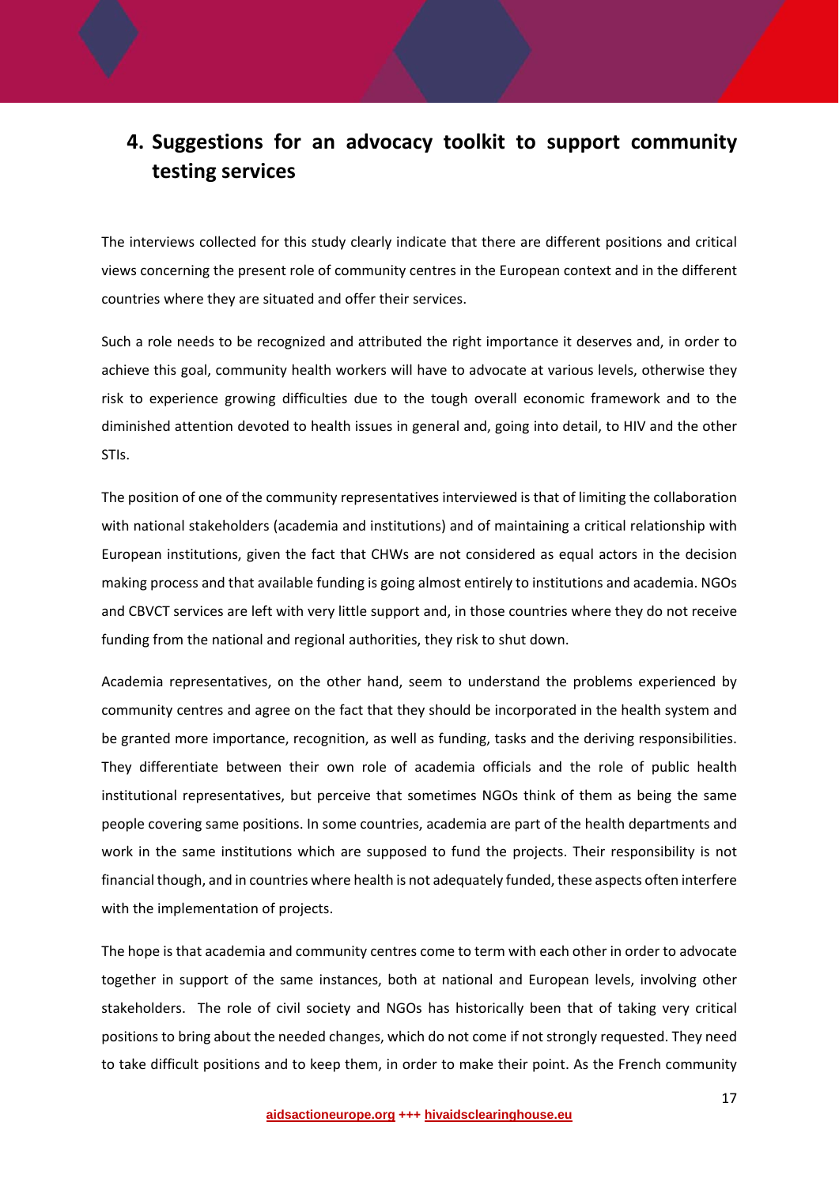# 4. Suggestions for an advocacy toolkit to support community testing services

The interviews collected for this study clearly indicate that there are different positions and critical views concerning the present role of community centres in the European context and in the different countries where they are situated and offer their services.

Such a role needs to be recognized and attributed the right importance it deserves and, in order to achieve this goal, community health workers will have to advocate at various levels, otherwise they risk to experience growing difficulties due to the tough overall economic framework and to the diminished attention devoted to health issues in general and, going into detail, to HIV and the other STIs.

The position of one of the community representatives interviewed is that of limiting the collaboration with national stakeholders (academia and institutions) and of maintaining a critical relationship with European institutions, given the fact that CHWs are not considered as equal actors in the decision making process and that available funding is going almost entirely to institutions and academia. NGOs and CBVCT services are left with very little support and, in those countries where they do not receive funding from the national and regional authorities, they risk to shut down.

Academia representatives, on the other hand, seem to understand the problems experienced by community centres and agree on the fact that they should be incorporated in the health system and be granted more importance, recognition, as well as funding, tasks and the deriving responsibilities. They differentiate between their own role of academia officials and the role of public health institutional representatives, but perceive that sometimes NGOs think of them as being the same people covering same positions. In some countries, academia are part of the health departments and work in the same institutions which are supposed to fund the projects. Their responsibility is not financial though, and in countries where health is not adequately funded, these aspects often interfere with the implementation of projects.

The hope is that academia and community centres come to term with each other in order to advocate together in support of the same instances, both at national and European levels, involving other stakeholders. The role of civil society and NGOs has historically been that of taking very critical positions to bring about the needed changes, which do not come if not strongly requested. They need to take difficult positions and to keep them, in order to make their point. As the French community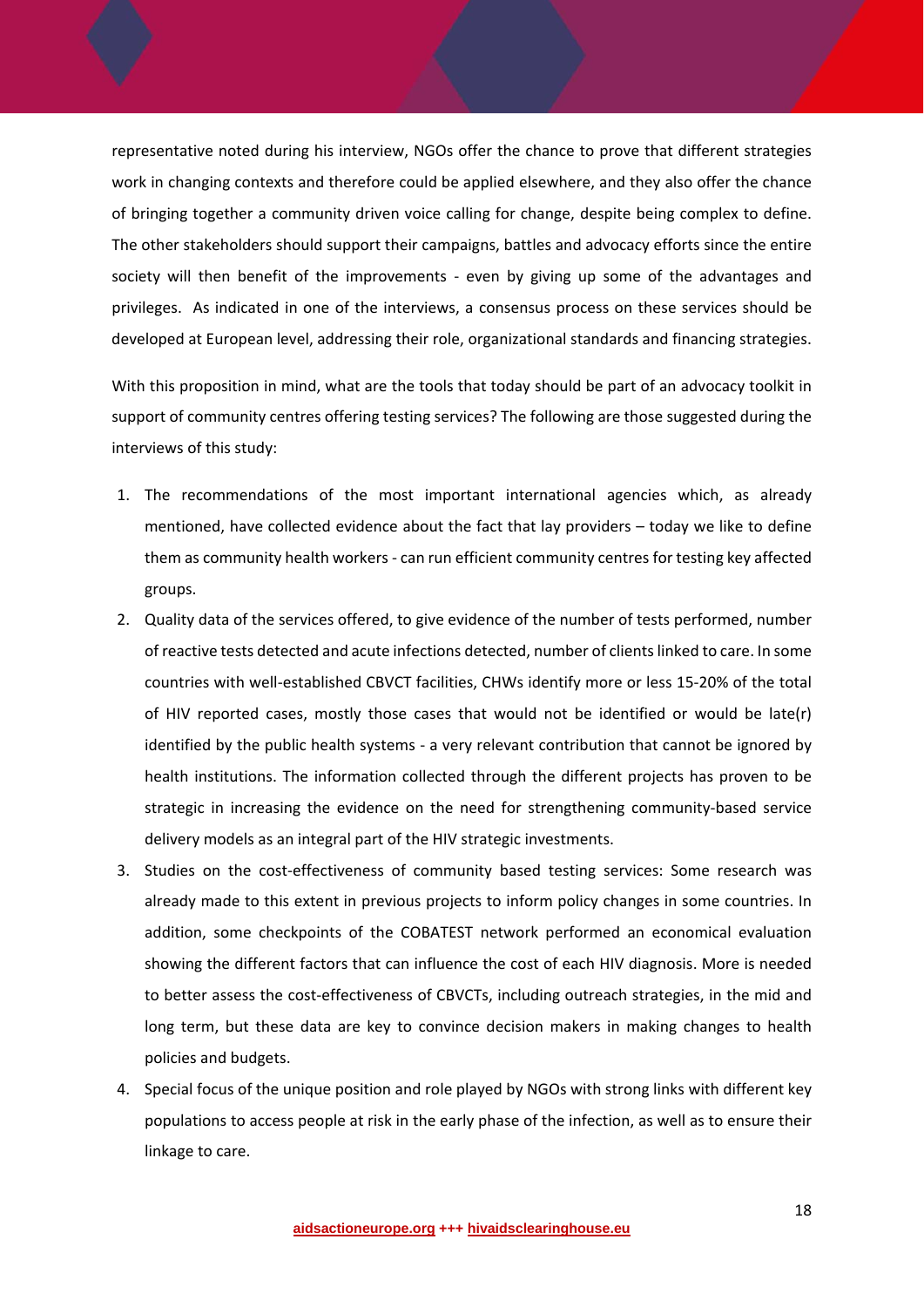representative noted during his interview, NGOs offer the chance to prove that different strategies work in changing contexts and therefore could be applied elsewhere, and they also offer the chance of bringing together a community driven voice calling for change, despite being complex to define. The other stakeholders should support their campaigns, battles and advocacy efforts since the entire society will then benefit of the improvements - even by giving up some of the advantages and privileges. As indicated in one of the interviews, a consensus process on these services should be developed at European level, addressing their role, organizational standards and financing strategies.

With this proposition in mind, what are the tools that today should be part of an advocacy toolkit in support of community centres offering testing services? The following are those suggested during the interviews of this study:

1. The recommendations of the most important international agencies which, as already mentioned, have collected evidence about the fact that lay providers – today we like to define them as community health workers - can run efficient community centres for testing key affected groups.
2. Quality data of the services offered, to give evidence of the number of tests performed, number of reactive tests detected and acute infections detected, number of clients linked to care. In some countries with well-established CBVCT facilities, CHWs identify more or less 15-20% of the total of HIV reported cases, mostly those cases that would not be identified or would be late(r) identified by the public health systems - a very relevant contribution that cannot be ignored by health institutions. The information collected through the different projects has proven to be strategic in increasing the evidence on the need for strengthening community-based service delivery models as an integral part of the HIV strategic investments.
3. Studies on the cost-effectiveness of community based testing services: Some research was already made to this extent in previous projects to inform policy changes in some countries. In addition, some checkpoints of the COBATEST network performed an economical evaluation showing the different factors that can influence the cost of each HIV diagnosis. More is needed to better assess the cost-effectiveness of CBVCTs, including outreach strategies, in the mid and long term, but these data are key to convince decision makers in making changes to health policies and budgets.
4. Special focus of the unique position and role played by NGOs with strong links with different key populations to access people at risk in the early phase of the infection, as well as to ensure their linkage to care.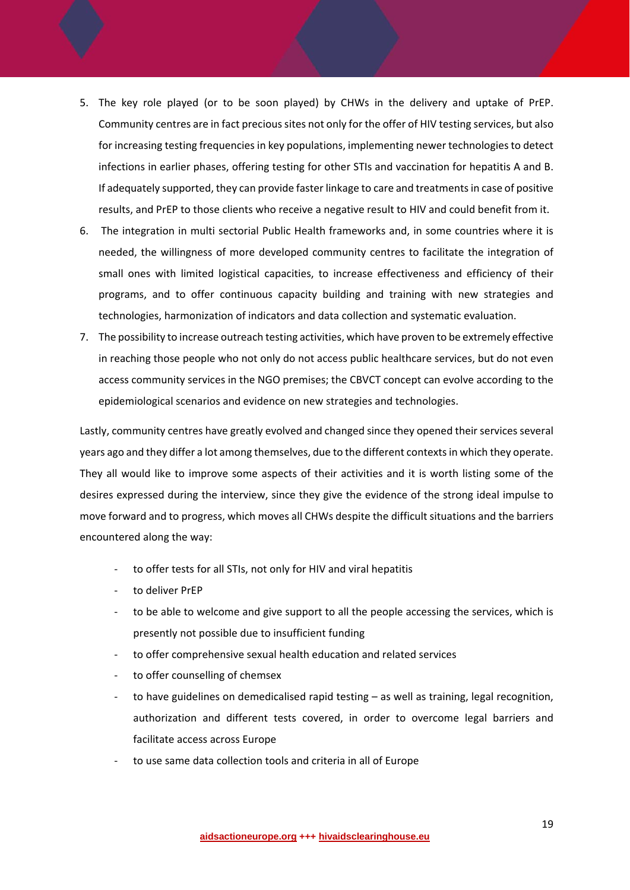5. The key role played (or to be soon played) by CHWs in the delivery and uptake of PrEP. Community centres are in fact precious sites not only for the offer of HIV testing services, but also for increasing testing frequencies in key populations, implementing newer technologies to detect infections in earlier phases, offering testing for other STIs and vaccination for hepatitis A and B. If adequately supported, they can provide faster linkage to care and treatments in case of positive results, and PrEP to those clients who receive a negative result to HIV and could benefit from it.
6. The integration in multi sectorial Public Health frameworks and, in some countries where it is needed, the willingness of more developed community centres to facilitate the integration of small ones with limited logistical capacities, to increase effectiveness and efficiency of their programs, and to offer continuous capacity building and training with new strategies and technologies, harmonization of indicators and data collection and systematic evaluation.
7. The possibility to increase outreach testing activities, which have proven to be extremely effective in reaching those people who not only do not access public healthcare services, but do not even access community services in the NGO premises; the CBVCT concept can evolve according to the epidemiological scenarios and evidence on new strategies and technologies.

Lastly, community centres have greatly evolved and changed since they opened their services several years ago and they differ a lot among themselves, due to the different contexts in which they operate. They all would like to improve some aspects of their activities and it is worth listing some of the desires expressed during the interview, since they give the evidence of the strong ideal impulse to move forward and to progress, which moves all CHWs despite the difficult situations and the barriers encountered along the way:

- to offer tests for all STIs, not only for HIV and viral hepatitis
- to deliver PrEP
- to be able to welcome and give support to all the people accessing the services, which is presently not possible due to insufficient funding
- to offer comprehensive sexual health education and related services
- to offer counselling of chemsex
- to have guidelines on demedicalised rapid testing – as well as training, legal recognition, authorization and different tests covered, in order to overcome legal barriers and facilitate access across Europe
- to use same data collection tools and criteria in all of Europe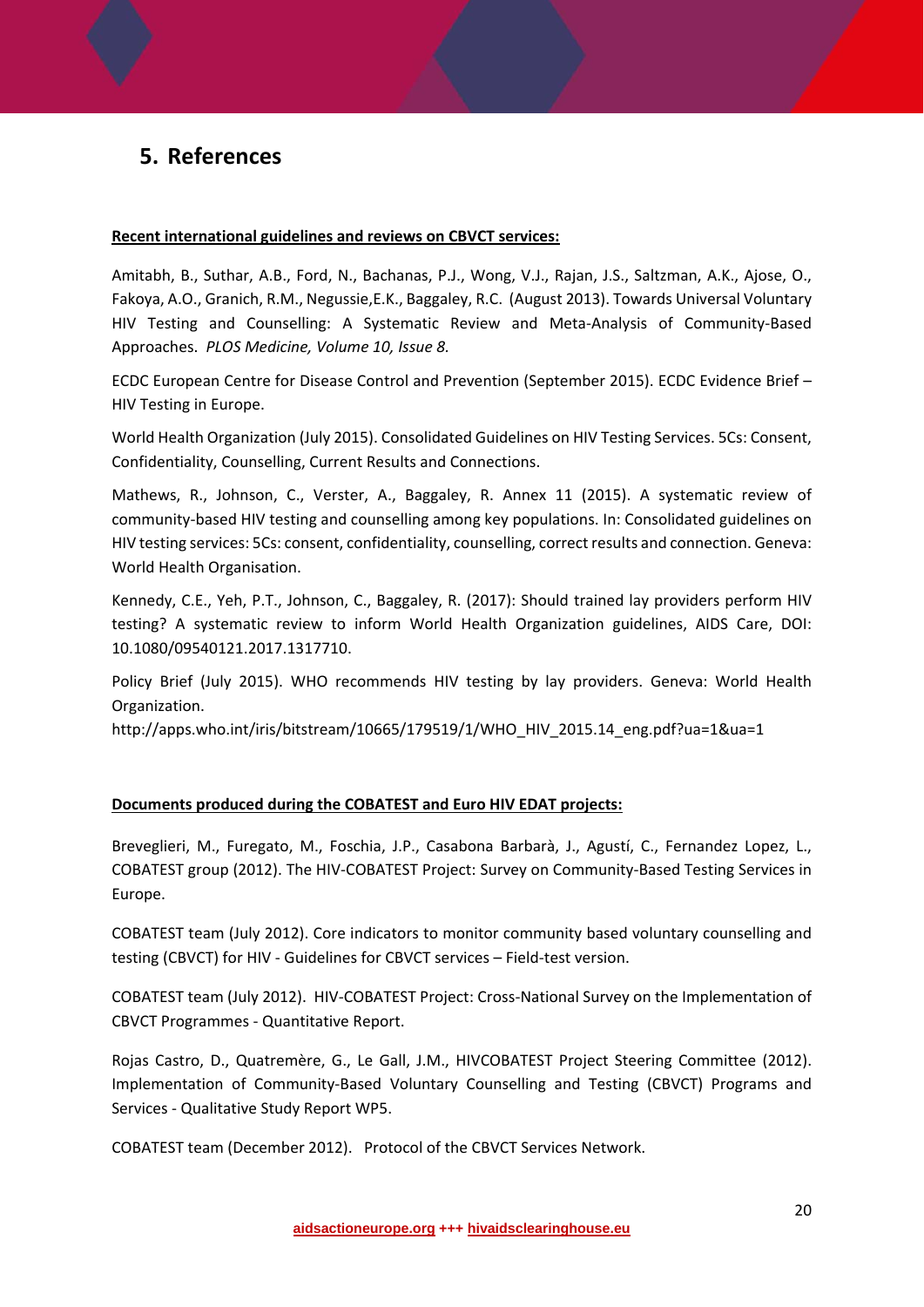## 5. References

**Recent international guidelines and reviews on CBVCT services:**

Amitabh, B., Suthar, A.B., Ford, N., Bachanas, P.J., Wong, V.J., Rajan, J.S., Saltzman, A.K., Ajose, O., Fakoya, A.O., Granich, R.M., Negussie,E.K., Baggaley, R.C. (August 2013). Towards Universal Voluntary HIV Testing and Counselling: A Systematic Review and Meta-Analysis of Community-Based Approaches. *PLOS Medicine, Volume 10, Issue 8.*

ECDC European Centre for Disease Control and Prevention (September 2015). ECDC Evidence Brief – HIV Testing in Europe.

World Health Organization (July 2015). Consolidated Guidelines on HIV Testing Services. 5Cs: Consent, Confidentiality, Counselling, Current Results and Connections.

Mathews, R., Johnson, C., Verster, A., Baggaley, R. Annex 11 (2015). A systematic review of community-based HIV testing and counselling among key populations. In: Consolidated guidelines on HIV testing services: 5Cs: consent, confidentiality, counselling, correct results and connection. Geneva: World Health Organisation.

Kennedy, C.E., Yeh, P.T., Johnson, C., Baggaley, R. (2017): Should trained lay providers perform HIV testing? A systematic review to inform World Health Organization guidelines, AIDS Care, DOI: 10.1080/09540121.2017.1317710.

Policy Brief (July 2015). WHO recommends HIV testing by lay providers. Geneva: World Health Organization.
http://apps.who.int/iris/bitstream/10665/179519/1/WHO_HIV_2015.14_eng.pdf?ua=1&ua=1

**Documents produced during the COBATEST and Euro HIV EDAT projects:**

Breveglieri, M., Furegato, M., Foschia, J.P., Casabona Barbarà, J., Agustí, C., Fernandez Lopez, L., COBATEST group (2012). The HIV-COBATEST Project: Survey on Community-Based Testing Services in Europe.

COBATEST team (July 2012). Core indicators to monitor community based voluntary counselling and testing (CBVCT) for HIV - Guidelines for CBVCT services – Field-test version.

COBATEST team (July 2012). HIV-COBATEST Project: Cross-National Survey on the Implementation of CBVCT Programmes - Quantitative Report.

Rojas Castro, D., Quatremère, G., Le Gall, J.M., HIVCOBATEST Project Steering Committee (2012). Implementation of Community-Based Voluntary Counselling and Testing (CBVCT) Programs and Services - Qualitative Study Report WP5.

COBATEST team (December 2012). Protocol of the CBVCT Services Network.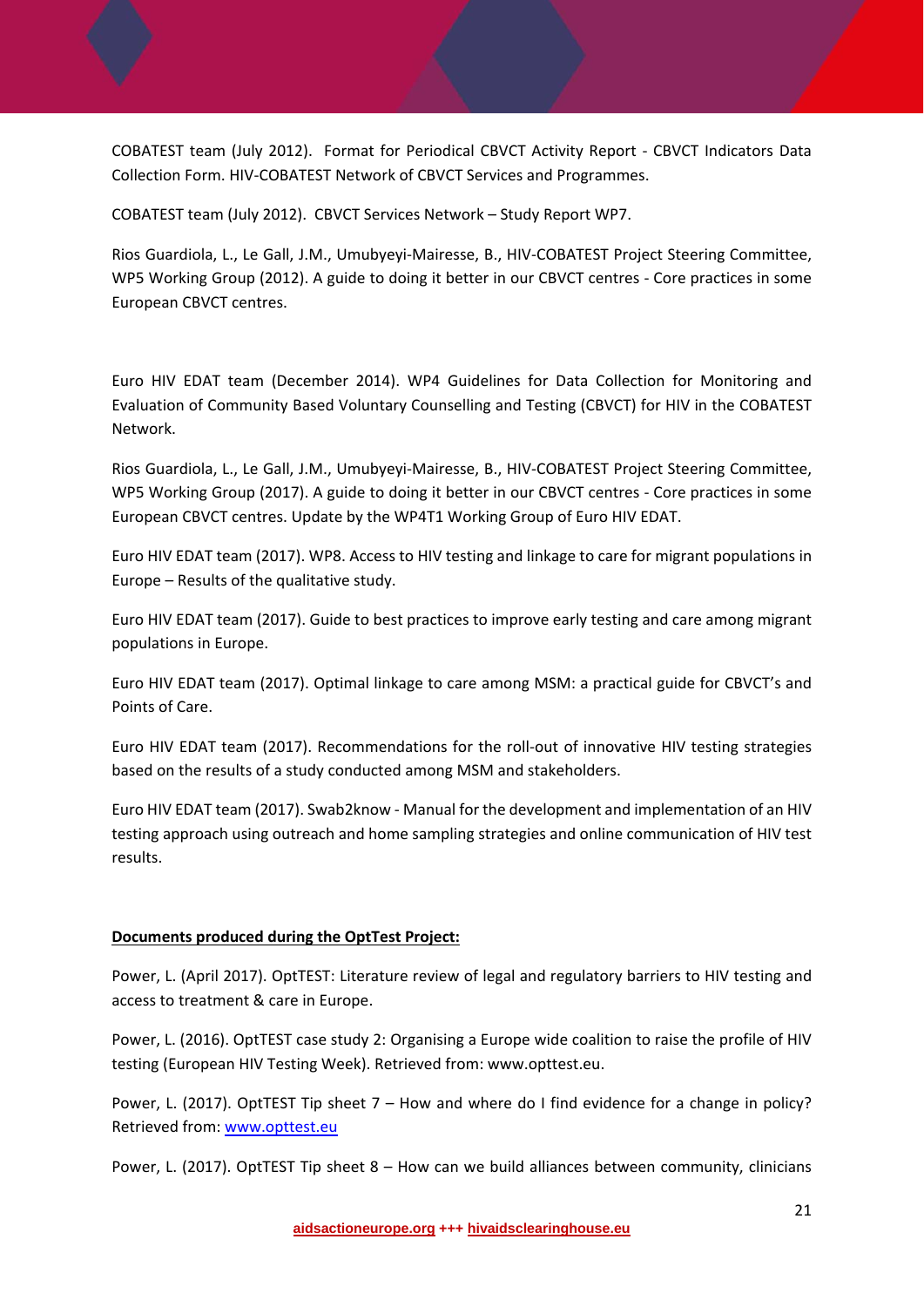COBATEST team (July 2012). Format for Periodical CBVCT Activity Report - CBVCT Indicators Data Collection Form. HIV-COBATEST Network of CBVCT Services and Programmes.

COBATEST team (July 2012). CBVCT Services Network – Study Report WP7.

Rios Guardiola, L., Le Gall, J.M., Umubyeyi-Mairesse, B., HIV-COBATEST Project Steering Committee, WP5 Working Group (2012). A guide to doing it better in our CBVCT centres - Core practices in some European CBVCT centres.

Euro HIV EDAT team (December 2014). WP4 Guidelines for Data Collection for Monitoring and Evaluation of Community Based Voluntary Counselling and Testing (CBVCT) for HIV in the COBATEST Network.

Rios Guardiola, L., Le Gall, J.M., Umubyeyi-Mairesse, B., HIV-COBATEST Project Steering Committee, WP5 Working Group (2017). A guide to doing it better in our CBVCT centres - Core practices in some European CBVCT centres. Update by the WP4T1 Working Group of Euro HIV EDAT.

Euro HIV EDAT team (2017). WP8. Access to HIV testing and linkage to care for migrant populations in Europe – Results of the qualitative study.

Euro HIV EDAT team (2017). Guide to best practices to improve early testing and care among migrant populations in Europe.

Euro HIV EDAT team (2017). Optimal linkage to care among MSM: a practical guide for CBVCT's and Points of Care.

Euro HIV EDAT team (2017). Recommendations for the roll-out of innovative HIV testing strategies based on the results of a study conducted among MSM and stakeholders.

Euro HIV EDAT team (2017). Swab2know - Manual for the development and implementation of an HIV testing approach using outreach and home sampling strategies and online communication of HIV test results.

**Documents produced during the OptTest Project:**

Power, L. (April 2017). OptTEST: Literature review of legal and regulatory barriers to HIV testing and access to treatment & care in Europe.

Power, L. (2016). OptTEST case study 2: Organising a Europe wide coalition to raise the profile of HIV testing (European HIV Testing Week). Retrieved from: www.opttest.eu.

Power, L. (2017). OptTEST Tip sheet 7 – How and where do I find evidence for a change in policy? Retrieved from: www.opttest.eu

Power, L. (2017). OptTEST Tip sheet 8 – How can we build alliances between community, clinicians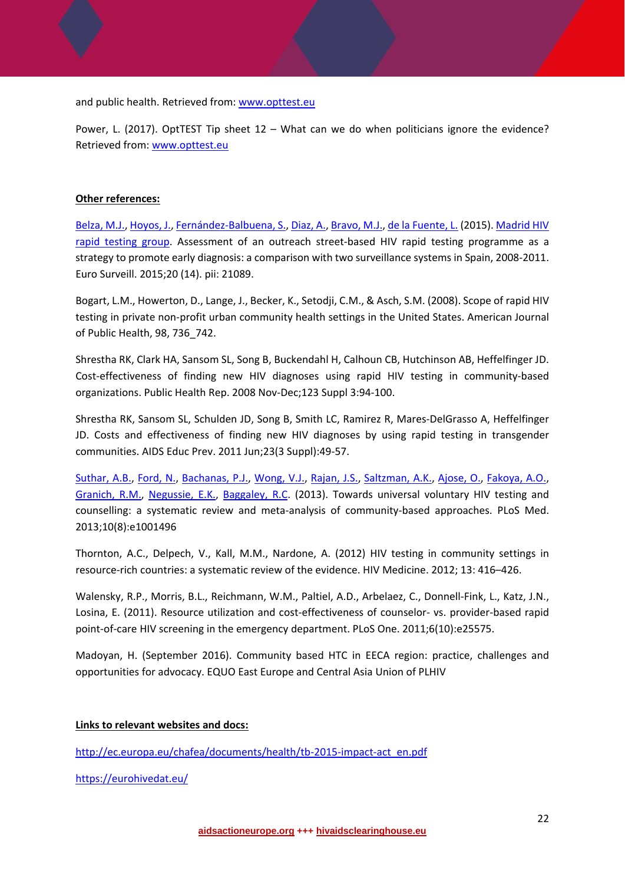and public health. Retrieved from: [www.opttest.eu](www.opttest.eu)

Power, L. (2017). OptTEST Tip sheet 12 – What can we do when politicians ignore the evidence? Retrieved from: [www.opttest.eu](www.opttest.eu)

**Other references:**

Belza, M.J., Hoyos, J., Fernández-Balbuena, S., Diaz, A., Bravo, M.J., de la Fuente, L. (2015). Madrid HIV rapid testing group. Assessment of an outreach street-based HIV rapid testing programme as a strategy to promote early diagnosis: a comparison with two surveillance systems in Spain, 2008-2011. Euro Surveill. 2015;20 (14). pii: 21089.

Bogart, L.M., Howerton, D., Lange, J., Becker, K., Setodji, C.M., & Asch, S.M. (2008). Scope of rapid HIV testing in private non-profit urban community health settings in the United States. American Journal of Public Health, 98, 736_742.

Shrestha RK, Clark HA, Sansom SL, Song B, Buckendahl H, Calhoun CB, Hutchinson AB, Heffelfinger JD. Cost-effectiveness of finding new HIV diagnoses using rapid HIV testing in community-based organizations. Public Health Rep. 2008 Nov-Dec;123 Suppl 3:94-100.

Shrestha RK, Sansom SL, Schulden JD, Song B, Smith LC, Ramirez R, Mares-DelGrasso A, Heffelfinger JD. Costs and effectiveness of finding new HIV diagnoses by using rapid testing in transgender communities. AIDS Educ Prev. 2011 Jun;23(3 Suppl):49-57.

Suthar, A.B., Ford, N., Bachanas, P.J., Wong, V.J., Rajan, J.S., Saltzman, A.K., Ajose, O., Fakoya, A.O., Granich, R.M., Negussie, E.K., Baggaley, R.C. (2013). Towards universal voluntary HIV testing and counselling: a systematic review and meta-analysis of community-based approaches. PLoS Med. 2013;10(8):e1001496

Thornton, A.C., Delpech, V., Kall, M.M., Nardone, A. (2012) HIV testing in community settings in resource-rich countries: a systematic review of the evidence. HIV Medicine. 2012; 13: 416–426.

Walensky, R.P., Morris, B.L., Reichmann, W.M., Paltiel, A.D., Arbelaez, C., Donnell-Fink, L., Katz, J.N., Losina, E. (2011). Resource utilization and cost-effectiveness of counselor- vs. provider-based rapid point-of-care HIV screening in the emergency department. PLoS One. 2011;6(10):e25575.

Madoyan, H. (September 2016). Community based HTC in EECA region: practice, challenges and opportunities for advocacy. EQUO East Europe and Central Asia Union of PLHIV

**Links to relevant websites and docs:**

[http://ec.europa.eu/chafea/documents/health/tb-2015-impact-act_en.pdf](http://ec.europa.eu/chafea/documents/health/tb-2015-impact-act_en.pdf)

[https://eurohivedat.eu/](https://eurohivedat.eu/)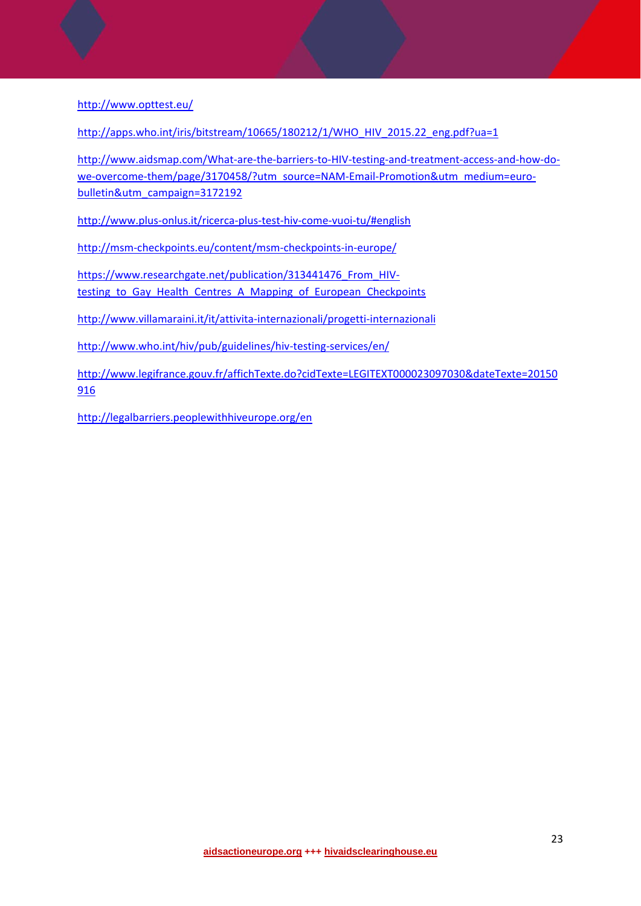http://www.opttest.eu/

http://apps.who.int/iris/bitstream/10665/180212/1/WHO_HIV_2015.22_eng.pdf?ua=1

http://www.aidsmap.com/What-are-the-barriers-to-HIV-testing-and-treatment-access-and-how-do-we-overcome-them/page/3170458/?utm_source=NAM-Email-Promotion&utm_medium=euro-bulletin&utm_campaign=3172192

http://www.plus-onlus.it/ricerca-plus-test-hiv-come-vuoi-tu/#english

http://msm-checkpoints.eu/content/msm-checkpoints-in-europe/

https://www.researchgate.net/publication/313441476_From_HIV-testing_to_Gay_Health_Centres_A_Mapping_of_European_Checkpoints

http://www.villamaraini.it/it/attivita-internazionali/progetti-internazionali

http://www.who.int/hiv/pub/guidelines/hiv-testing-services/en/

http://www.legifrance.gouv.fr/affichTexte.do?cidTexte=LEGITEXT000023097030&dateTexte=20150916

http://legalbarriers.peoplewithhiveurope.org/en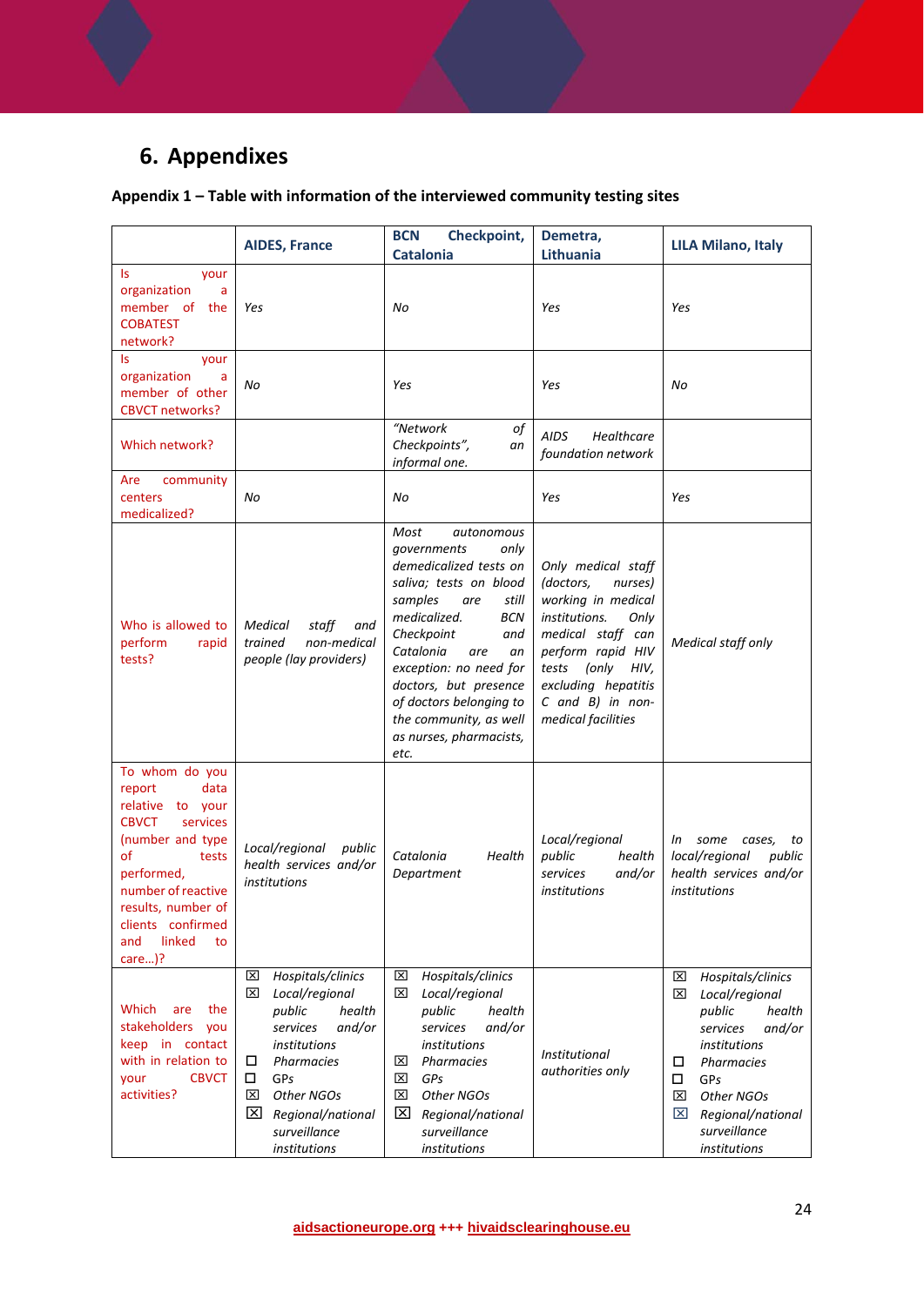## 6. Appendixes

**Appendix 1 – Table with information of the interviewed community testing sites**

| | AIDES, France | BCN Checkpoint, Catalonia | Demetra, Lithuania | LILA Milano, Italy |
|---|---|---|---|---|
| Is your organization a member of the COBATEST network? | *Yes* | *No* | *Yes* | *Yes* |
| Is your organization a member of other CBVCT networks? | *No* | *Yes* | *Yes* | *No* |
| Which network? | | *"Network of Checkpoints", an informal one.* | *AIDS Healthcare foundation network* | |
| Are community centers medicalized? | *No* | *No* | *Yes* | *Yes* |
| Who is allowed to perform rapid tests? | *Medical staff and trained non-medical people (lay providers)* | *Most autonomous governments only demedicalized tests on saliva; tests on blood samples are still medicalized. BCN Checkpoint and Catalonia are an exception: no need for doctors, but presence of doctors belonging to the community, as well as nurses, pharmacists, etc.* | *Only medical staff (doctors, nurses) working in medical institutions. Only medical staff can perform rapid HIV tests (only HIV, excluding hepatitis C and B) in non-medical facilities* | *Medical staff only* |
| To whom do you report data relative to your CBVCT services (number and type of tests performed, number of reactive results, number of clients confirmed and linked to care…)? | *Local/regional public health services and/or institutions* | *Catalonia Health Department* | *Local/regional public health services and/or institutions* | *In some cases, to local/regional public health services and/or institutions* |
| Which are the stakeholders you keep in contact with in relation to your CBVCT activities? | ☒ *Hospitals/clinics*<br>☒ *Local/regional public health services and/or institutions*<br>☐ *Pharmacies*<br>☐ GPs<br>☒ *Other NGOs*<br>☒ *Regional/national surveillance institutions* | ☒ *Hospitals/clinics*<br>☒ *Local/regional public health services and/or institutions*<br>☒ *Pharmacies*<br>☒ *GPs*<br>☒ *Other NGOs*<br>☒ *Regional/national surveillance institutions* | *Institutional authorities only* | ☒ *Hospitals/clinics*<br>☒ *Local/regional public health services and/or institutions*<br>☐ *Pharmacies*<br>☐ GPs<br>☒ *Other NGOs*<br>☒ *Regional/national surveillance institutions* |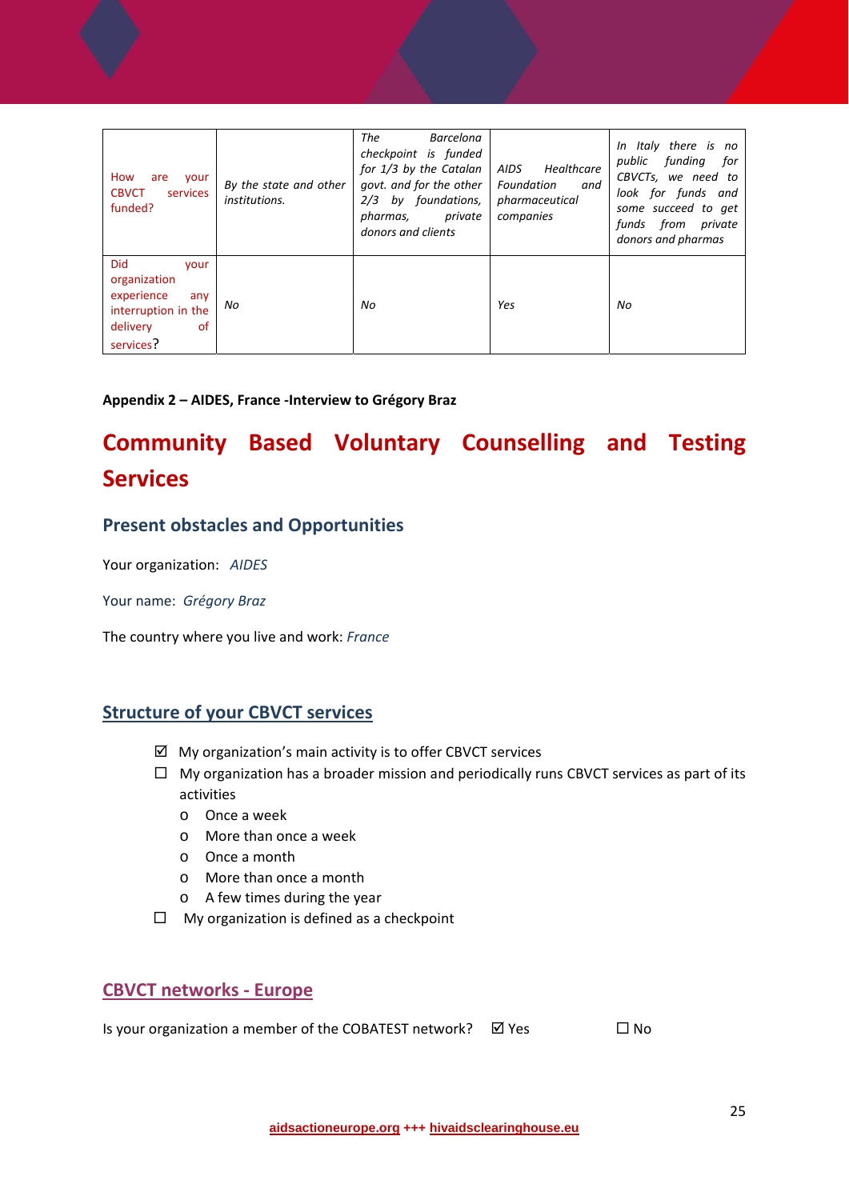| How are your CBVCT services funded? | *By the state and other institutions.* | *The Barcelona checkpoint is funded for 1/3 by the Catalan govt. and for the other 2/3 by foundations, pharmas, private donors and clients* | *AIDS Healthcare Foundation and pharmaceutical companies* | *In Italy there is no public funding for CBVCTs, we need to look for funds and some succeed to get funds from private donors and pharmas* |
|---|---|---|---|---|
| Did your organization experience any interruption in the delivery of services? | *No* | *No* | *Yes* | *No* |

**Appendix 2 – AIDES, France -Interview to Grégory Braz**

# Community Based Voluntary Counselling and Testing Services

## Present obstacles and Opportunities

Your organization: *AIDES*

Your name: *Grégory Braz*

The country where you live and work: *France*

## Structure of your CBVCT services

- ☑ My organization's main activity is to offer CBVCT services
- ☐ My organization has a broader mission and periodically runs CBVCT services as part of its activities
  - o Once a week
  - o More than once a week
  - o Once a month
  - o More than once a month
  - o A few times during the year
- ☐ My organization is defined as a checkpoint

## CBVCT networks - Europe

Is your organization a member of the COBATEST network? ☑ Yes ☐ No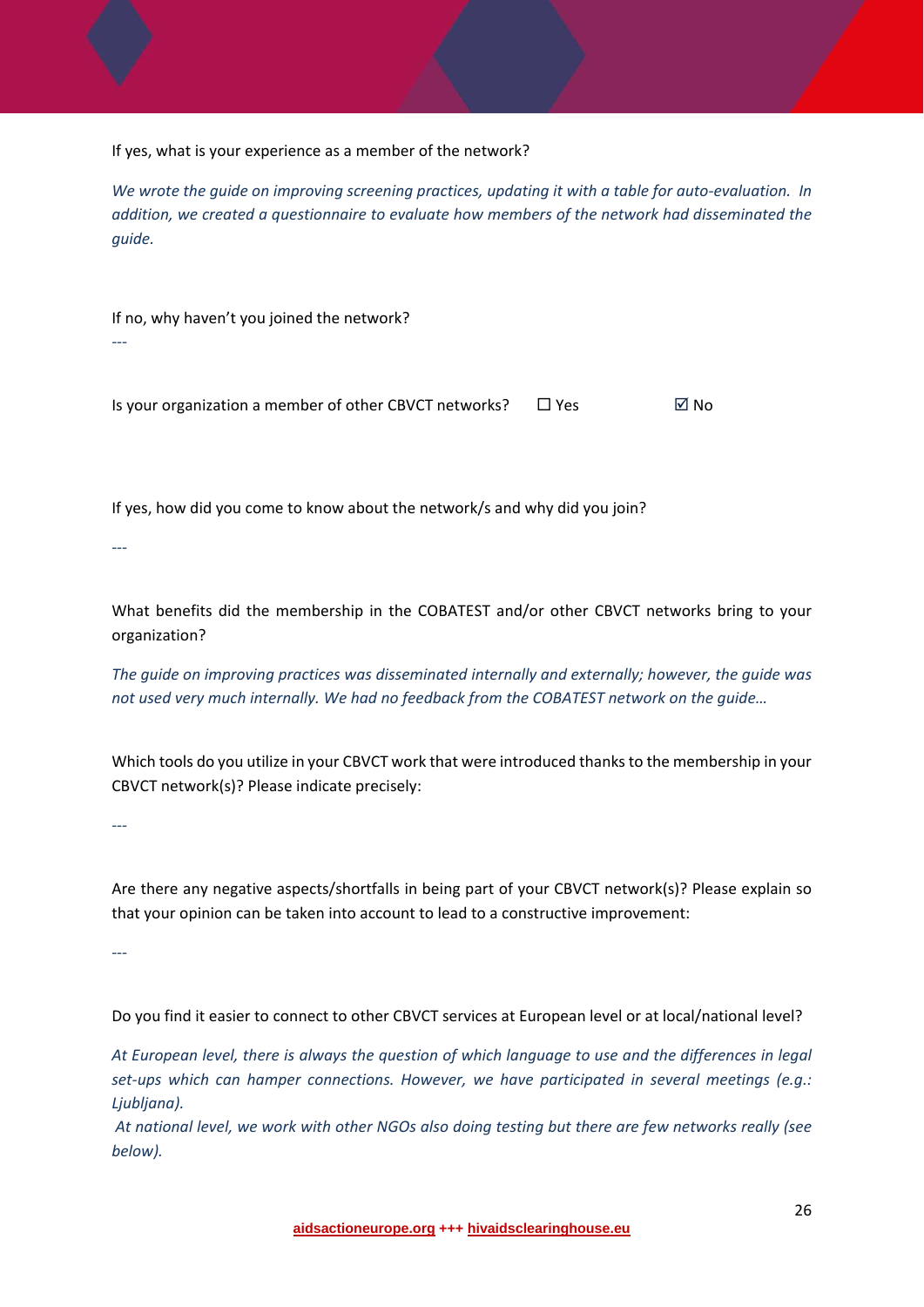If yes, what is your experience as a member of the network?

*We wrote the guide on improving screening practices, updating it with a table for auto-evaluation. In addition, we created a questionnaire to evaluate how members of the network had disseminated the guide.*

If no, why haven't you joined the network?

---

Is your organization a member of other CBVCT networks? ☐ Yes ☑ No

If yes, how did you come to know about the network/s and why did you join?

---

What benefits did the membership in the COBATEST and/or other CBVCT networks bring to your organization?

*The guide on improving practices was disseminated internally and externally; however, the guide was not used very much internally. We had no feedback from the COBATEST network on the guide…*

Which tools do you utilize in your CBVCT work that were introduced thanks to the membership in your CBVCT network(s)? Please indicate precisely:

---

Are there any negative aspects/shortfalls in being part of your CBVCT network(s)? Please explain so that your opinion can be taken into account to lead to a constructive improvement:

---

Do you find it easier to connect to other CBVCT services at European level or at local/national level?

*At European level, there is always the question of which language to use and the differences in legal set-ups which can hamper connections. However, we have participated in several meetings (e.g.: Ljubljana).*

*At national level, we work with other NGOs also doing testing but there are few networks really (see below).*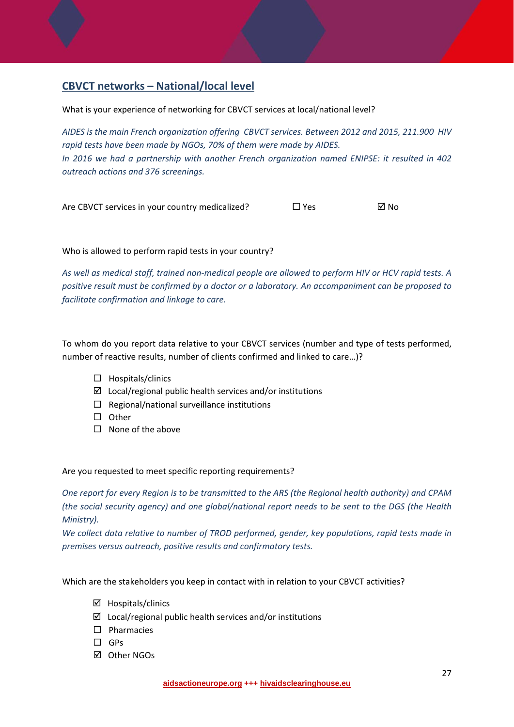## CBVCT networks – National/local level

What is your experience of networking for CBVCT services at local/national level?

*AIDES is the main French organization offering CBVCT services. Between 2012 and 2015, 211.900 HIV rapid tests have been made by NGOs, 70% of them were made by AIDES.*
*In 2016 we had a partnership with another French organization named ENIPSE: it resulted in 402 outreach actions and 376 screenings.*

Are CBVCT services in your country medicalized? ☐ Yes ☑ No

Who is allowed to perform rapid tests in your country?

*As well as medical staff, trained non-medical people are allowed to perform HIV or HCV rapid tests. A positive result must be confirmed by a doctor or a laboratory. An accompaniment can be proposed to facilitate confirmation and linkage to care.*

To whom do you report data relative to your CBVCT services (number and type of tests performed, number of reactive results, number of clients confirmed and linked to care…)?

- ☐ Hospitals/clinics
- ☑ Local/regional public health services and/or institutions
- ☐ Regional/national surveillance institutions
- ☐ Other
- ☐ None of the above

Are you requested to meet specific reporting requirements?

*One report for every Region is to be transmitted to the ARS (the Regional health authority) and CPAM (the social security agency) and one global/national report needs to be sent to the DGS (the Health Ministry).*
*We collect data relative to number of TROD performed, gender, key populations, rapid tests made in premises versus outreach, positive results and confirmatory tests.*

Which are the stakeholders you keep in contact with in relation to your CBVCT activities?

- ☑ Hospitals/clinics
- ☑ Local/regional public health services and/or institutions
- ☐ Pharmacies
- ☐ GPs
- ☑ Other NGOs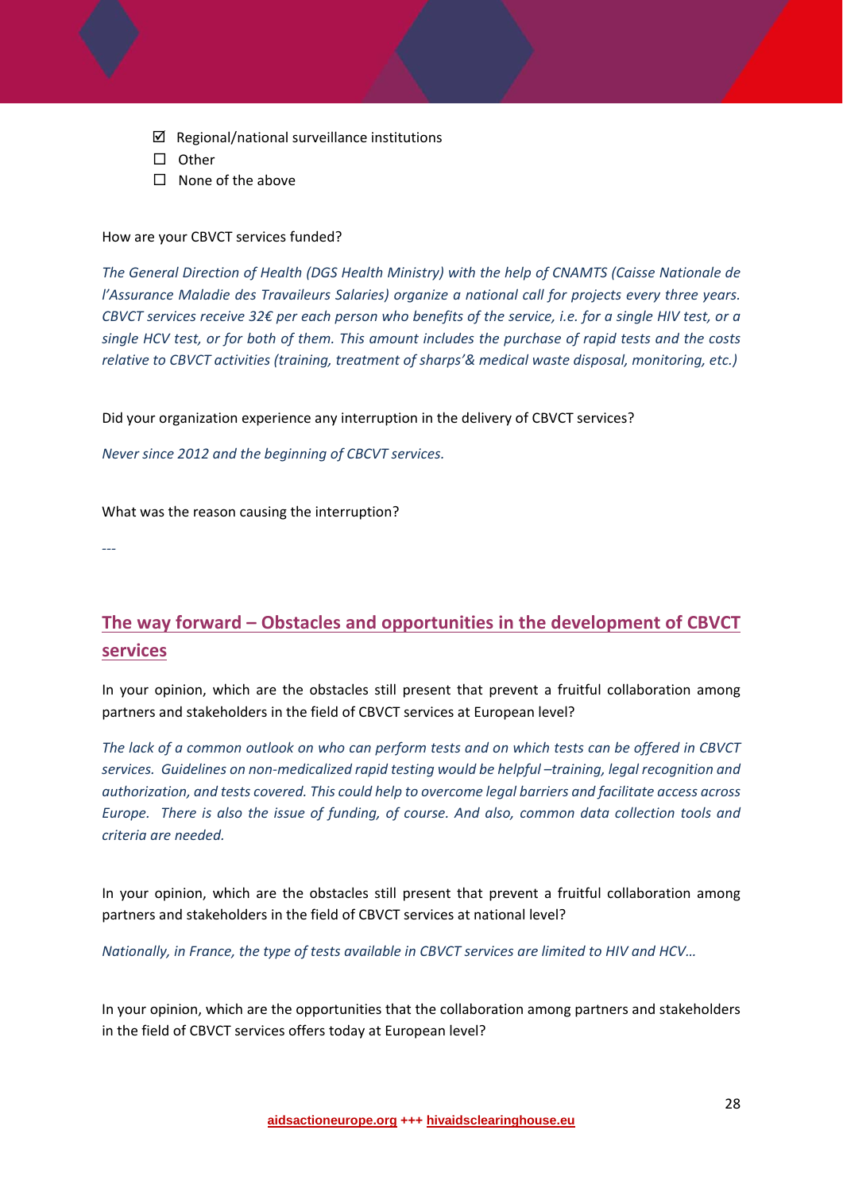- ☑ Regional/national surveillance institutions
- ☐ Other
- ☐ None of the above

How are your CBVCT services funded?

*The General Direction of Health (DGS Health Ministry) with the help of CNAMTS (Caisse Nationale de l'Assurance Maladie des Travaileurs Salaries) organize a national call for projects every three years. CBVCT services receive 32€ per each person who benefits of the service, i.e. for a single HIV test, or a single HCV test, or for both of them. This amount includes the purchase of rapid tests and the costs relative to CBVCT activities (training, treatment of sharps'& medical waste disposal, monitoring, etc.)*

Did your organization experience any interruption in the delivery of CBVCT services?

*Never since 2012 and the beginning of CBCVT services.*

What was the reason causing the interruption?

*---*

## The way forward – Obstacles and opportunities in the development of CBVCT services

In your opinion, which are the obstacles still present that prevent a fruitful collaboration among partners and stakeholders in the field of CBVCT services at European level?

*The lack of a common outlook on who can perform tests and on which tests can be offered in CBVCT services. Guidelines on non-medicalized rapid testing would be helpful –training, legal recognition and authorization, and tests covered. This could help to overcome legal barriers and facilitate access across Europe. There is also the issue of funding, of course. And also, common data collection tools and criteria are needed.*

In your opinion, which are the obstacles still present that prevent a fruitful collaboration among partners and stakeholders in the field of CBVCT services at national level?

*Nationally, in France, the type of tests available in CBVCT services are limited to HIV and HCV…*

In your opinion, which are the opportunities that the collaboration among partners and stakeholders in the field of CBVCT services offers today at European level?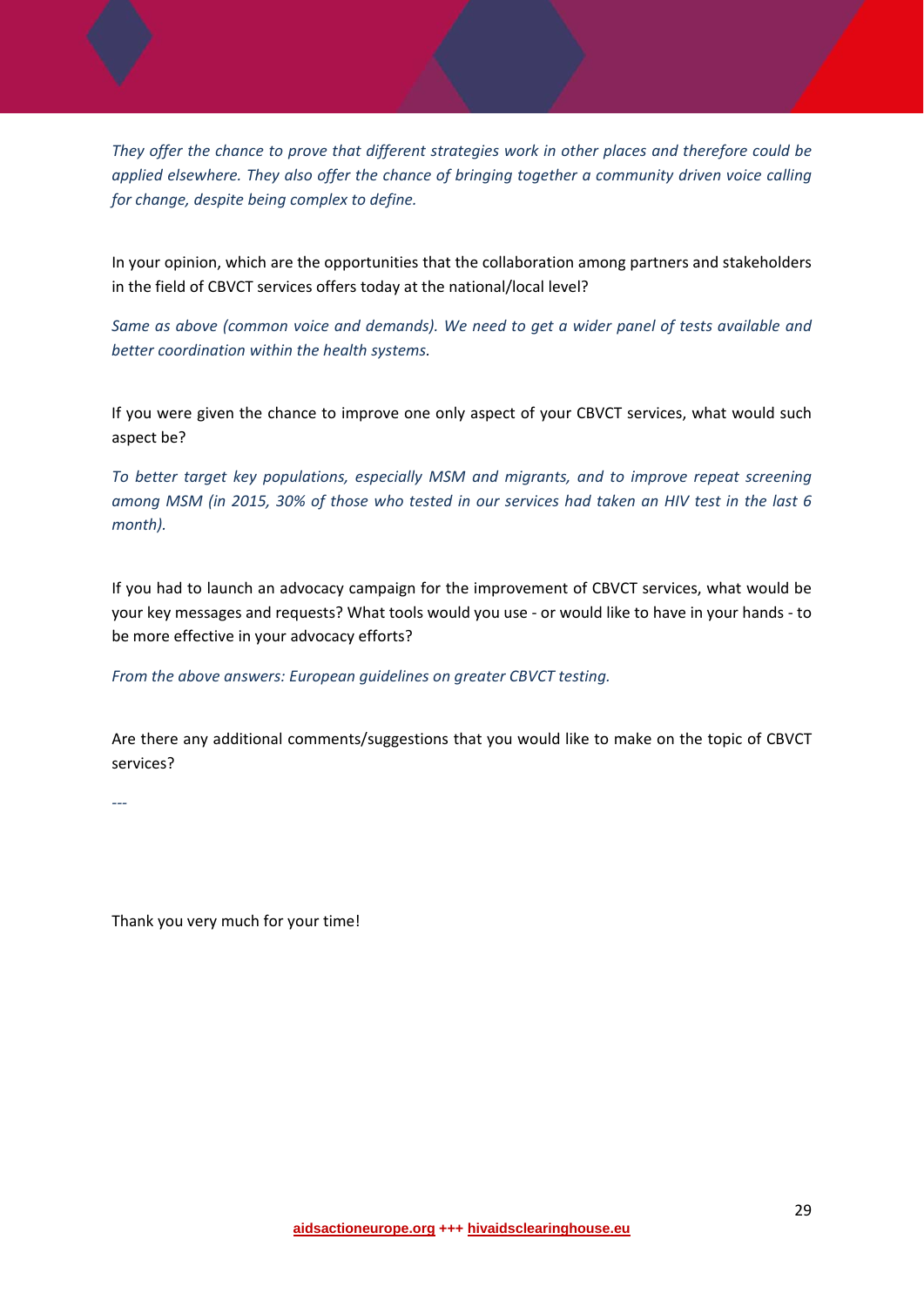*They offer the chance to prove that different strategies work in other places and therefore could be applied elsewhere. They also offer the chance of bringing together a community driven voice calling for change, despite being complex to define.*

In your opinion, which are the opportunities that the collaboration among partners and stakeholders in the field of CBVCT services offers today at the national/local level?

*Same as above (common voice and demands). We need to get a wider panel of tests available and better coordination within the health systems.*

If you were given the chance to improve one only aspect of your CBVCT services, what would such aspect be?

*To better target key populations, especially MSM and migrants, and to improve repeat screening among MSM (in 2015, 30% of those who tested in our services had taken an HIV test in the last 6 month).*

If you had to launch an advocacy campaign for the improvement of CBVCT services, what would be your key messages and requests? What tools would you use - or would like to have in your hands - to be more effective in your advocacy efforts?

*From the above answers: European guidelines on greater CBVCT testing.*

Are there any additional comments/suggestions that you would like to make on the topic of CBVCT services?

*---*

Thank you very much for your time!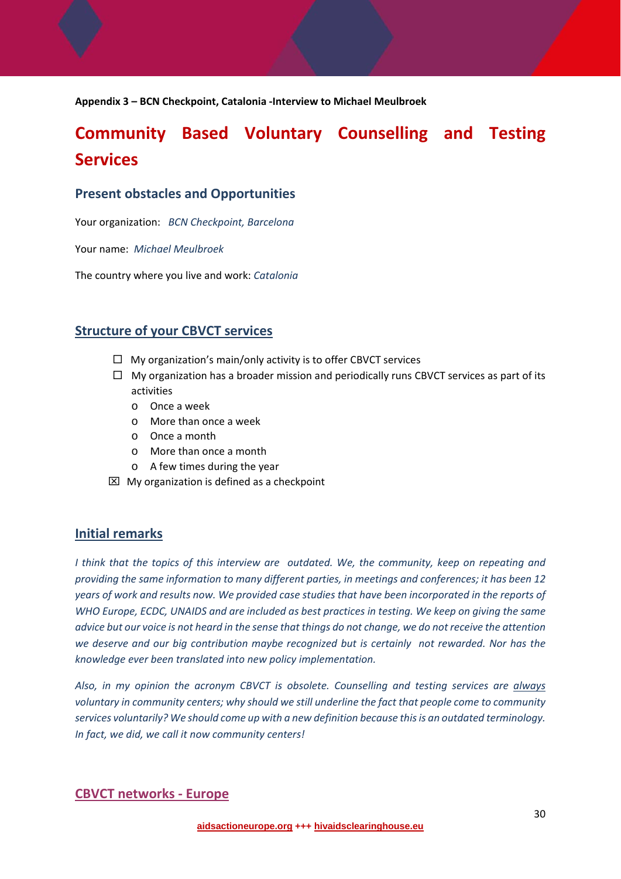**Appendix 3 – BCN Checkpoint, Catalonia -Interview to Michael Meulbroek**

# Community Based Voluntary Counselling and Testing Services

## Present obstacles and Opportunities

Your organization: *BCN Checkpoint, Barcelona*

Your name: *Michael Meulbroek*

The country where you live and work: *Catalonia*

## Structure of your CBVCT services

- ☐ My organization's main/only activity is to offer CBVCT services
- ☐ My organization has a broader mission and periodically runs CBVCT services as part of its activities
  - o Once a week
  - o More than once a week
  - o Once a month
  - o More than once a month
  - o A few times during the year
- ☒ My organization is defined as a checkpoint

## Initial remarks

*I think that the topics of this interview are outdated. We, the community, keep on repeating and providing the same information to many different parties, in meetings and conferences; it has been 12 years of work and results now. We provided case studies that have been incorporated in the reports of WHO Europe, ECDC, UNAIDS and are included as best practices in testing. We keep on giving the same advice but our voice is not heard in the sense that things do not change, we do not receive the attention we deserve and our big contribution maybe recognized but is certainly not rewarded. Nor has the knowledge ever been translated into new policy implementation.*

*Also, in my opinion the acronym CBVCT is obsolete. Counselling and testing services are always voluntary in community centers; why should we still underline the fact that people come to community services voluntarily? We should come up with a new definition because this is an outdated terminology. In fact, we did, we call it now community centers!*

## CBVCT networks - Europe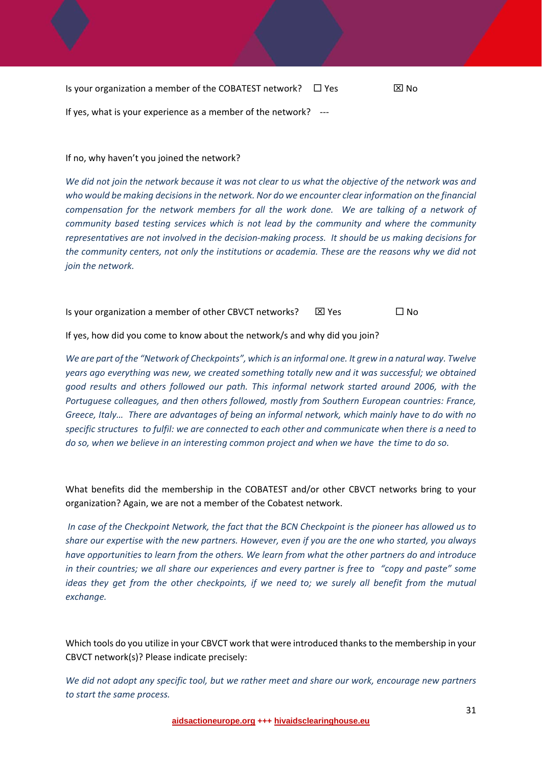Is your organization a member of the COBATEST network? ☐ Yes ☒ No

If yes, what is your experience as a member of the network? ---

If no, why haven't you joined the network?

*We did not join the network because it was not clear to us what the objective of the network was and who would be making decisions in the network. Nor do we encounter clear information on the financial compensation for the network members for all the work done. We are talking of a network of community based testing services which is not lead by the community and where the community representatives are not involved in the decision-making process. It should be us making decisions for the community centers, not only the institutions or academia. These are the reasons why we did not join the network.*

Is your organization a member of other CBVCT networks? ☒ Yes ☐ No

If yes, how did you come to know about the network/s and why did you join?

*We are part of the "Network of Checkpoints", which is an informal one. It grew in a natural way. Twelve years ago everything was new, we created something totally new and it was successful; we obtained good results and others followed our path. This informal network started around 2006, with the Portuguese colleagues, and then others followed, mostly from Southern European countries: France, Greece, Italy… There are advantages of being an informal network, which mainly have to do with no specific structures to fulfil: we are connected to each other and communicate when there is a need to do so, when we believe in an interesting common project and when we have the time to do so.*

What benefits did the membership in the COBATEST and/or other CBVCT networks bring to your organization? Again, we are not a member of the Cobatest network.

*In case of the Checkpoint Network, the fact that the BCN Checkpoint is the pioneer has allowed us to share our expertise with the new partners. However, even if you are the one who started, you always have opportunities to learn from the others. We learn from what the other partners do and introduce in their countries; we all share our experiences and every partner is free to "copy and paste" some ideas they get from the other checkpoints, if we need to; we surely all benefit from the mutual exchange.*

Which tools do you utilize in your CBVCT work that were introduced thanks to the membership in your CBVCT network(s)? Please indicate precisely:

*We did not adopt any specific tool, but we rather meet and share our work, encourage new partners to start the same process.*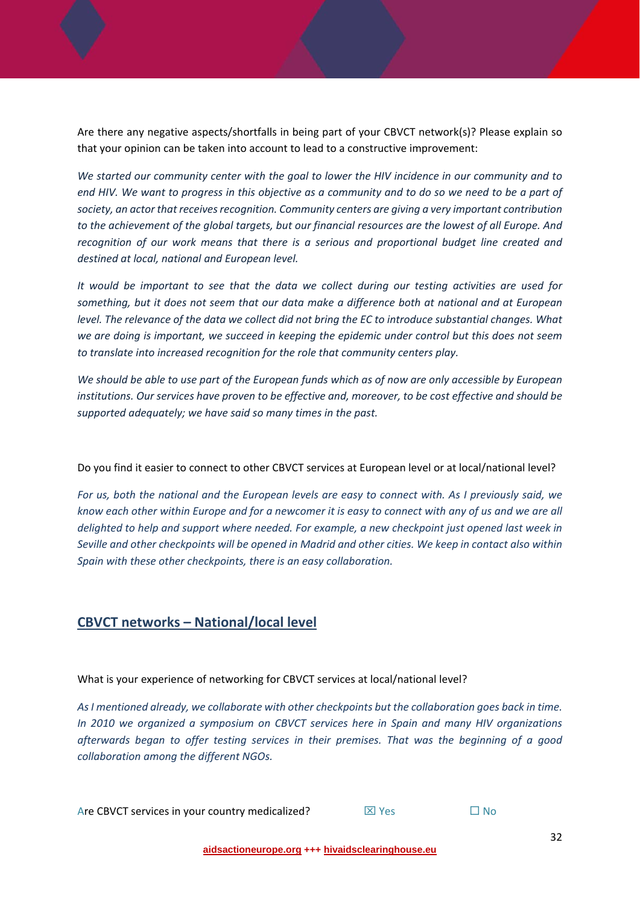Are there any negative aspects/shortfalls in being part of your CBVCT network(s)? Please explain so that your opinion can be taken into account to lead to a constructive improvement:

*We started our community center with the goal to lower the HIV incidence in our community and to end HIV. We want to progress in this objective as a community and to do so we need to be a part of society, an actor that receives recognition. Community centers are giving a very important contribution to the achievement of the global targets, but our financial resources are the lowest of all Europe. And recognition of our work means that there is a serious and proportional budget line created and destined at local, national and European level.*

*It would be important to see that the data we collect during our testing activities are used for something, but it does not seem that our data make a difference both at national and at European level. The relevance of the data we collect did not bring the EC to introduce substantial changes. What we are doing is important, we succeed in keeping the epidemic under control but this does not seem to translate into increased recognition for the role that community centers play.*

*We should be able to use part of the European funds which as of now are only accessible by European institutions. Our services have proven to be effective and, moreover, to be cost effective and should be supported adequately; we have said so many times in the past.*

Do you find it easier to connect to other CBVCT services at European level or at local/national level?

*For us, both the national and the European levels are easy to connect with. As I previously said, we know each other within Europe and for a newcomer it is easy to connect with any of us and we are all delighted to help and support where needed. For example, a new checkpoint just opened last week in Seville and other checkpoints will be opened in Madrid and other cities. We keep in contact also within Spain with these other checkpoints, there is an easy collaboration.*

## CBVCT networks – National/local level

What is your experience of networking for CBVCT services at local/national level?

*As I mentioned already, we collaborate with other checkpoints but the collaboration goes back in time. In 2010 we organized a symposium on CBVCT services here in Spain and many HIV organizations afterwards began to offer testing services in their premises. That was the beginning of a good collaboration among the different NGOs.*

Are CBVCT services in your country medicalized? ☒ Yes ☐ No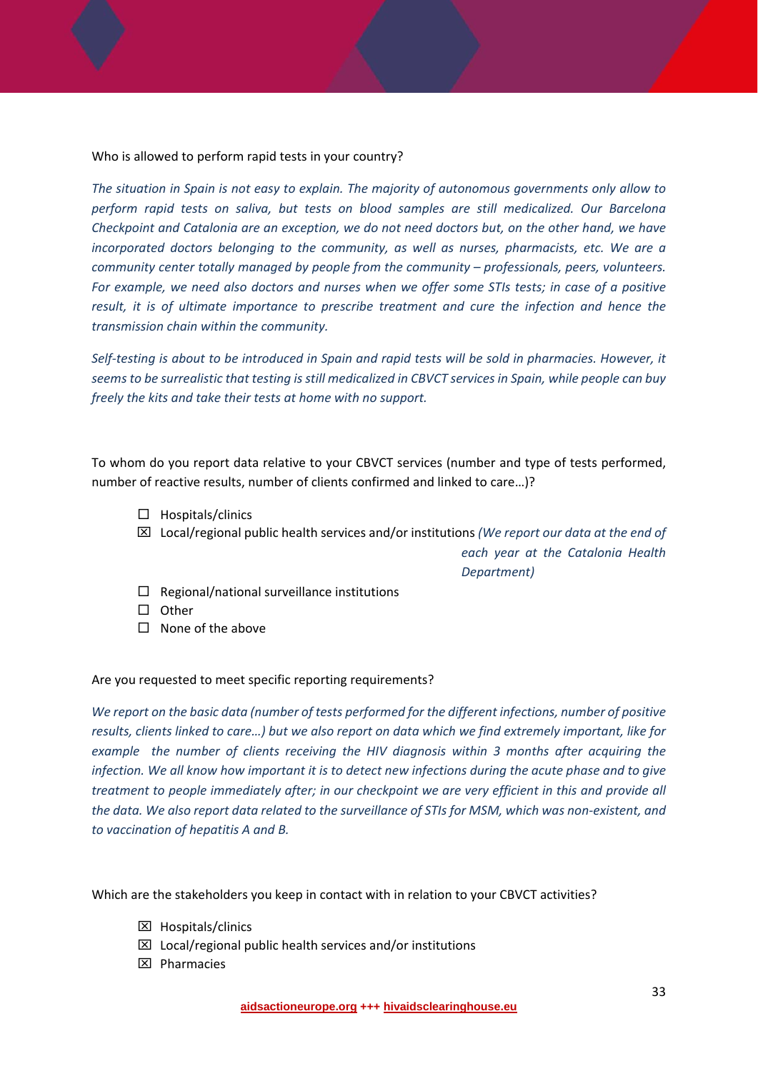Who is allowed to perform rapid tests in your country?

*The situation in Spain is not easy to explain. The majority of autonomous governments only allow to perform rapid tests on saliva, but tests on blood samples are still medicalized. Our Barcelona Checkpoint and Catalonia are an exception, we do not need doctors but, on the other hand, we have incorporated doctors belonging to the community, as well as nurses, pharmacists, etc. We are a community center totally managed by people from the community – professionals, peers, volunteers. For example, we need also doctors and nurses when we offer some STIs tests; in case of a positive result, it is of ultimate importance to prescribe treatment and cure the infection and hence the transmission chain within the community.*

*Self-testing is about to be introduced in Spain and rapid tests will be sold in pharmacies. However, it seems to be surrealistic that testing is still medicalized in CBVCT services in Spain, while people can buy freely the kits and take their tests at home with no support.*

To whom do you report data relative to your CBVCT services (number and type of tests performed, number of reactive results, number of clients confirmed and linked to care…)?

- ☐ Hospitals/clinics
- ☒ Local/regional public health services and/or institutions *(We report our data at the end of each year at the Catalonia Health Department)*
- ☐ Regional/national surveillance institutions
- ☐ Other
- ☐ None of the above

Are you requested to meet specific reporting requirements?

*We report on the basic data (number of tests performed for the different infections, number of positive results, clients linked to care…) but we also report on data which we find extremely important, like for example the number of clients receiving the HIV diagnosis within 3 months after acquiring the infection. We all know how important it is to detect new infections during the acute phase and to give treatment to people immediately after; in our checkpoint we are very efficient in this and provide all the data. We also report data related to the surveillance of STIs for MSM, which was non-existent, and to vaccination of hepatitis A and B.*

Which are the stakeholders you keep in contact with in relation to your CBVCT activities?

- ☒ Hospitals/clinics
- ☒ Local/regional public health services and/or institutions
- ☒ Pharmacies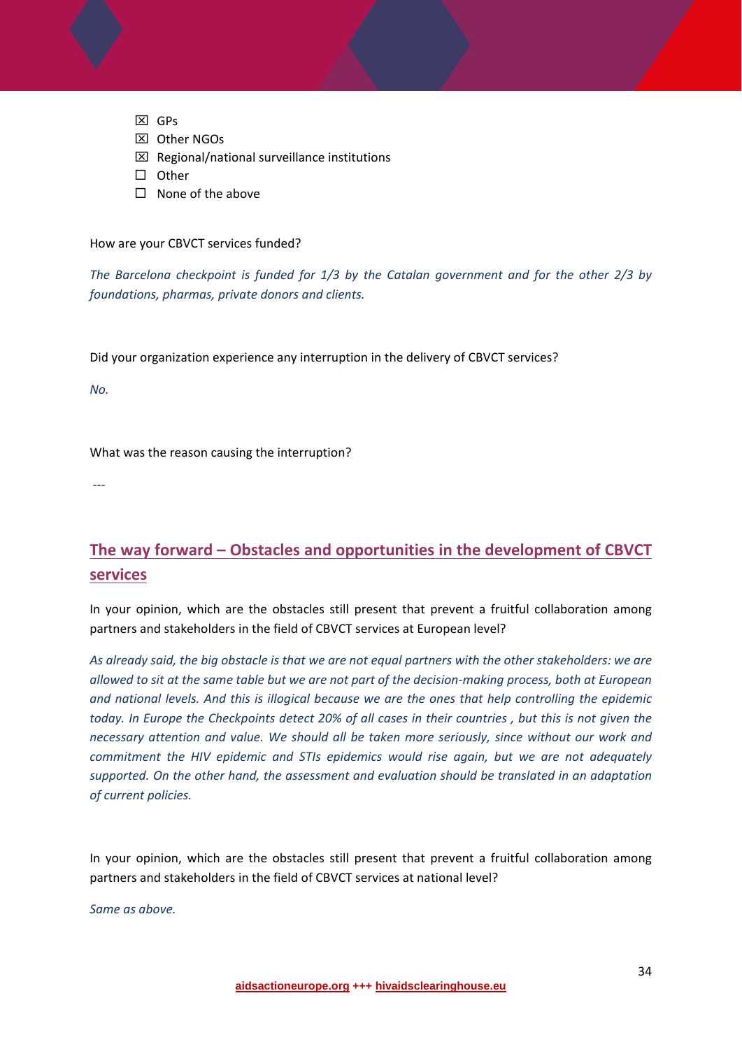- ☒ GPs
- ☒ Other NGOs
- ☒ Regional/national surveillance institutions
- ☐ Other
- ☐ None of the above

How are your CBVCT services funded?

*The Barcelona checkpoint is funded for 1/3 by the Catalan government and for the other 2/3 by foundations, pharmas, private donors and clients.*

Did your organization experience any interruption in the delivery of CBVCT services?

*No.*

What was the reason causing the interruption?

---

## The way forward – Obstacles and opportunities in the development of CBVCT services

In your opinion, which are the obstacles still present that prevent a fruitful collaboration among partners and stakeholders in the field of CBVCT services at European level?

*As already said, the big obstacle is that we are not equal partners with the other stakeholders: we are allowed to sit at the same table but we are not part of the decision-making process, both at European and national levels. And this is illogical because we are the ones that help controlling the epidemic today. In Europe the Checkpoints detect 20% of all cases in their countries , but this is not given the necessary attention and value. We should all be taken more seriously, since without our work and commitment the HIV epidemic and STIs epidemics would rise again, but we are not adequately supported. On the other hand, the assessment and evaluation should be translated in an adaptation of current policies.*

In your opinion, which are the obstacles still present that prevent a fruitful collaboration among partners and stakeholders in the field of CBVCT services at national level?

*Same as above.*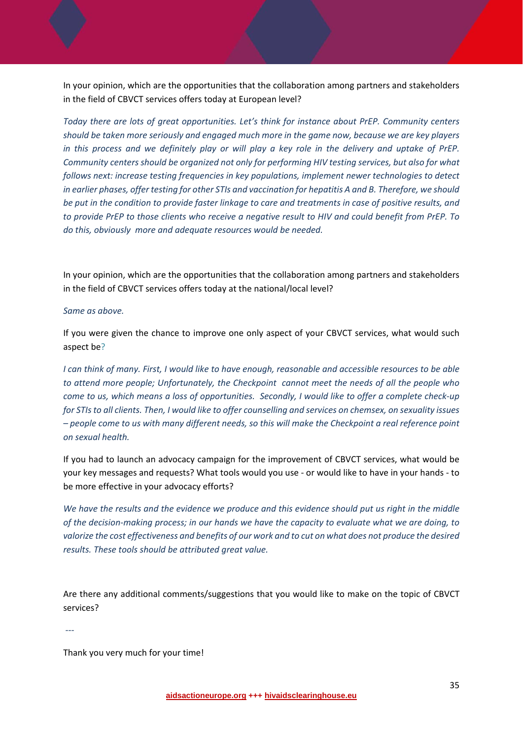In your opinion, which are the opportunities that the collaboration among partners and stakeholders in the field of CBVCT services offers today at European level?

*Today there are lots of great opportunities. Let's think for instance about PrEP. Community centers should be taken more seriously and engaged much more in the game now, because we are key players in this process and we definitely play or will play a key role in the delivery and uptake of PrEP. Community centers should be organized not only for performing HIV testing services, but also for what follows next: increase testing frequencies in key populations, implement newer technologies to detect in earlier phases, offer testing for other STIs and vaccination for hepatitis A and B. Therefore, we should be put in the condition to provide faster linkage to care and treatments in case of positive results, and to provide PrEP to those clients who receive a negative result to HIV and could benefit from PrEP. To do this, obviously more and adequate resources would be needed.*

In your opinion, which are the opportunities that the collaboration among partners and stakeholders in the field of CBVCT services offers today at the national/local level?

*Same as above.*

If you were given the chance to improve one only aspect of your CBVCT services, what would such aspect be?

*I can think of many. First, I would like to have enough, reasonable and accessible resources to be able to attend more people; Unfortunately, the Checkpoint cannot meet the needs of all the people who come to us, which means a loss of opportunities. Secondly, I would like to offer a complete check-up for STIs to all clients. Then, I would like to offer counselling and services on chemsex, on sexuality issues – people come to us with many different needs, so this will make the Checkpoint a real reference point on sexual health.*

If you had to launch an advocacy campaign for the improvement of CBVCT services, what would be your key messages and requests? What tools would you use - or would like to have in your hands - to be more effective in your advocacy efforts?

*We have the results and the evidence we produce and this evidence should put us right in the middle of the decision-making process; in our hands we have the capacity to evaluate what we are doing, to valorize the cost effectiveness and benefits of our work and to cut on what does not produce the desired results. These tools should be attributed great value.*

Are there any additional comments/suggestions that you would like to make on the topic of CBVCT services?

---

Thank you very much for your time!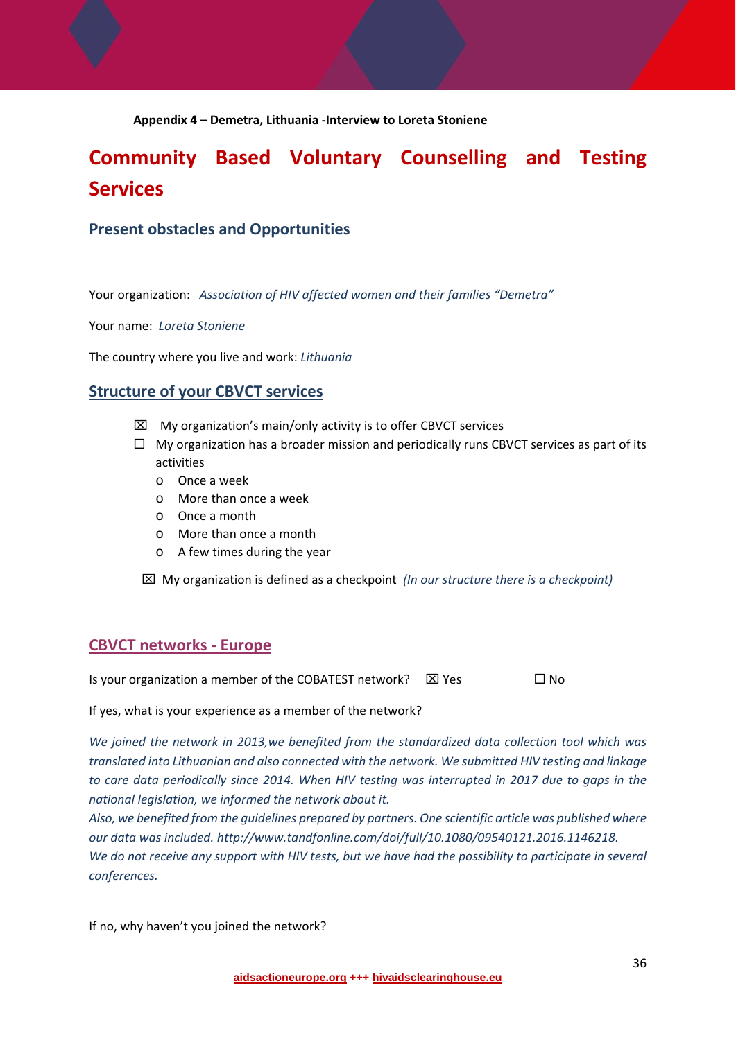**Appendix 4 – Demetra, Lithuania -Interview to Loreta Stoniene**

# Community Based Voluntary Counselling and Testing Services

## Present obstacles and Opportunities

Your organization: *Association of HIV affected women and their families "Demetra"*

Your name: *Loreta Stoniene*

The country where you live and work: *Lithuania*

## Structure of your CBVCT services

- ☒ My organization's main/only activity is to offer CBVCT services
- ☐ My organization has a broader mission and periodically runs CBVCT services as part of its activities
  - o Once a week
  - o More than once a week
  - o Once a month
  - o More than once a month
  - o A few times during the year

☒ My organization is defined as a checkpoint *(In our structure there is a checkpoint)*

## CBVCT networks - Europe

Is your organization a member of the COBATEST network? ☒ Yes ☐ No

If yes, what is your experience as a member of the network?

*We joined the network in 2013,we benefited from the standardized data collection tool which was translated into Lithuanian and also connected with the network. We submitted HIV testing and linkage to care data periodically since 2014. When HIV testing was interrupted in 2017 due to gaps in the national legislation, we informed the network about it.*
*Also, we benefited from the guidelines prepared by partners. One scientific article was published where our data was included. http://www.tandfonline.com/doi/full/10.1080/09540121.2016.1146218.*
*We do not receive any support with HIV tests, but we have had the possibility to participate in several conferences.*

If no, why haven't you joined the network?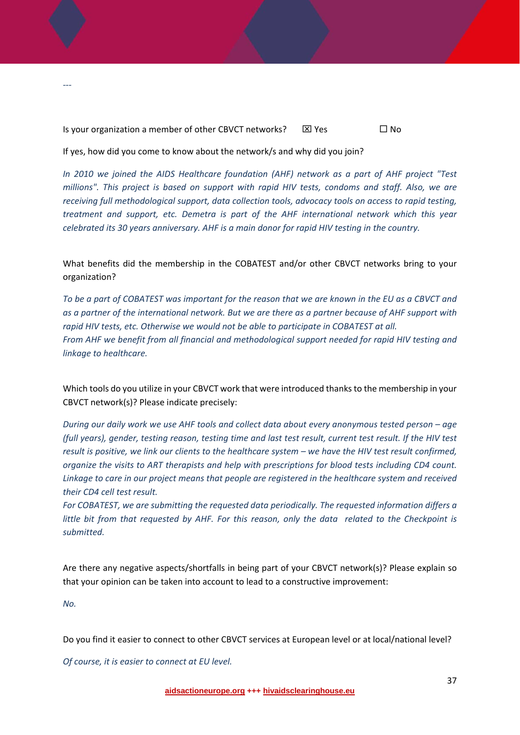---

Is your organization a member of other CBVCT networks? ☒ Yes ☐ No

If yes, how did you come to know about the network/s and why did you join?

*In 2010 we joined the AIDS Healthcare foundation (AHF) network as a part of AHF project "Test millions". This project is based on support with rapid HIV tests, condoms and staff. Also, we are receiving full methodological support, data collection tools, advocacy tools on access to rapid testing, treatment and support, etc. Demetra is part of the AHF international network which this year celebrated its 30 years anniversary. AHF is a main donor for rapid HIV testing in the country.*

What benefits did the membership in the COBATEST and/or other CBVCT networks bring to your organization?

*To be a part of COBATEST was important for the reason that we are known in the EU as a CBVCT and as a partner of the international network. But we are there as a partner because of AHF support with rapid HIV tests, etc. Otherwise we would not be able to participate in COBATEST at all.*
*From AHF we benefit from all financial and methodological support needed for rapid HIV testing and linkage to healthcare.*

Which tools do you utilize in your CBVCT work that were introduced thanks to the membership in your CBVCT network(s)? Please indicate precisely:

*During our daily work we use AHF tools and collect data about every anonymous tested person – age (full years), gender, testing reason, testing time and last test result, current test result. If the HIV test result is positive, we link our clients to the healthcare system – we have the HIV test result confirmed, organize the visits to ART therapists and help with prescriptions for blood tests including CD4 count. Linkage to care in our project means that people are registered in the healthcare system and received their CD4 cell test result.*
*For COBATEST, we are submitting the requested data periodically. The requested information differs a little bit from that requested by AHF. For this reason, only the data related to the Checkpoint is submitted.*

Are there any negative aspects/shortfalls in being part of your CBVCT network(s)? Please explain so that your opinion can be taken into account to lead to a constructive improvement:

*No.*

Do you find it easier to connect to other CBVCT services at European level or at local/national level?

*Of course, it is easier to connect at EU level.*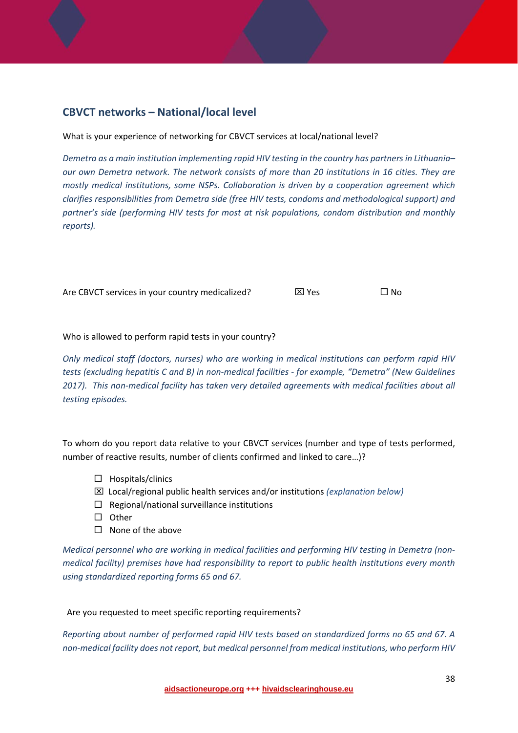## CBVCT networks – National/local level

What is your experience of networking for CBVCT services at local/national level?

*Demetra as a main institution implementing rapid HIV testing in the country has partners in Lithuania– our own Demetra network. The network consists of more than 20 institutions in 16 cities. They are mostly medical institutions, some NSPs. Collaboration is driven by a cooperation agreement which clarifies responsibilities from Demetra side (free HIV tests, condoms and methodological support) and partner's side (performing HIV tests for most at risk populations, condom distribution and monthly reports).*

Are CBVCT services in your country medicalized? ☒ Yes ☐ No

Who is allowed to perform rapid tests in your country?

*Only medical staff (doctors, nurses) who are working in medical institutions can perform rapid HIV tests (excluding hepatitis C and B) in non-medical facilities - for example, "Demetra" (New Guidelines 2017). This non-medical facility has taken very detailed agreements with medical facilities about all testing episodes.*

To whom do you report data relative to your CBVCT services (number and type of tests performed, number of reactive results, number of clients confirmed and linked to care…)?

- ☐ Hospitals/clinics
- ☒ Local/regional public health services and/or institutions *(explanation below)*
- ☐ Regional/national surveillance institutions
- ☐ Other
- ☐ None of the above

*Medical personnel who are working in medical facilities and performing HIV testing in Demetra (non-medical facility) premises have had responsibility to report to public health institutions every month using standardized reporting forms 65 and 67.*

Are you requested to meet specific reporting requirements?

*Reporting about number of performed rapid HIV tests based on standardized forms no 65 and 67. A non-medical facility does not report, but medical personnel from medical institutions, who perform HIV*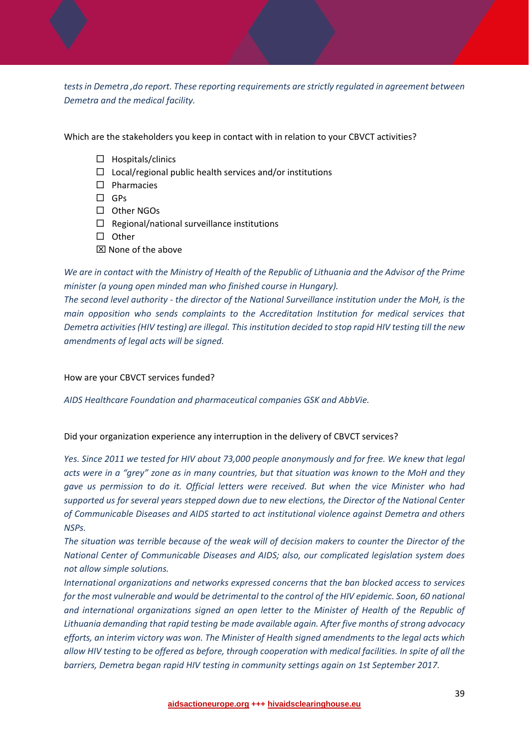*tests in Demetra ,do report. These reporting requirements are strictly regulated in agreement between Demetra and the medical facility.*

Which are the stakeholders you keep in contact with in relation to your CBVCT activities?

- ☐ Hospitals/clinics
- ☐ Local/regional public health services and/or institutions
- ☐ Pharmacies
- ☐ GPs
- ☐ Other NGOs
- ☐ Regional/national surveillance institutions
- ☐ Other
- ☒ None of the above

*We are in contact with the Ministry of Health of the Republic of Lithuania and the Advisor of the Prime minister (a young open minded man who finished course in Hungary).*

*The second level authority - the director of the National Surveillance institution under the MoH, is the main opposition who sends complaints to the Accreditation Institution for medical services that Demetra activities (HIV testing) are illegal. This institution decided to stop rapid HIV testing till the new amendments of legal acts will be signed.*

How are your CBVCT services funded?

*AIDS Healthcare Foundation and pharmaceutical companies GSK and AbbVie.*

Did your organization experience any interruption in the delivery of CBVCT services?

*Yes. Since 2011 we tested for HIV about 73,000 people anonymously and for free. We knew that legal acts were in a "grey" zone as in many countries, but that situation was known to the MoH and they gave us permission to do it. Official letters were received. But when the vice Minister who had supported us for several years stepped down due to new elections, the Director of the National Center of Communicable Diseases and AIDS started to act institutional violence against Demetra and others NSPs.*

*The situation was terrible because of the weak will of decision makers to counter the Director of the National Center of Communicable Diseases and AIDS; also, our complicated legislation system does not allow simple solutions.*

*International organizations and networks expressed concerns that the ban blocked access to services for the most vulnerable and would be detrimental to the control of the HIV epidemic. Soon, 60 national and international organizations signed an open letter to the Minister of Health of the Republic of Lithuania demanding that rapid testing be made available again. After five months of strong advocacy efforts, an interim victory was won. The Minister of Health signed amendments to the legal acts which allow HIV testing to be offered as before, through cooperation with medical facilities. In spite of all the barriers, Demetra began rapid HIV testing in community settings again on 1st September 2017.*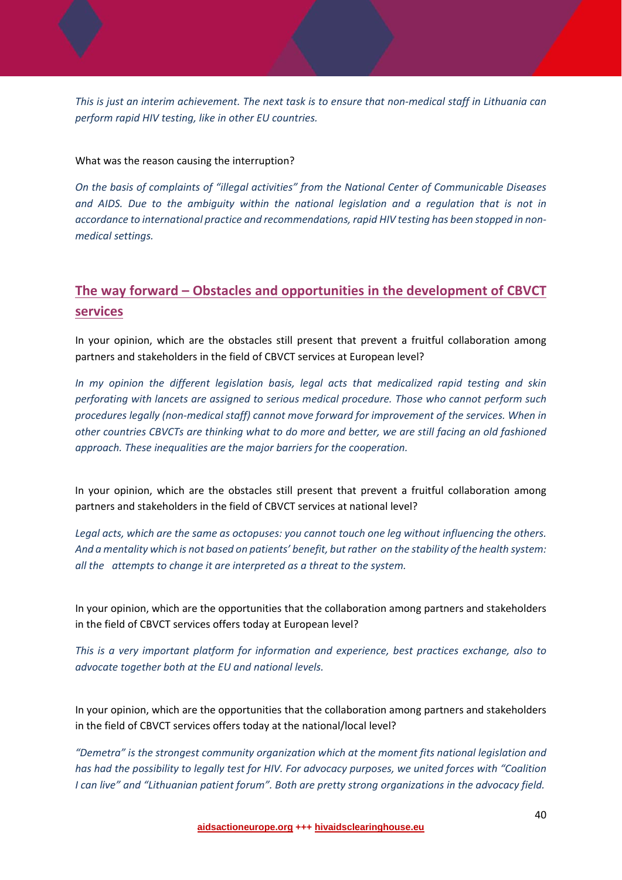*This is just an interim achievement. The next task is to ensure that non-medical staff in Lithuania can perform rapid HIV testing, like in other EU countries.*

What was the reason causing the interruption?

*On the basis of complaints of "illegal activities" from the National Center of Communicable Diseases and AIDS. Due to the ambiguity within the national legislation and a regulation that is not in accordance to international practice and recommendations, rapid HIV testing has been stopped in non-medical settings.*

## The way forward – Obstacles and opportunities in the development of CBVCT services

In your opinion, which are the obstacles still present that prevent a fruitful collaboration among partners and stakeholders in the field of CBVCT services at European level?

*In my opinion the different legislation basis, legal acts that medicalized rapid testing and skin perforating with lancets are assigned to serious medical procedure. Those who cannot perform such procedures legally (non-medical staff) cannot move forward for improvement of the services. When in other countries CBVCTs are thinking what to do more and better, we are still facing an old fashioned approach. These inequalities are the major barriers for the cooperation.*

In your opinion, which are the obstacles still present that prevent a fruitful collaboration among partners and stakeholders in the field of CBVCT services at national level?

*Legal acts, which are the same as octopuses: you cannot touch one leg without influencing the others. And a mentality which is not based on patients' benefit, but rather on the stability of the health system: all the attempts to change it are interpreted as a threat to the system.*

In your opinion, which are the opportunities that the collaboration among partners and stakeholders in the field of CBVCT services offers today at European level?

*This is a very important platform for information and experience, best practices exchange, also to advocate together both at the EU and national levels.*

In your opinion, which are the opportunities that the collaboration among partners and stakeholders in the field of CBVCT services offers today at the national/local level?

*"Demetra" is the strongest community organization which at the moment fits national legislation and has had the possibility to legally test for HIV. For advocacy purposes, we united forces with "Coalition I can live" and "Lithuanian patient forum". Both are pretty strong organizations in the advocacy field.*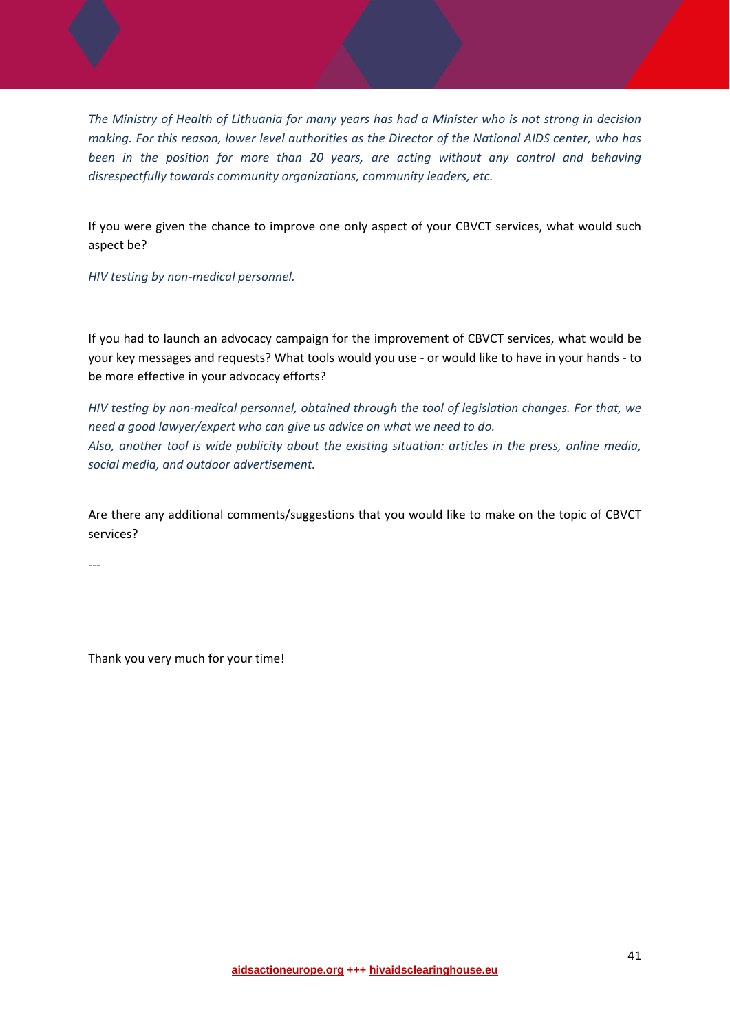*The Ministry of Health of Lithuania for many years has had a Minister who is not strong in decision making. For this reason, lower level authorities as the Director of the National AIDS center, who has been in the position for more than 20 years, are acting without any control and behaving disrespectfully towards community organizations, community leaders, etc.*

If you were given the chance to improve one only aspect of your CBVCT services, what would such aspect be?

*HIV testing by non-medical personnel.*

If you had to launch an advocacy campaign for the improvement of CBVCT services, what would be your key messages and requests? What tools would you use - or would like to have in your hands - to be more effective in your advocacy efforts?

*HIV testing by non-medical personnel, obtained through the tool of legislation changes. For that, we need a good lawyer/expert who can give us advice on what we need to do.*
*Also, another tool is wide publicity about the existing situation: articles in the press, online media, social media, and outdoor advertisement.*

Are there any additional comments/suggestions that you would like to make on the topic of CBVCT services?

---

Thank you very much for your time!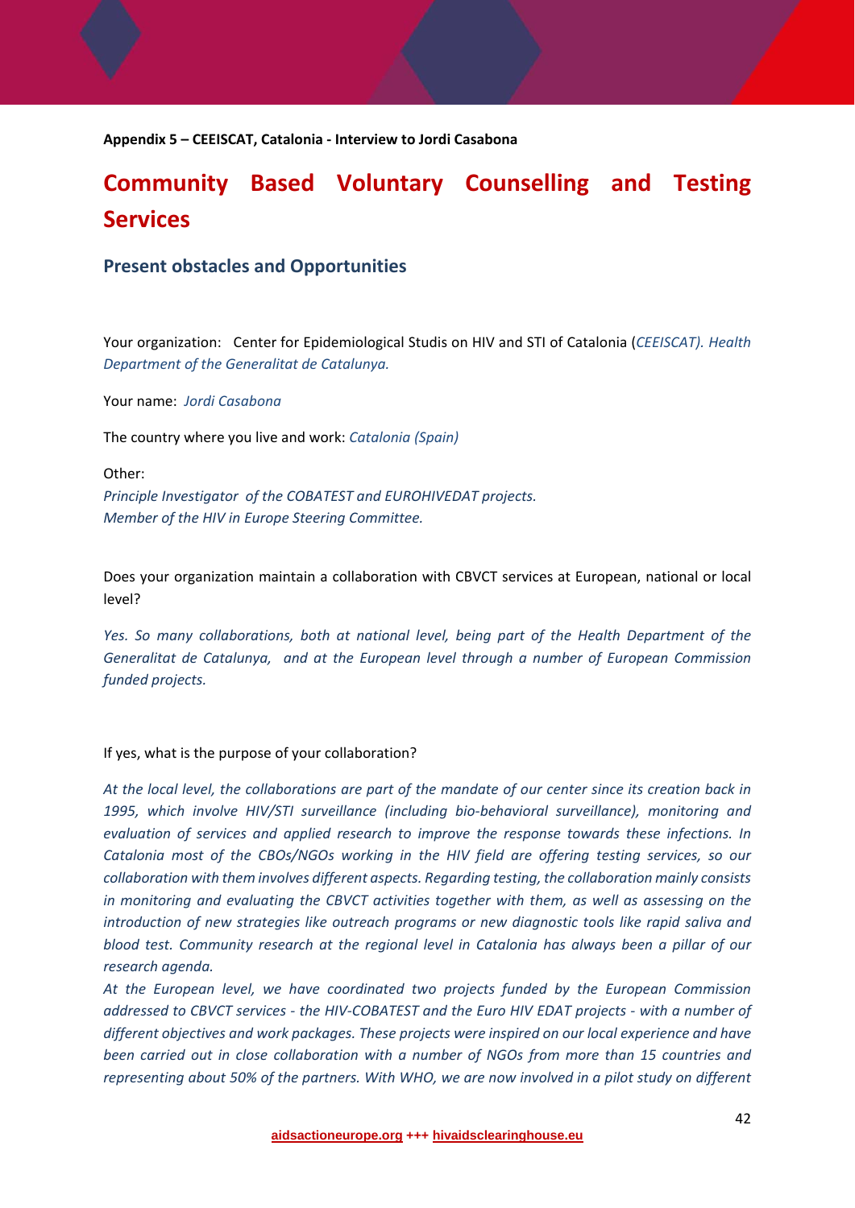**Appendix 5 – CEEISCAT, Catalonia - Interview to Jordi Casabona**

# Community Based Voluntary Counselling and Testing Services

## Present obstacles and Opportunities

Your organization: Center for Epidemiological Studis on HIV and STI of Catalonia (*CEEISCAT). Health Department of the Generalitat de Catalunya.*

Your name: *Jordi Casabona*

The country where you live and work: *Catalonia (Spain)*

Other:
*Principle Investigator of the COBATEST and EUROHIVEDAT projects.*
*Member of the HIV in Europe Steering Committee.*

Does your organization maintain a collaboration with CBVCT services at European, national or local level?

*Yes. So many collaborations, both at national level, being part of the Health Department of the Generalitat de Catalunya, and at the European level through a number of European Commission funded projects.*

If yes, what is the purpose of your collaboration?

*At the local level, the collaborations are part of the mandate of our center since its creation back in 1995, which involve HIV/STI surveillance (including bio-behavioral surveillance), monitoring and evaluation of services and applied research to improve the response towards these infections. In Catalonia most of the CBOs/NGOs working in the HIV field are offering testing services, so our collaboration with them involves different aspects. Regarding testing, the collaboration mainly consists in monitoring and evaluating the CBVCT activities together with them, as well as assessing on the introduction of new strategies like outreach programs or new diagnostic tools like rapid saliva and blood test. Community research at the regional level in Catalonia has always been a pillar of our research agenda.*
*At the European level, we have coordinated two projects funded by the European Commission addressed to CBVCT services - the HIV-COBATEST and the Euro HIV EDAT projects - with a number of different objectives and work packages. These projects were inspired on our local experience and have been carried out in close collaboration with a number of NGOs from more than 15 countries and representing about 50% of the partners. With WHO, we are now involved in a pilot study on different*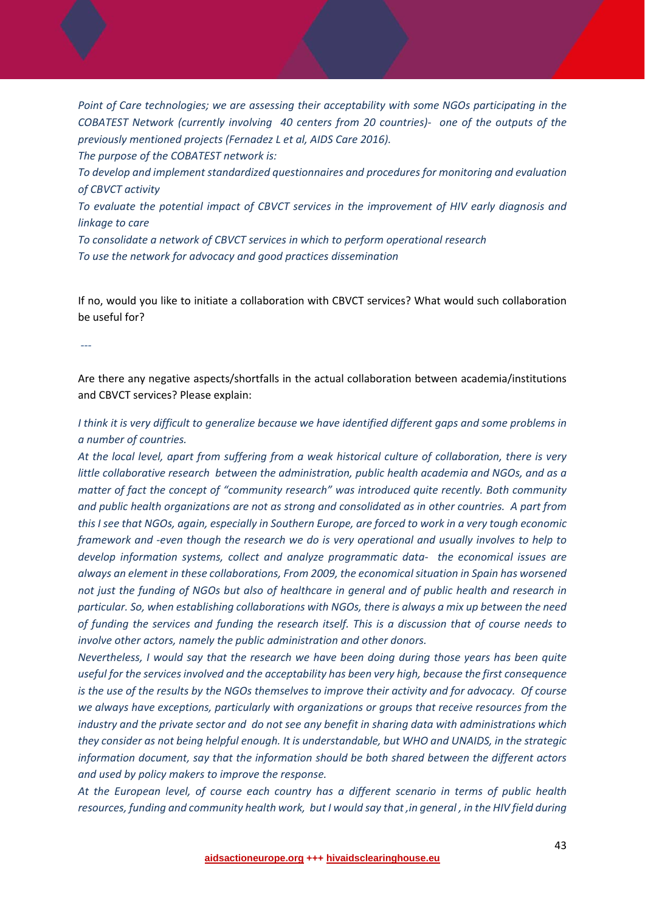*Point of Care technologies; we are assessing their acceptability with some NGOs participating in the COBATEST Network (currently involving 40 centers from 20 countries)- one of the outputs of the previously mentioned projects (Fernadez L et al, AIDS Care 2016).*

*The purpose of the COBATEST network is:*

*To develop and implement standardized questionnaires and procedures for monitoring and evaluation of CBVCT activity*

*To evaluate the potential impact of CBVCT services in the improvement of HIV early diagnosis and linkage to care*

*To consolidate a network of CBVCT services in which to perform operational research*

*To use the network for advocacy and good practices dissemination*

If no, would you like to initiate a collaboration with CBVCT services? What would such collaboration be useful for?

*---*

Are there any negative aspects/shortfalls in the actual collaboration between academia/institutions and CBVCT services? Please explain:

*I think it is very difficult to generalize because we have identified different gaps and some problems in a number of countries.*

*At the local level, apart from suffering from a weak historical culture of collaboration, there is very little collaborative research between the administration, public health academia and NGOs, and as a matter of fact the concept of "community research" was introduced quite recently. Both community and public health organizations are not as strong and consolidated as in other countries. A part from this I see that NGOs, again, especially in Southern Europe, are forced to work in a very tough economic framework and -even though the research we do is very operational and usually involves to help to develop information systems, collect and analyze programmatic data- the economical issues are always an element in these collaborations, From 2009, the economical situation in Spain has worsened not just the funding of NGOs but also of healthcare in general and of public health and research in particular. So, when establishing collaborations with NGOs, there is always a mix up between the need of funding the services and funding the research itself. This is a discussion that of course needs to involve other actors, namely the public administration and other donors.*

*Nevertheless, I would say that the research we have been doing during those years has been quite useful for the services involved and the acceptability has been very high, because the first consequence is the use of the results by the NGOs themselves to improve their activity and for advocacy. Of course we always have exceptions, particularly with organizations or groups that receive resources from the industry and the private sector and do not see any benefit in sharing data with administrations which they consider as not being helpful enough. It is understandable, but WHO and UNAIDS, in the strategic information document, say that the information should be both shared between the different actors and used by policy makers to improve the response.*

*At the European level, of course each country has a different scenario in terms of public health resources, funding and community health work, but I would say that ,in general , in the HIV field during*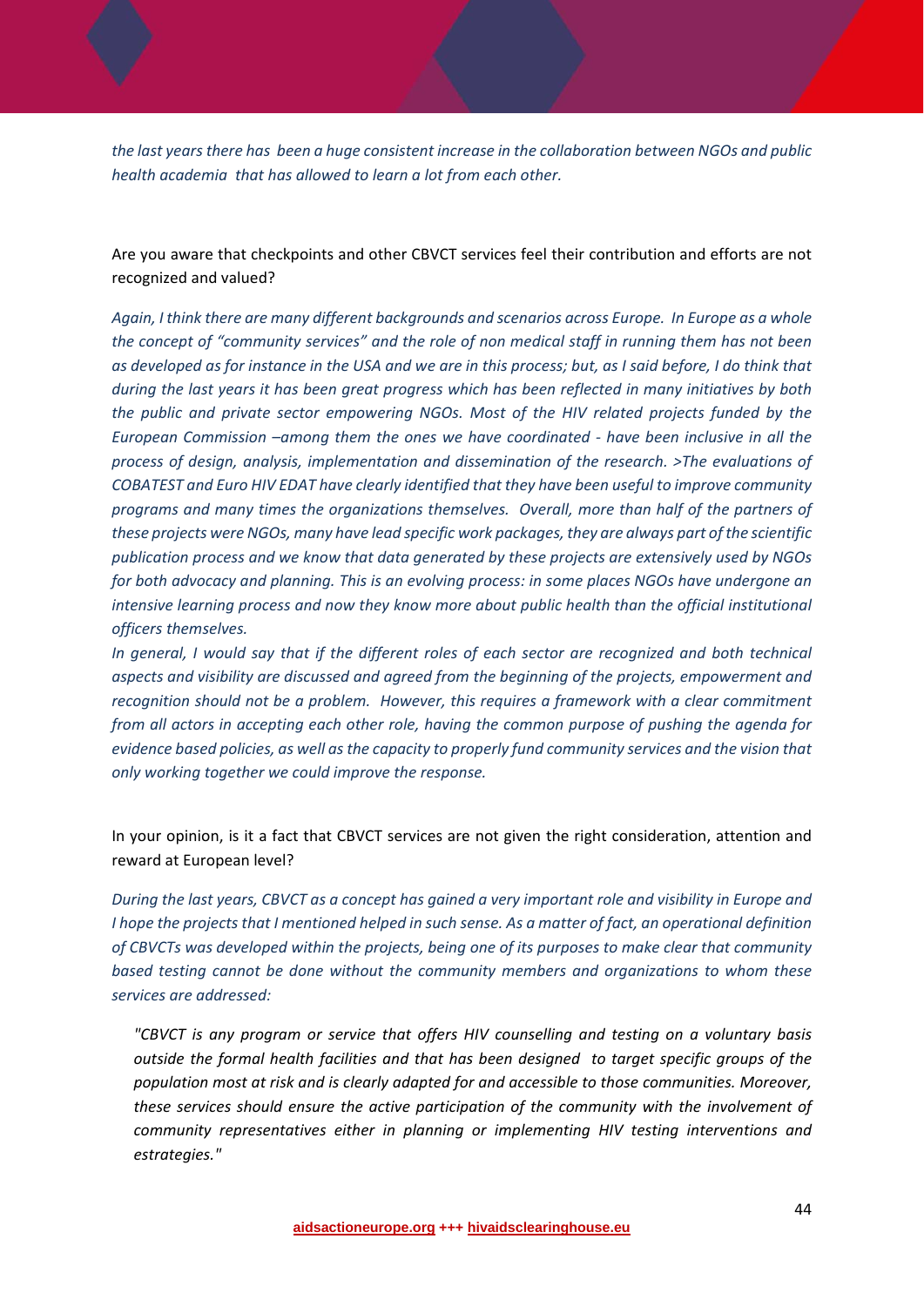*the last years there has been a huge consistent increase in the collaboration between NGOs and public health academia that has allowed to learn a lot from each other.*

Are you aware that checkpoints and other CBVCT services feel their contribution and efforts are not recognized and valued?

*Again, I think there are many different backgrounds and scenarios across Europe. In Europe as a whole the concept of "community services" and the role of non medical staff in running them has not been as developed as for instance in the USA and we are in this process; but, as I said before, I do think that during the last years it has been great progress which has been reflected in many initiatives by both the public and private sector empowering NGOs. Most of the HIV related projects funded by the European Commission –among them the ones we have coordinated - have been inclusive in all the process of design, analysis, implementation and dissemination of the research. >The evaluations of COBATEST and Euro HIV EDAT have clearly identified that they have been useful to improve community programs and many times the organizations themselves. Overall, more than half of the partners of these projects were NGOs, many have lead specific work packages, they are always part of the scientific publication process and we know that data generated by these projects are extensively used by NGOs for both advocacy and planning. This is an evolving process: in some places NGOs have undergone an intensive learning process and now they know more about public health than the official institutional officers themselves.*

*In general, I would say that if the different roles of each sector are recognized and both technical aspects and visibility are discussed and agreed from the beginning of the projects, empowerment and recognition should not be a problem. However, this requires a framework with a clear commitment from all actors in accepting each other role, having the common purpose of pushing the agenda for evidence based policies, as well as the capacity to properly fund community services and the vision that only working together we could improve the response.*

In your opinion, is it a fact that CBVCT services are not given the right consideration, attention and reward at European level?

*During the last years, CBVCT as a concept has gained a very important role and visibility in Europe and I hope the projects that I mentioned helped in such sense. As a matter of fact, an operational definition of CBVCTs was developed within the projects, being one of its purposes to make clear that community based testing cannot be done without the community members and organizations to whom these services are addressed:*

> *"CBVCT is any program or service that offers HIV counselling and testing on a voluntary basis outside the formal health facilities and that has been designed to target specific groups of the population most at risk and is clearly adapted for and accessible to those communities. Moreover, these services should ensure the active participation of the community with the involvement of community representatives either in planning or implementing HIV testing interventions and estrategies."*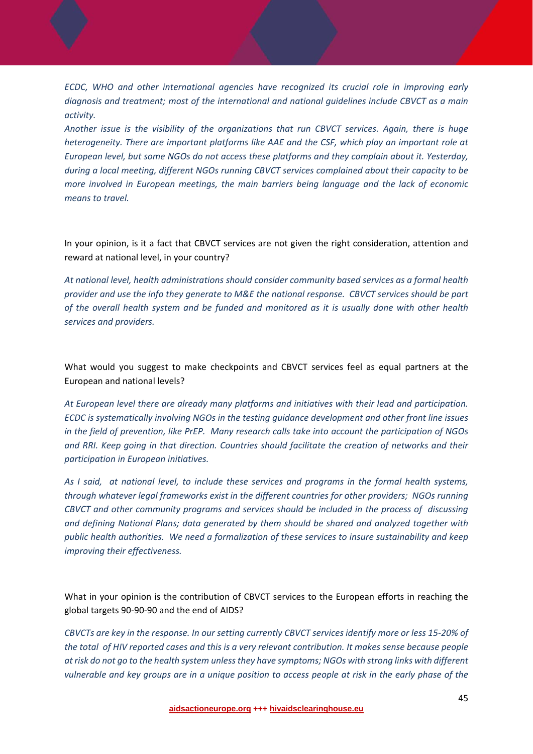*ECDC, WHO and other international agencies have recognized its crucial role in improving early diagnosis and treatment; most of the international and national guidelines include CBVCT as a main activity.*

*Another issue is the visibility of the organizations that run CBVCT services. Again, there is huge heterogeneity. There are important platforms like AAE and the CSF, which play an important role at European level, but some NGOs do not access these platforms and they complain about it. Yesterday, during a local meeting, different NGOs running CBVCT services complained about their capacity to be more involved in European meetings, the main barriers being language and the lack of economic means to travel.*

In your opinion, is it a fact that CBVCT services are not given the right consideration, attention and reward at national level, in your country?

*At national level, health administrations should consider community based services as a formal health provider and use the info they generate to M&E the national response. CBVCT services should be part of the overall health system and be funded and monitored as it is usually done with other health services and providers.*

What would you suggest to make checkpoints and CBVCT services feel as equal partners at the European and national levels?

*At European level there are already many platforms and initiatives with their lead and participation. ECDC is systematically involving NGOs in the testing guidance development and other front line issues in the field of prevention, like PrEP. Many research calls take into account the participation of NGOs and RRI. Keep going in that direction. Countries should facilitate the creation of networks and their participation in European initiatives.*

*As I said, at national level, to include these services and programs in the formal health systems, through whatever legal frameworks exist in the different countries for other providers; NGOs running CBVCT and other community programs and services should be included in the process of discussing and defining National Plans; data generated by them should be shared and analyzed together with public health authorities. We need a formalization of these services to insure sustainability and keep improving their effectiveness.*

What in your opinion is the contribution of CBVCT services to the European efforts in reaching the global targets 90-90-90 and the end of AIDS?

*CBVCTs are key in the response. In our setting currently CBVCT services identify more or less 15-20% of the total of HIV reported cases and this is a very relevant contribution. It makes sense because people at risk do not go to the health system unless they have symptoms; NGOs with strong links with different vulnerable and key groups are in a unique position to access people at risk in the early phase of the*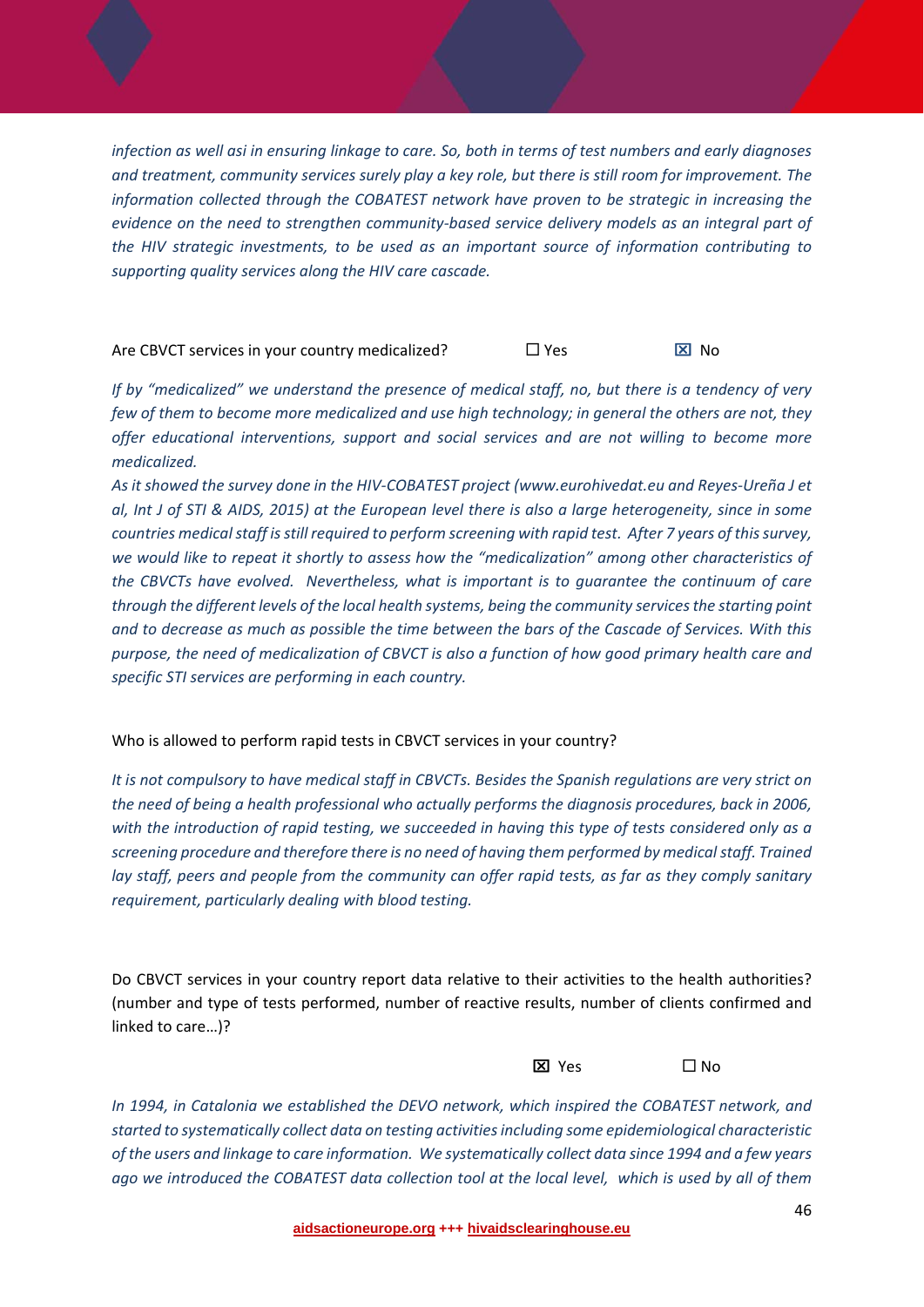*infection as well asi in ensuring linkage to care. So, both in terms of test numbers and early diagnoses and treatment, community services surely play a key role, but there is still room for improvement. The information collected through the COBATEST network have proven to be strategic in increasing the evidence on the need to strengthen community-based service delivery models as an integral part of the HIV strategic investments, to be used as an important source of information contributing to supporting quality services along the HIV care cascade.*

Are CBVCT services in your country medicalized? ☐ Yes ☒ No

*If by "medicalized" we understand the presence of medical staff, no, but there is a tendency of very few of them to become more medicalized and use high technology; in general the others are not, they offer educational interventions, support and social services and are not willing to become more medicalized.*

*As it showed the survey done in the HIV-COBATEST project (www.eurohivedat.eu and Reyes-Ureña J et al, Int J of STI & AIDS, 2015) at the European level there is also a large heterogeneity, since in some countries medical staff is still required to perform screening with rapid test. After 7 years of this survey, we would like to repeat it shortly to assess how the "medicalization" among other characteristics of the CBVCTs have evolved. Nevertheless, what is important is to guarantee the continuum of care through the different levels of the local health systems, being the community services the starting point and to decrease as much as possible the time between the bars of the Cascade of Services. With this purpose, the need of medicalization of CBVCT is also a function of how good primary health care and specific STI services are performing in each country.*

Who is allowed to perform rapid tests in CBVCT services in your country?

*It is not compulsory to have medical staff in CBVCTs. Besides the Spanish regulations are very strict on the need of being a health professional who actually performs the diagnosis procedures, back in 2006, with the introduction of rapid testing, we succeeded in having this type of tests considered only as a screening procedure and therefore there is no need of having them performed by medical staff. Trained lay staff, peers and people from the community can offer rapid tests, as far as they comply sanitary requirement, particularly dealing with blood testing.*

Do CBVCT services in your country report data relative to their activities to the health authorities? (number and type of tests performed, number of reactive results, number of clients confirmed and linked to care…)?

☒ Yes ☐ No

*In 1994, in Catalonia we established the DEVO network, which inspired the COBATEST network, and started to systematically collect data on testing activities including some epidemiological characteristic of the users and linkage to care information. We systematically collect data since 1994 and a few years ago we introduced the COBATEST data collection tool at the local level, which is used by all of them*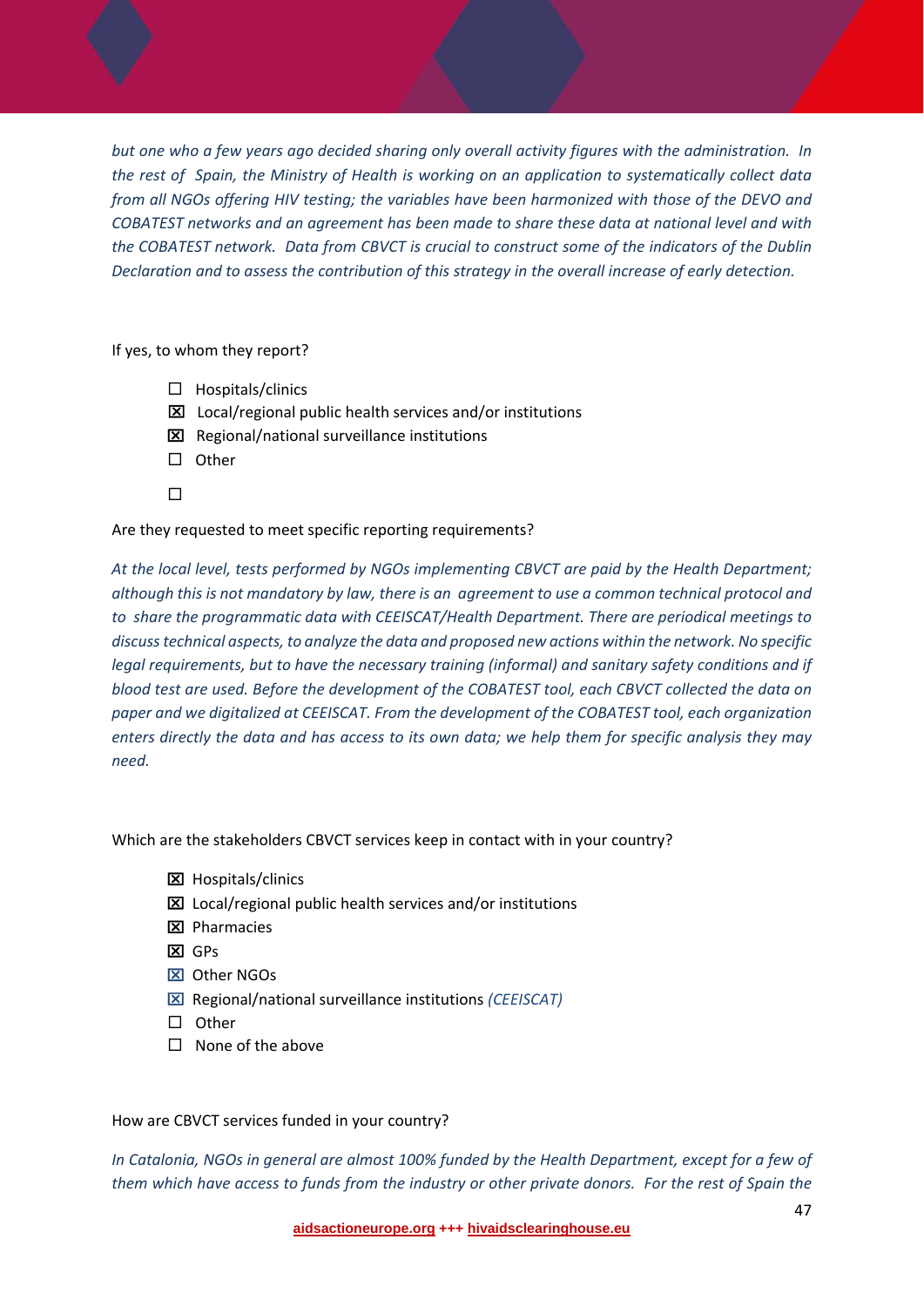*but one who a few years ago decided sharing only overall activity figures with the administration. In the rest of Spain, the Ministry of Health is working on an application to systematically collect data from all NGOs offering HIV testing; the variables have been harmonized with those of the DEVO and COBATEST networks and an agreement has been made to share these data at national level and with the COBATEST network. Data from CBVCT is crucial to construct some of the indicators of the Dublin Declaration and to assess the contribution of this strategy in the overall increase of early detection.*

If yes, to whom they report?

- ☐ Hospitals/clinics
- ☒ Local/regional public health services and/or institutions
- ☒ Regional/national surveillance institutions
- ☐ Other
- ☐

Are they requested to meet specific reporting requirements?

*At the local level, tests performed by NGOs implementing CBVCT are paid by the Health Department; although this is not mandatory by law, there is an agreement to use a common technical protocol and to share the programmatic data with CEEISCAT/Health Department. There are periodical meetings to discuss technical aspects, to analyze the data and proposed new actions within the network. No specific legal requirements, but to have the necessary training (informal) and sanitary safety conditions and if blood test are used. Before the development of the COBATEST tool, each CBVCT collected the data on paper and we digitalized at CEEISCAT. From the development of the COBATEST tool, each organization enters directly the data and has access to its own data; we help them for specific analysis they may need.*

Which are the stakeholders CBVCT services keep in contact with in your country?

- ☒ Hospitals/clinics
- ☒ Local/regional public health services and/or institutions
- ☒ Pharmacies
- ☒ GPs
- ☒ Other NGOs
- ☒ Regional/national surveillance institutions *(CEEISCAT)*
- ☐ Other
- ☐ None of the above

How are CBVCT services funded in your country?

*In Catalonia, NGOs in general are almost 100% funded by the Health Department, except for a few of them which have access to funds from the industry or other private donors. For the rest of Spain the*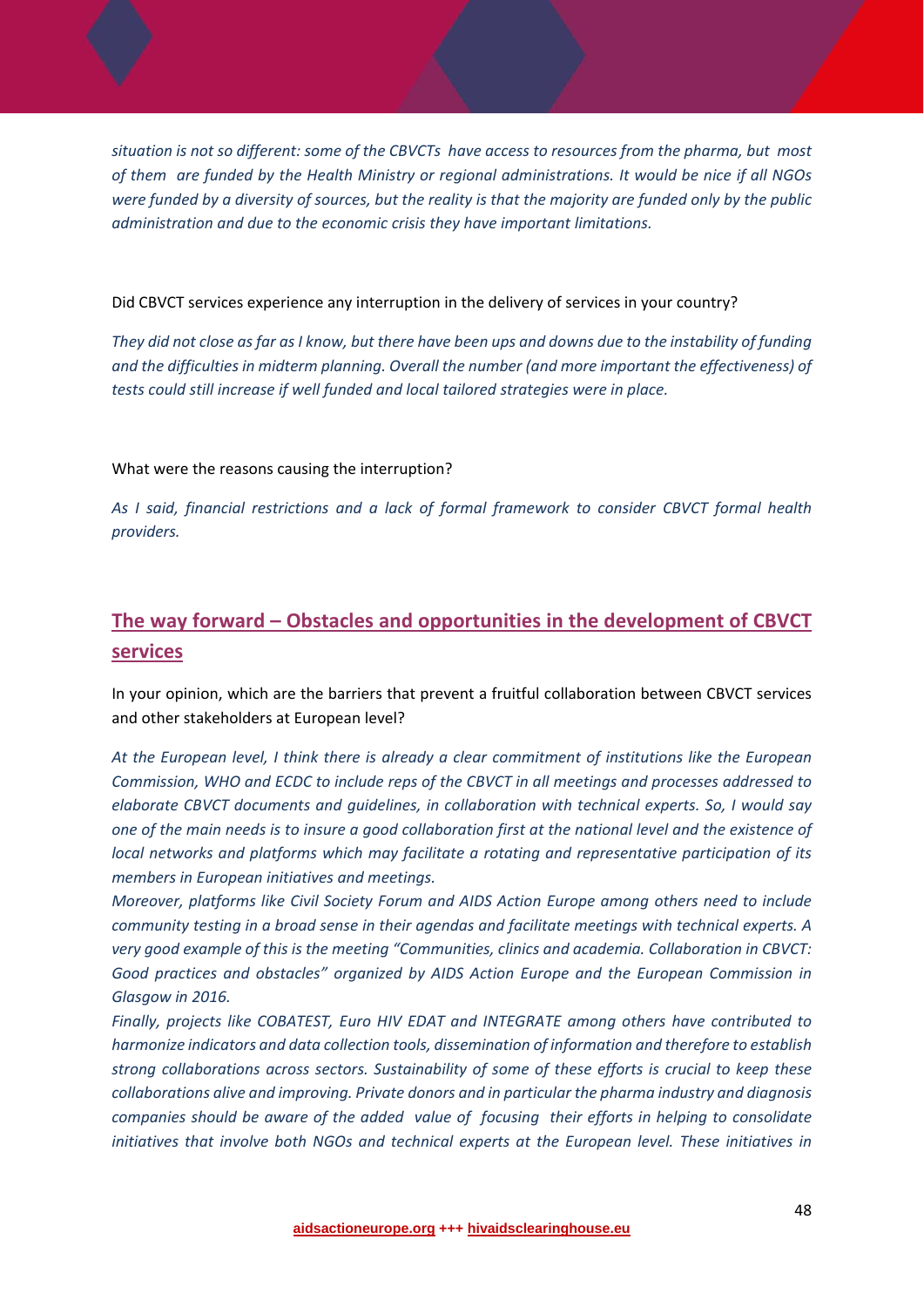*situation is not so different: some of the CBVCTs have access to resources from the pharma, but most of them are funded by the Health Ministry or regional administrations. It would be nice if all NGOs were funded by a diversity of sources, but the reality is that the majority are funded only by the public administration and due to the economic crisis they have important limitations.*

Did CBVCT services experience any interruption in the delivery of services in your country?

*They did not close as far as I know, but there have been ups and downs due to the instability of funding and the difficulties in midterm planning. Overall the number (and more important the effectiveness) of tests could still increase if well funded and local tailored strategies were in place.*

What were the reasons causing the interruption?

*As I said, financial restrictions and a lack of formal framework to consider CBVCT formal health providers.*

## The way forward – Obstacles and opportunities in the development of CBVCT services

In your opinion, which are the barriers that prevent a fruitful collaboration between CBVCT services and other stakeholders at European level?

*At the European level, I think there is already a clear commitment of institutions like the European Commission, WHO and ECDC to include reps of the CBVCT in all meetings and processes addressed to elaborate CBVCT documents and guidelines, in collaboration with technical experts. So, I would say one of the main needs is to insure a good collaboration first at the national level and the existence of local networks and platforms which may facilitate a rotating and representative participation of its members in European initiatives and meetings.*

*Moreover, platforms like Civil Society Forum and AIDS Action Europe among others need to include community testing in a broad sense in their agendas and facilitate meetings with technical experts. A very good example of this is the meeting "Communities, clinics and academia. Collaboration in CBVCT: Good practices and obstacles" organized by AIDS Action Europe and the European Commission in Glasgow in 2016.*

*Finally, projects like COBATEST, Euro HIV EDAT and INTEGRATE among others have contributed to harmonize indicators and data collection tools, dissemination of information and therefore to establish strong collaborations across sectors. Sustainability of some of these efforts is crucial to keep these collaborations alive and improving. Private donors and in particular the pharma industry and diagnosis companies should be aware of the added value of focusing their efforts in helping to consolidate initiatives that involve both NGOs and technical experts at the European level. These initiatives in*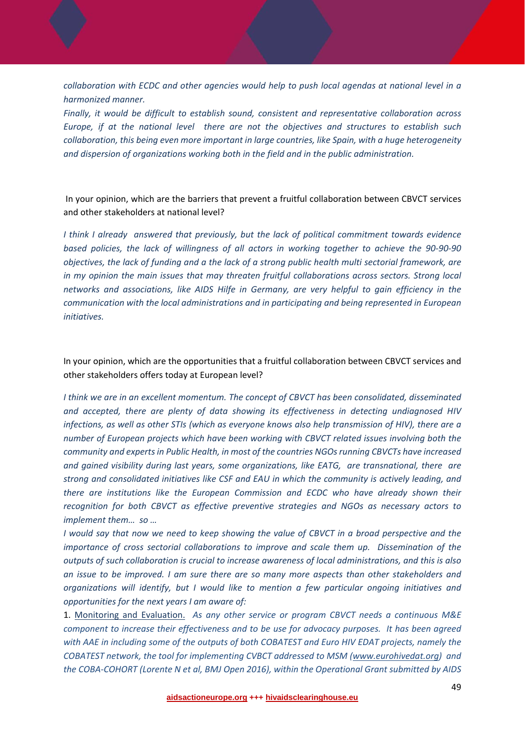*collaboration with ECDC and other agencies would help to push local agendas at national level in a harmonized manner.*

*Finally, it would be difficult to establish sound, consistent and representative collaboration across Europe, if at the national level there are not the objectives and structures to establish such collaboration, this being even more important in large countries, like Spain, with a huge heterogeneity and dispersion of organizations working both in the field and in the public administration.*

In your opinion, which are the barriers that prevent a fruitful collaboration between CBVCT services and other stakeholders at national level?

*I think I already answered that previously, but the lack of political commitment towards evidence based policies, the lack of willingness of all actors in working together to achieve the 90-90-90 objectives, the lack of funding and a the lack of a strong public health multi sectorial framework, are in my opinion the main issues that may threaten fruitful collaborations across sectors. Strong local networks and associations, like AIDS Hilfe in Germany, are very helpful to gain efficiency in the communication with the local administrations and in participating and being represented in European initiatives.*

In your opinion, which are the opportunities that a fruitful collaboration between CBVCT services and other stakeholders offers today at European level?

*I think we are in an excellent momentum. The concept of CBVCT has been consolidated, disseminated and accepted, there are plenty of data showing its effectiveness in detecting undiagnosed HIV infections, as well as other STIs (which as everyone knows also help transmission of HIV), there are a number of European projects which have been working with CBVCT related issues involving both the community and experts in Public Health, in most of the countries NGOs running CBVCTs have increased and gained visibility during last years, some organizations, like EATG, are transnational, there are strong and consolidated initiatives like CSF and EAU in which the community is actively leading, and there are institutions like the European Commission and ECDC who have already shown their recognition for both CBVCT as effective preventive strategies and NGOs as necessary actors to implement them… so …*

*I would say that now we need to keep showing the value of CBVCT in a broad perspective and the importance of cross sectorial collaborations to improve and scale them up. Dissemination of the outputs of such collaboration is crucial to increase awareness of local administrations, and this is also an issue to be improved. I am sure there are so many more aspects than other stakeholders and organizations will identify, but I would like to mention a few particular ongoing initiatives and opportunities for the next years I am aware of:*

1. Monitoring and Evaluation. *As any other service or program CBVCT needs a continuous M&E component to increase their effectiveness and to be use for advocacy purposes. It has been agreed with AAE in including some of the outputs of both COBATEST and Euro HIV EDAT projects, namely the COBATEST network, the tool for implementing CVBCT addressed to MSM (www.eurohivedat.org) and the COBA-COHORT (Lorente N et al, BMJ Open 2016), within the Operational Grant submitted by AIDS*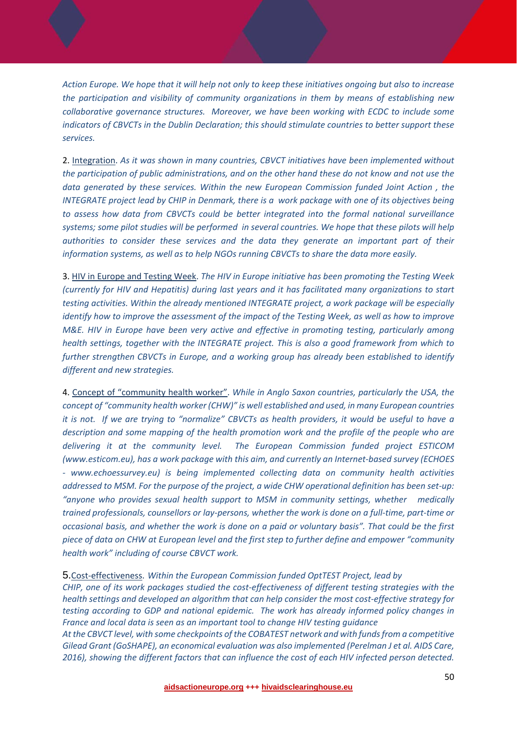*Action Europe. We hope that it will help not only to keep these initiatives ongoing but also to increase the participation and visibility of community organizations in them by means of establishing new collaborative governance structures. Moreover, we have been working with ECDC to include some indicators of CBVCTs in the Dublin Declaration; this should stimulate countries to better support these services.*

2. Integration. *As it was shown in many countries, CBVCT initiatives have been implemented without the participation of public administrations, and on the other hand these do not know and not use the data generated by these services. Within the new European Commission funded Joint Action , the INTEGRATE project lead by CHIP in Denmark, there is a work package with one of its objectives being to assess how data from CBVCTs could be better integrated into the formal national surveillance systems; some pilot studies will be performed in several countries. We hope that these pilots will help authorities to consider these services and the data they generate an important part of their information systems, as well as to help NGOs running CBVCTs to share the data more easily.*

3. HIV in Europe and Testing Week. *The HIV in Europe initiative has been promoting the Testing Week (currently for HIV and Hepatitis) during last years and it has facilitated many organizations to start testing activities. Within the already mentioned INTEGRATE project, a work package will be especially identify how to improve the assessment of the impact of the Testing Week, as well as how to improve M&E. HIV in Europe have been very active and effective in promoting testing, particularly among health settings, together with the INTEGRATE project. This is also a good framework from which to further strengthen CBVCTs in Europe, and a working group has already been established to identify different and new strategies.*

4. Concept of "community health worker". *While in Anglo Saxon countries, particularly the USA, the concept of "community health worker (CHW)" is well established and used, in many European countries it is not. If we are trying to "normalize" CBVCTs as health providers, it would be useful to have a description and some mapping of the health promotion work and the profile of the people who are delivering it at the community level. The European Commission funded project ESTICOM (www.esticom.eu), has a work package with this aim, and currently an Internet-based survey (ECHOES - www.echoessurvey.eu) is being implemented collecting data on community health activities addressed to MSM. For the purpose of the project, a wide CHW operational definition has been set-up: "anyone who provides sexual health support to MSM in community settings, whether medically trained professionals, counsellors or lay-persons, whether the work is done on a full-time, part-time or occasional basis, and whether the work is done on a paid or voluntary basis". That could be the first piece of data on CHW at European level and the first step to further define and empower "community health work" including of course CBVCT work.*

5. Cost-effectiveness. *Within the European Commission funded OptTEST Project, lead by CHIP, one of its work packages studied the cost-effectiveness of different testing strategies with the health settings and developed an algorithm that can help consider the most cost-effective strategy for testing according to GDP and national epidemic. The work has already informed policy changes in France and local data is seen as an important tool to change HIV testing guidance*

*At the CBVCT level, with some checkpoints of the COBATEST network and with funds from a competitive Gilead Grant (GoSHAPE), an economical evaluation was also implemented (Perelman J et al. AIDS Care, 2016), showing the different factors that can influence the cost of each HIV infected person detected.*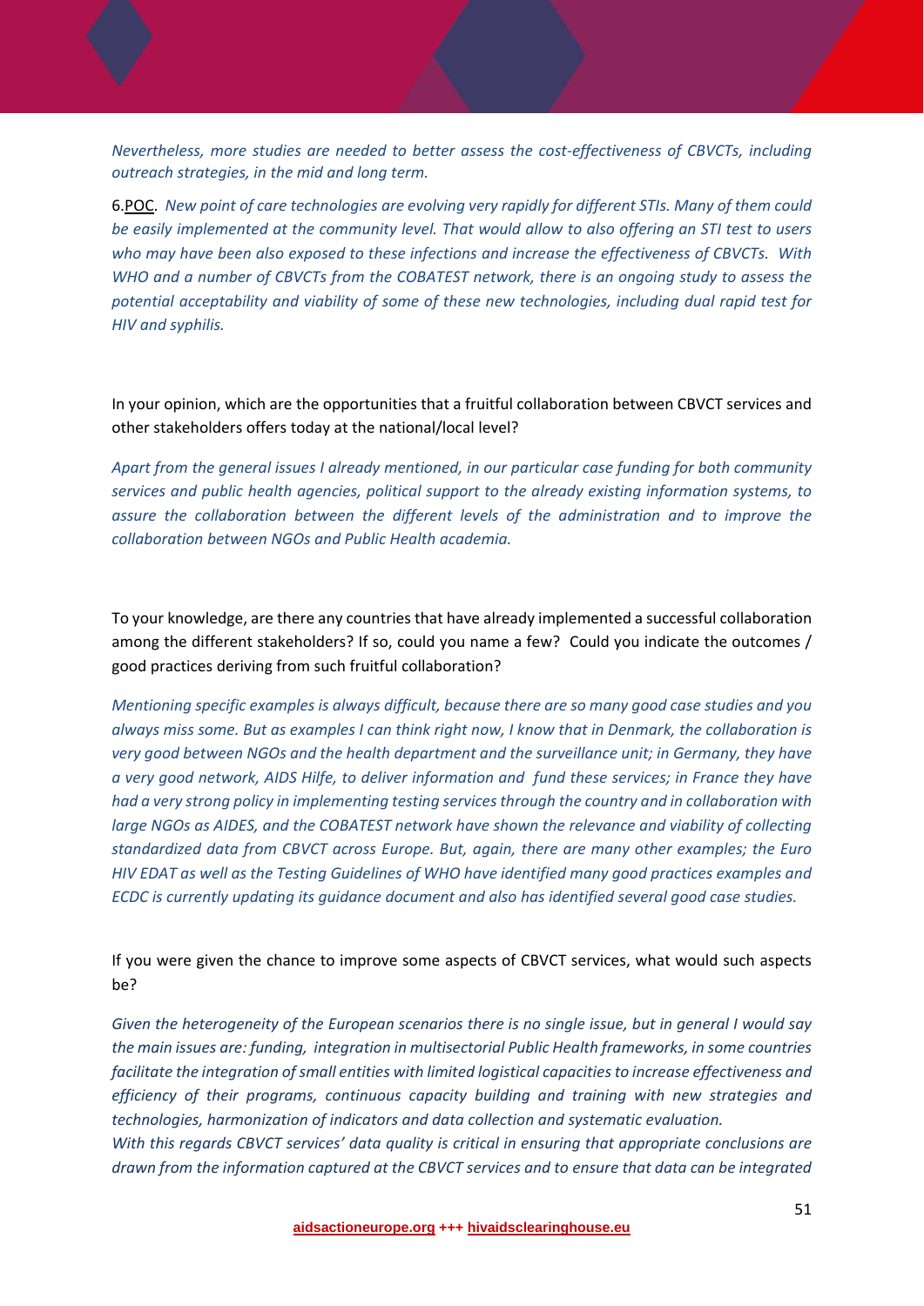*Nevertheless, more studies are needed to better assess the cost-effectiveness of CBVCTs, including outreach strategies, in the mid and long term.*

6.POC. *New point of care technologies are evolving very rapidly for different STIs. Many of them could be easily implemented at the community level. That would allow to also offering an STI test to users who may have been also exposed to these infections and increase the effectiveness of CBVCTs. With WHO and a number of CBVCTs from the COBATEST network, there is an ongoing study to assess the potential acceptability and viability of some of these new technologies, including dual rapid test for HIV and syphilis.*

In your opinion, which are the opportunities that a fruitful collaboration between CBVCT services and other stakeholders offers today at the national/local level?

*Apart from the general issues I already mentioned, in our particular case funding for both community services and public health agencies, political support to the already existing information systems, to assure the collaboration between the different levels of the administration and to improve the collaboration between NGOs and Public Health academia.*

To your knowledge, are there any countries that have already implemented a successful collaboration among the different stakeholders? If so, could you name a few? Could you indicate the outcomes / good practices deriving from such fruitful collaboration?

*Mentioning specific examples is always difficult, because there are so many good case studies and you always miss some. But as examples I can think right now, I know that in Denmark, the collaboration is very good between NGOs and the health department and the surveillance unit; in Germany, they have a very good network, AIDS Hilfe, to deliver information and fund these services; in France they have had a very strong policy in implementing testing services through the country and in collaboration with large NGOs as AIDES, and the COBATEST network have shown the relevance and viability of collecting standardized data from CBVCT across Europe. But, again, there are many other examples; the Euro HIV EDAT as well as the Testing Guidelines of WHO have identified many good practices examples and ECDC is currently updating its guidance document and also has identified several good case studies.*

If you were given the chance to improve some aspects of CBVCT services, what would such aspects be?

*Given the heterogeneity of the European scenarios there is no single issue, but in general I would say the main issues are: funding, integration in multisectorial Public Health frameworks, in some countries facilitate the integration of small entities with limited logistical capacities to increase effectiveness and efficiency of their programs, continuous capacity building and training with new strategies and technologies, harmonization of indicators and data collection and systematic evaluation.*
*With this regards CBVCT services' data quality is critical in ensuring that appropriate conclusions are drawn from the information captured at the CBVCT services and to ensure that data can be integrated*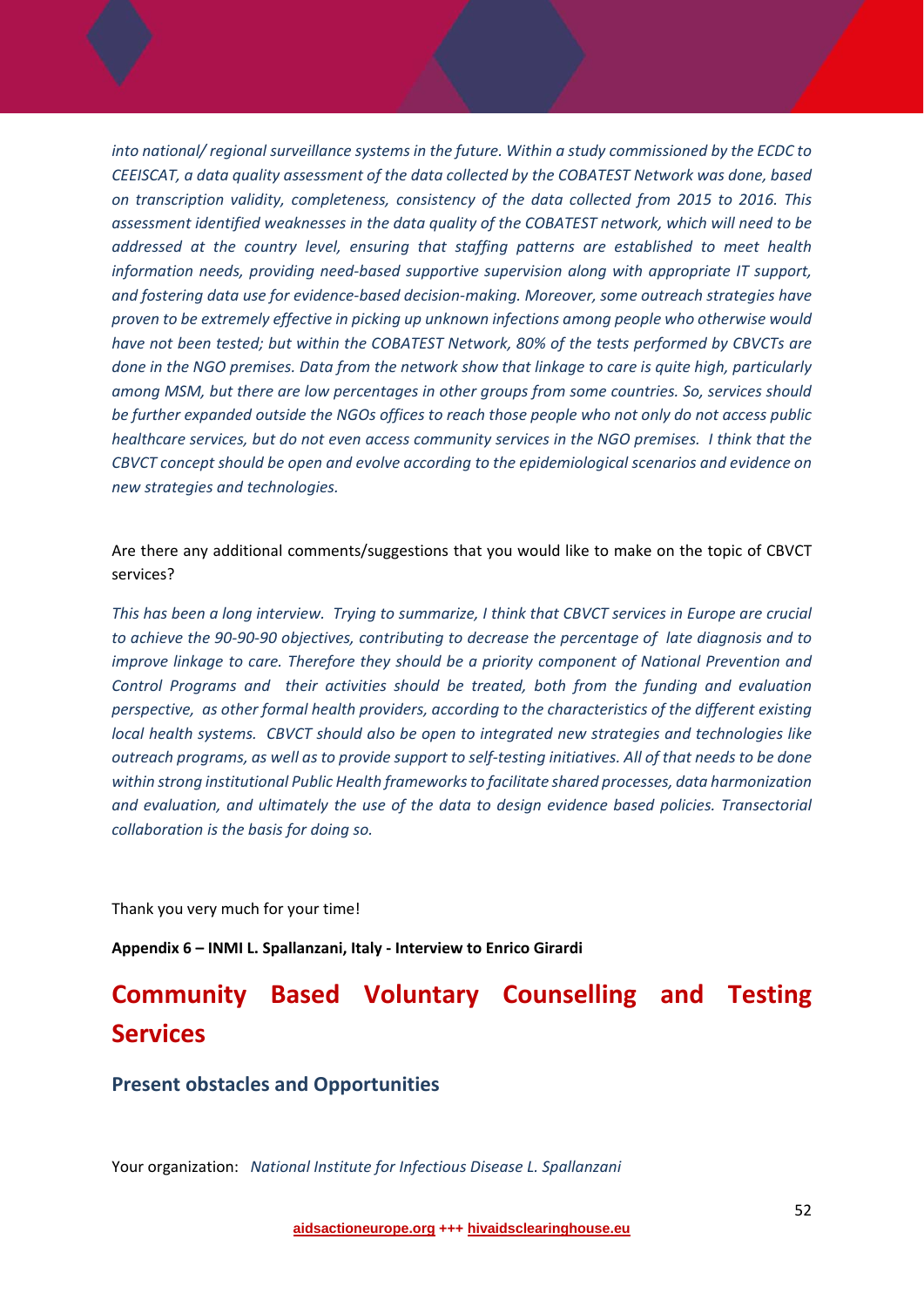*into national/ regional surveillance systems in the future. Within a study commissioned by the ECDC to CEEISCAT, a data quality assessment of the data collected by the COBATEST Network was done, based on transcription validity, completeness, consistency of the data collected from 2015 to 2016. This assessment identified weaknesses in the data quality of the COBATEST network, which will need to be addressed at the country level, ensuring that staffing patterns are established to meet health information needs, providing need-based supportive supervision along with appropriate IT support, and fostering data use for evidence-based decision-making. Moreover, some outreach strategies have proven to be extremely effective in picking up unknown infections among people who otherwise would have not been tested; but within the COBATEST Network, 80% of the tests performed by CBVCTs are done in the NGO premises. Data from the network show that linkage to care is quite high, particularly among MSM, but there are low percentages in other groups from some countries. So, services should be further expanded outside the NGOs offices to reach those people who not only do not access public healthcare services, but do not even access community services in the NGO premises. I think that the CBVCT concept should be open and evolve according to the epidemiological scenarios and evidence on new strategies and technologies.*

Are there any additional comments/suggestions that you would like to make on the topic of CBVCT services?

*This has been a long interview. Trying to summarize, I think that CBVCT services in Europe are crucial to achieve the 90-90-90 objectives, contributing to decrease the percentage of late diagnosis and to improve linkage to care. Therefore they should be a priority component of National Prevention and Control Programs and their activities should be treated, both from the funding and evaluation perspective, as other formal health providers, according to the characteristics of the different existing local health systems. CBVCT should also be open to integrated new strategies and technologies like outreach programs, as well as to provide support to self-testing initiatives. All of that needs to be done within strong institutional Public Health frameworks to facilitate shared processes, data harmonization and evaluation, and ultimately the use of the data to design evidence based policies. Transectorial collaboration is the basis for doing so.*

Thank you very much for your time!

**Appendix 6 – INMI L. Spallanzani, Italy - Interview to Enrico Girardi**

# Community Based Voluntary Counselling and Testing Services

## Present obstacles and Opportunities

Your organization: *National Institute for Infectious Disease L. Spallanzani*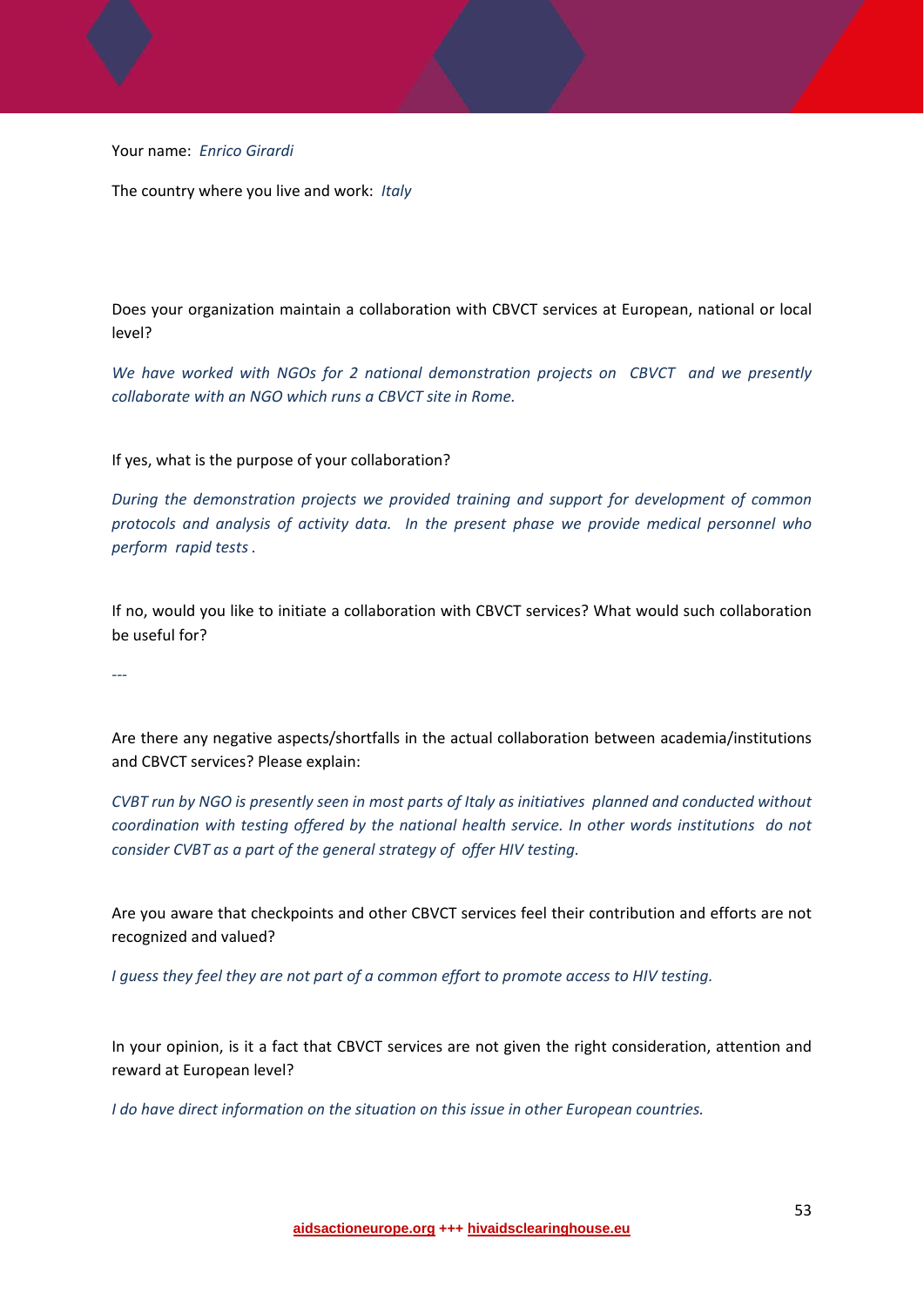Your name: *Enrico Girardi*

The country where you live and work: *Italy*

Does your organization maintain a collaboration with CBVCT services at European, national or local level?

*We have worked with NGOs for 2 national demonstration projects on CBVCT and we presently collaborate with an NGO which runs a CBVCT site in Rome.*

If yes, what is the purpose of your collaboration?

*During the demonstration projects we provided training and support for development of common protocols and analysis of activity data. In the present phase we provide medical personnel who perform rapid tests .*

If no, would you like to initiate a collaboration with CBVCT services? What would such collaboration be useful for?

*---*

Are there any negative aspects/shortfalls in the actual collaboration between academia/institutions and CBVCT services? Please explain:

*CVBT run by NGO is presently seen in most parts of Italy as initiatives planned and conducted without coordination with testing offered by the national health service. In other words institutions do not consider CVBT as a part of the general strategy of offer HIV testing.*

Are you aware that checkpoints and other CBVCT services feel their contribution and efforts are not recognized and valued?

*I guess they feel they are not part of a common effort to promote access to HIV testing.*

In your opinion, is it a fact that CBVCT services are not given the right consideration, attention and reward at European level?

*I do have direct information on the situation on this issue in other European countries.*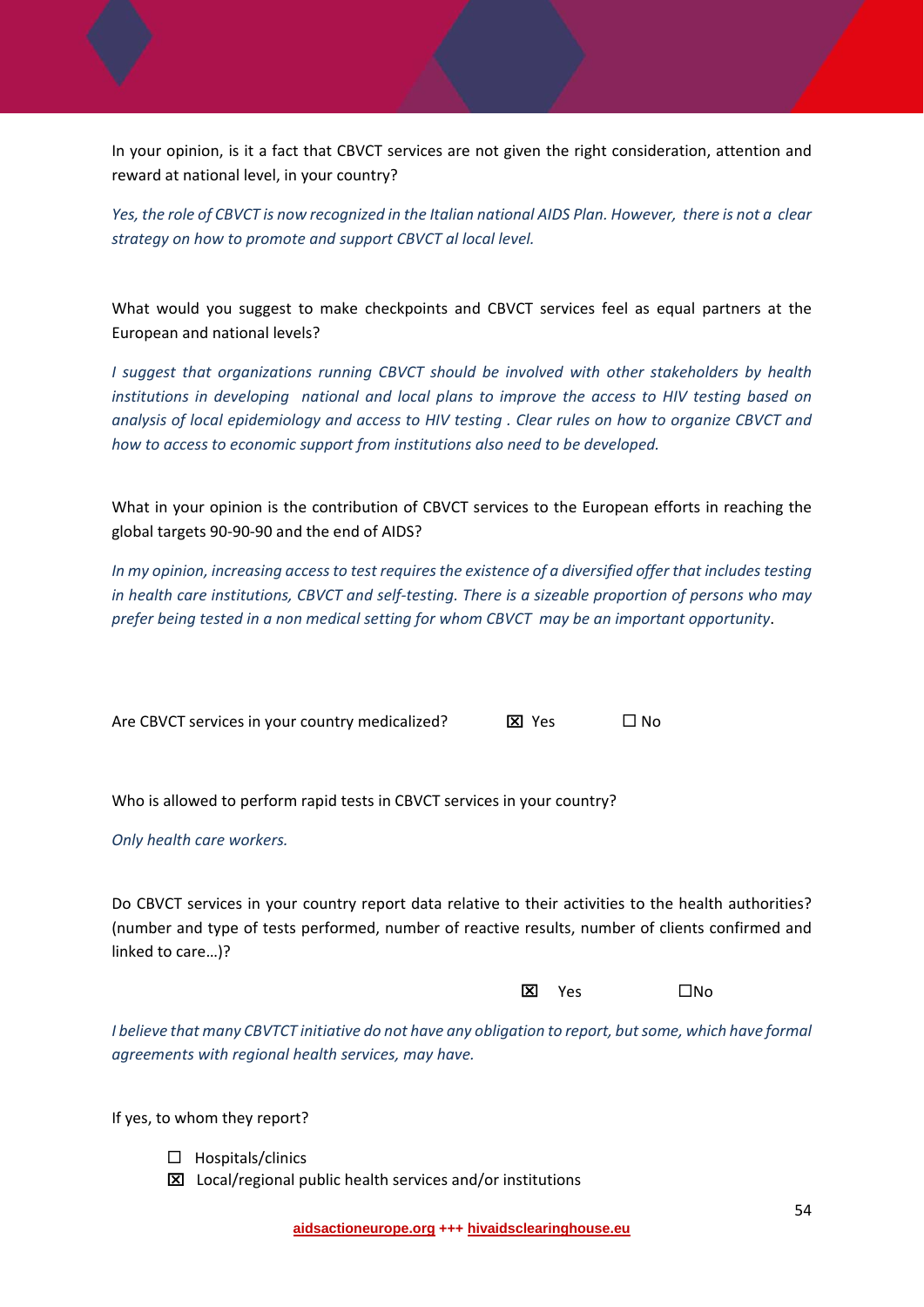In your opinion, is it a fact that CBVCT services are not given the right consideration, attention and reward at national level, in your country?

*Yes, the role of CBVCT is now recognized in the Italian national AIDS Plan. However, there is not a clear strategy on how to promote and support CBVCT al local level.*

What would you suggest to make checkpoints and CBVCT services feel as equal partners at the European and national levels?

*I suggest that organizations running CBVCT should be involved with other stakeholders by health institutions in developing national and local plans to improve the access to HIV testing based on analysis of local epidemiology and access to HIV testing . Clear rules on how to organize CBVCT and how to access to economic support from institutions also need to be developed.*

What in your opinion is the contribution of CBVCT services to the European efforts in reaching the global targets 90-90-90 and the end of AIDS?

*In my opinion, increasing access to test requires the existence of a diversified offer that includes testing in health care institutions, CBVCT and self-testing. There is a sizeable proportion of persons who may prefer being tested in a non medical setting for whom CBVCT may be an important opportunity*.

Are CBVCT services in your country medicalized? ☒ Yes ☐ No

Who is allowed to perform rapid tests in CBVCT services in your country?

*Only health care workers.*

Do CBVCT services in your country report data relative to their activities to the health authorities? (number and type of tests performed, number of reactive results, number of clients confirmed and linked to care…)?

☒ Yes ☐No

*I believe that many CBVTCT initiative do not have any obligation to report, but some, which have formal agreements with regional health services, may have.*

If yes, to whom they report?

- ☐ Hospitals/clinics
- ☒ Local/regional public health services and/or institutions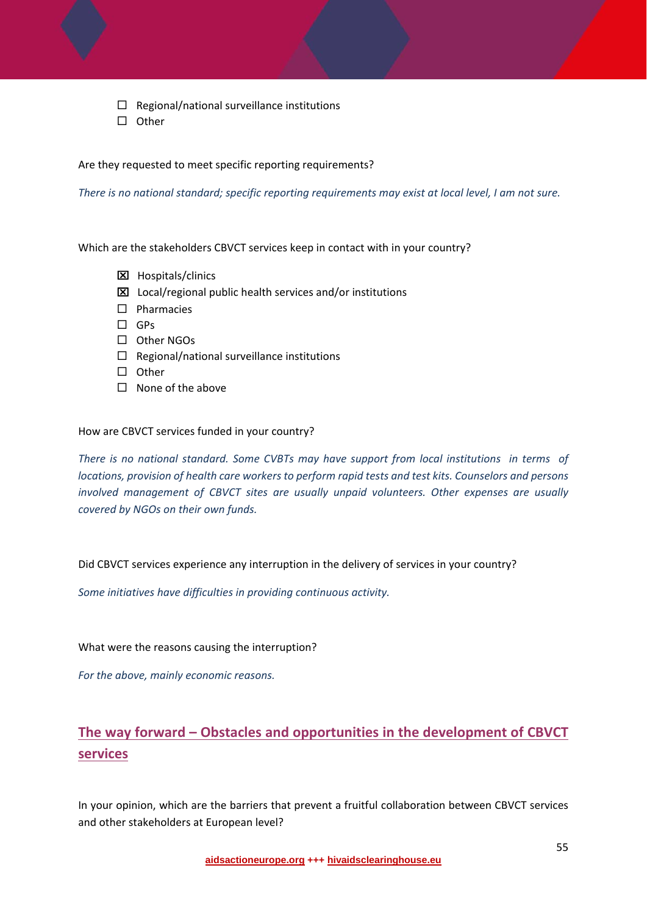- ☐ Regional/national surveillance institutions
- ☐ Other

Are they requested to meet specific reporting requirements?

*There is no national standard; specific reporting requirements may exist at local level, I am not sure.*

Which are the stakeholders CBVCT services keep in contact with in your country?

- ☒ Hospitals/clinics
- ☒ Local/regional public health services and/or institutions
- ☐ Pharmacies
- ☐ GPs
- ☐ Other NGOs
- ☐ Regional/national surveillance institutions
- ☐ Other
- ☐ None of the above

How are CBVCT services funded in your country?

*There is no national standard. Some CVBTs may have support from local institutions in terms of locations, provision of health care workers to perform rapid tests and test kits. Counselors and persons involved management of CBVCT sites are usually unpaid volunteers. Other expenses are usually covered by NGOs on their own funds.*

Did CBVCT services experience any interruption in the delivery of services in your country?

*Some initiatives have difficulties in providing continuous activity.*

What were the reasons causing the interruption?

*For the above, mainly economic reasons.*

## The way forward – Obstacles and opportunities in the development of CBVCT services

In your opinion, which are the barriers that prevent a fruitful collaboration between CBVCT services and other stakeholders at European level?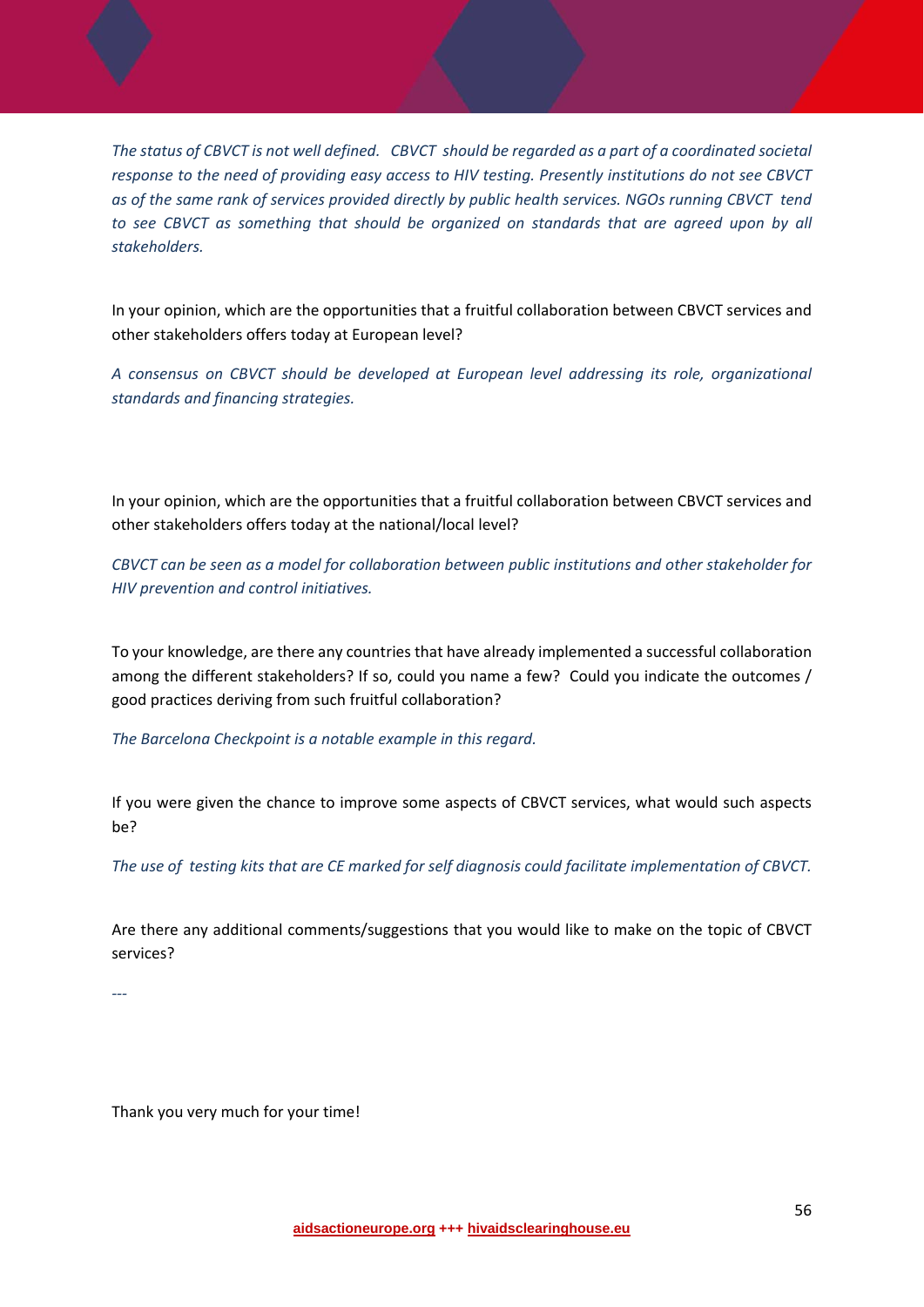*The status of CBVCT is not well defined. CBVCT should be regarded as a part of a coordinated societal response to the need of providing easy access to HIV testing. Presently institutions do not see CBVCT as of the same rank of services provided directly by public health services. NGOs running CBVCT tend to see CBVCT as something that should be organized on standards that are agreed upon by all stakeholders.*

In your opinion, which are the opportunities that a fruitful collaboration between CBVCT services and other stakeholders offers today at European level?

*A consensus on CBVCT should be developed at European level addressing its role, organizational standards and financing strategies.*

In your opinion, which are the opportunities that a fruitful collaboration between CBVCT services and other stakeholders offers today at the national/local level?

*CBVCT can be seen as a model for collaboration between public institutions and other stakeholder for HIV prevention and control initiatives.*

To your knowledge, are there any countries that have already implemented a successful collaboration among the different stakeholders? If so, could you name a few? Could you indicate the outcomes / good practices deriving from such fruitful collaboration?

*The Barcelona Checkpoint is a notable example in this regard.*

If you were given the chance to improve some aspects of CBVCT services, what would such aspects be?

*The use of testing kits that are CE marked for self diagnosis could facilitate implementation of CBVCT.*

Are there any additional comments/suggestions that you would like to make on the topic of CBVCT services?

*---*

Thank you very much for your time!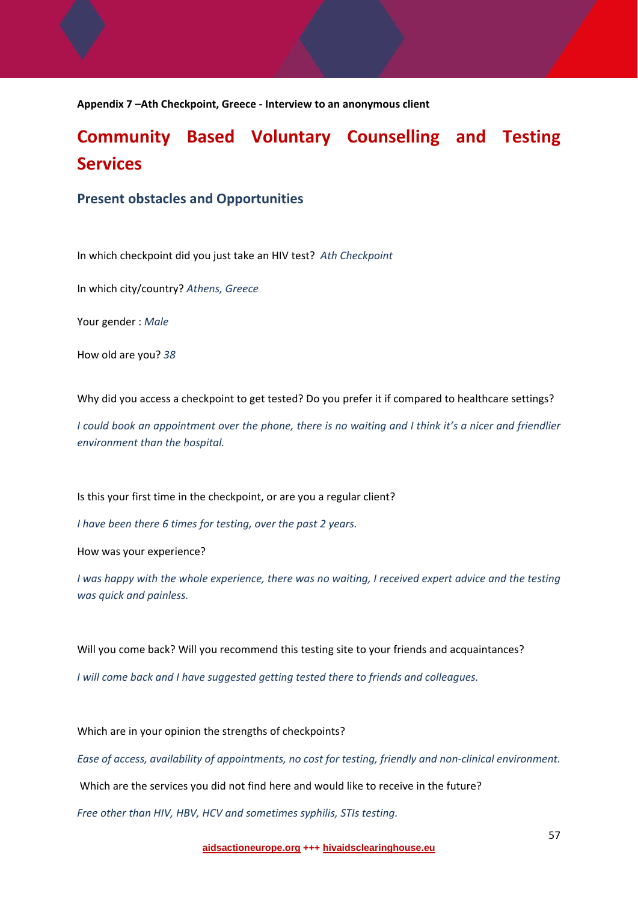**Appendix 7 –Ath Checkpoint, Greece - Interview to an anonymous client**

# Community Based Voluntary Counselling and Testing Services

## Present obstacles and Opportunities

In which checkpoint did you just take an HIV test? *Ath Checkpoint*

In which city/country? *Athens, Greece*

Your gender : *Male*

How old are you? *38*

Why did you access a checkpoint to get tested? Do you prefer it if compared to healthcare settings?

*I could book an appointment over the phone, there is no waiting and I think it's a nicer and friendlier environment than the hospital.*

Is this your first time in the checkpoint, or are you a regular client?

*I have been there 6 times for testing, over the past 2 years.*

How was your experience?

*I was happy with the whole experience, there was no waiting, I received expert advice and the testing was quick and painless.*

Will you come back? Will you recommend this testing site to your friends and acquaintances?

*I will come back and I have suggested getting tested there to friends and colleagues.*

Which are in your opinion the strengths of checkpoints?

*Ease of access, availability of appointments, no cost for testing, friendly and non-clinical environment.*

Which are the services you did not find here and would like to receive in the future?

*Free other than HIV, HBV, HCV and sometimes syphilis, STIs testing.*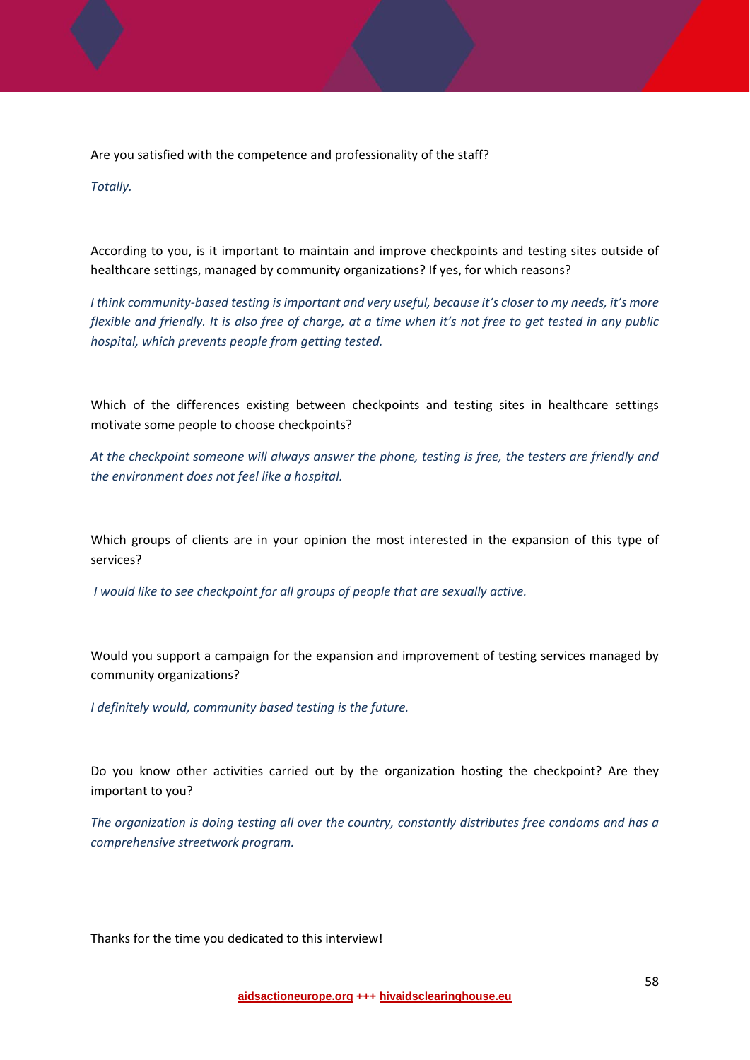Are you satisfied with the competence and professionality of the staff?

*Totally.*

According to you, is it important to maintain and improve checkpoints and testing sites outside of healthcare settings, managed by community organizations? If yes, for which reasons?

*I think community-based testing is important and very useful, because it's closer to my needs, it's more flexible and friendly. It is also free of charge, at a time when it's not free to get tested in any public hospital, which prevents people from getting tested.*

Which of the differences existing between checkpoints and testing sites in healthcare settings motivate some people to choose checkpoints?

*At the checkpoint someone will always answer the phone, testing is free, the testers are friendly and the environment does not feel like a hospital.*

Which groups of clients are in your opinion the most interested in the expansion of this type of services?

*I would like to see checkpoint for all groups of people that are sexually active.*

Would you support a campaign for the expansion and improvement of testing services managed by community organizations?

*I definitely would, community based testing is the future.*

Do you know other activities carried out by the organization hosting the checkpoint? Are they important to you?

*The organization is doing testing all over the country, constantly distributes free condoms and has a comprehensive streetwork program.*

Thanks for the time you dedicated to this interview!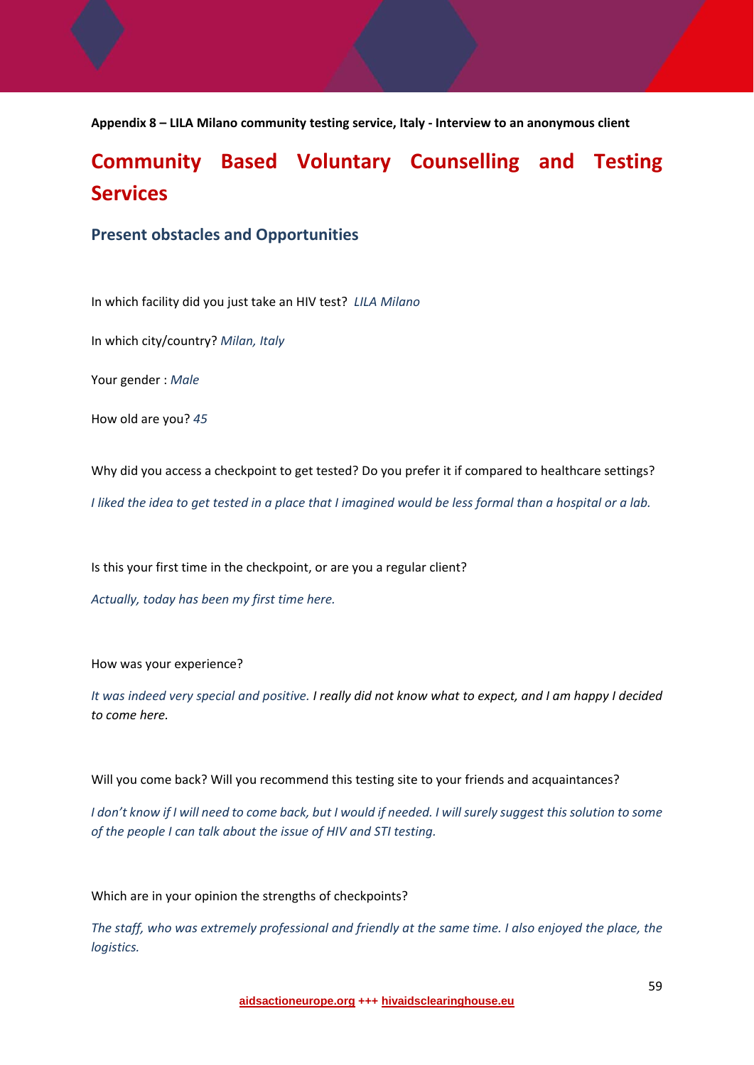**Appendix 8 – LILA Milano community testing service, Italy - Interview to an anonymous client**

# Community Based Voluntary Counselling and Testing Services

## Present obstacles and Opportunities

In which facility did you just take an HIV test? *LILA Milano*

In which city/country? *Milan, Italy*

Your gender : *Male*

How old are you? *45*

Why did you access a checkpoint to get tested? Do you prefer it if compared to healthcare settings?

*I liked the idea to get tested in a place that I imagined would be less formal than a hospital or a lab.*

Is this your first time in the checkpoint, or are you a regular client?

*Actually, today has been my first time here.*

How was your experience?

*It was indeed very special and positive. I really did not know what to expect, and I am happy I decided to come here.*

Will you come back? Will you recommend this testing site to your friends and acquaintances?

*I don't know if I will need to come back, but I would if needed. I will surely suggest this solution to some of the people I can talk about the issue of HIV and STI testing.*

Which are in your opinion the strengths of checkpoints?

*The staff, who was extremely professional and friendly at the same time. I also enjoyed the place, the logistics.*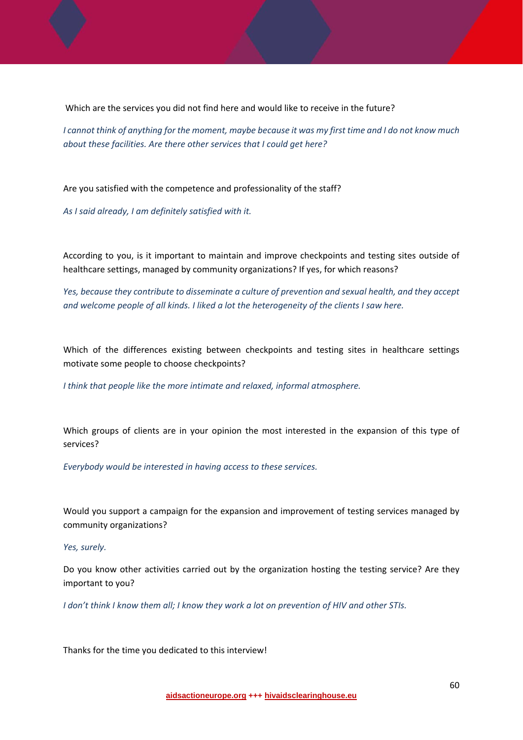Which are the services you did not find here and would like to receive in the future?

*I cannot think of anything for the moment, maybe because it was my first time and I do not know much about these facilities. Are there other services that I could get here?*

Are you satisfied with the competence and professionality of the staff?

*As I said already, I am definitely satisfied with it.*

According to you, is it important to maintain and improve checkpoints and testing sites outside of healthcare settings, managed by community organizations? If yes, for which reasons?

*Yes, because they contribute to disseminate a culture of prevention and sexual health, and they accept and welcome people of all kinds. I liked a lot the heterogeneity of the clients I saw here.*

Which of the differences existing between checkpoints and testing sites in healthcare settings motivate some people to choose checkpoints?

*I think that people like the more intimate and relaxed, informal atmosphere.*

Which groups of clients are in your opinion the most interested in the expansion of this type of services?

*Everybody would be interested in having access to these services.*

Would you support a campaign for the expansion and improvement of testing services managed by community organizations?

*Yes, surely.*

Do you know other activities carried out by the organization hosting the testing service? Are they important to you?

*I don't think I know them all; I know they work a lot on prevention of HIV and other STIs.*

Thanks for the time you dedicated to this interview!